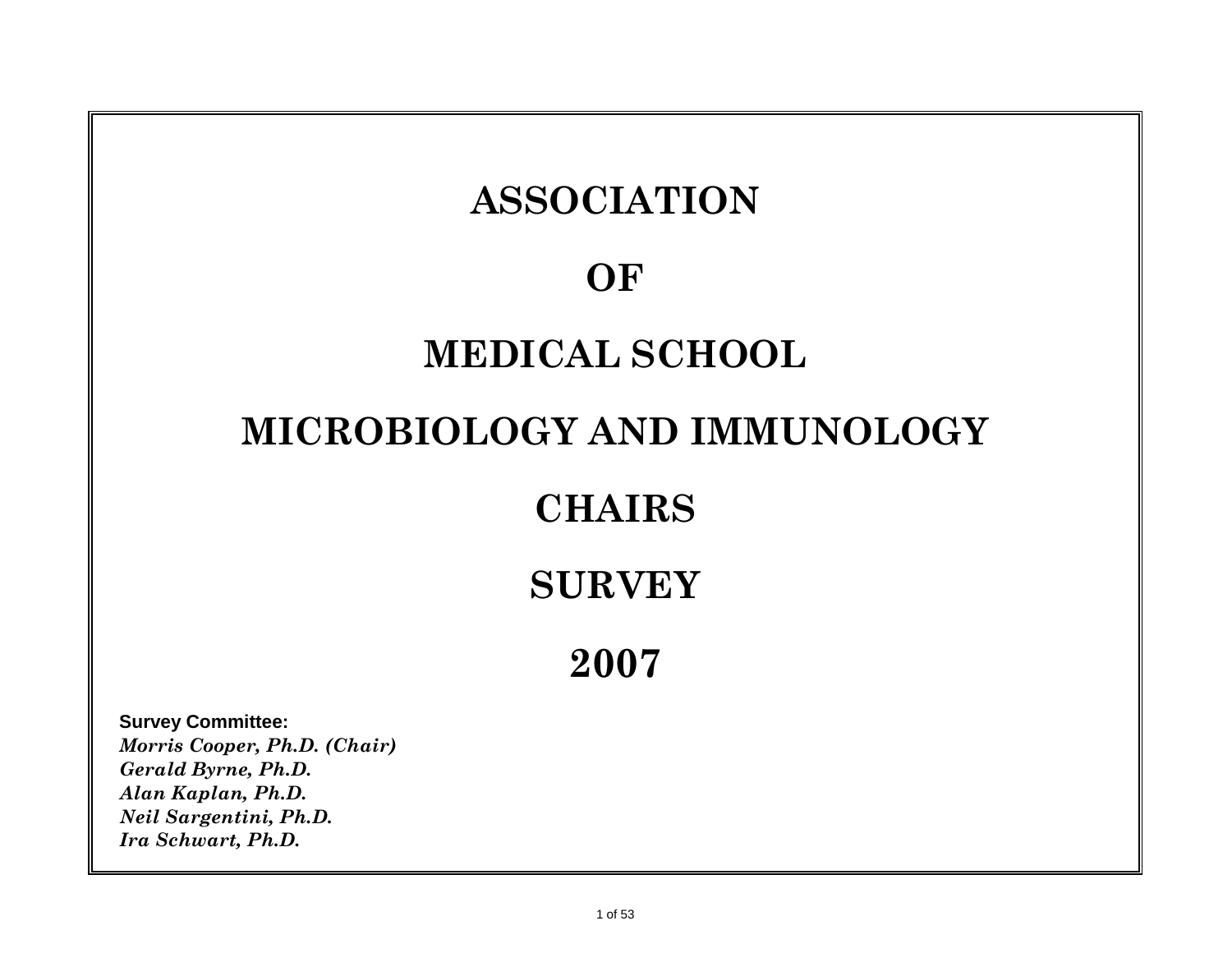# ASSOCIATION

# OF

# MEDICAL SCHOOL

# MICROBIOLOGY AND IMMUNOLOGY

# CHAIRS

# SURVEY

# 2007

**Survey Committee:**
***Morris Cooper, Ph.D. (Chair)***
***Gerald Byrne, Ph.D.***
***Alan Kaplan, Ph.D.***
***Neil Sargentini, Ph.D.***
***Ira Schwart, Ph.D.***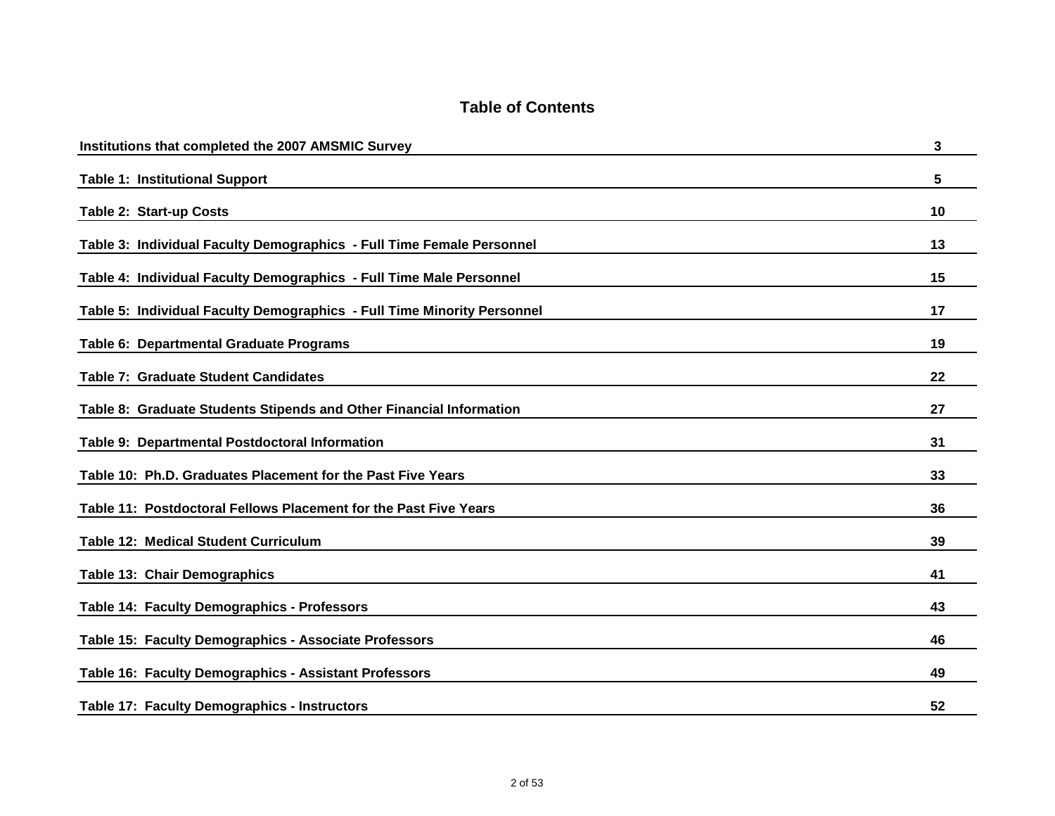# Table of Contents

| | |
|---|---|
| **Institutions that completed the 2007 AMSMIC Survey** | **3** |
| **Table 1: Institutional Support** | **5** |
| **Table 2: Start-up Costs** | **10** |
| **Table 3: Individual Faculty Demographics - Full Time Female Personnel** | **13** |
| **Table 4: Individual Faculty Demographics - Full Time Male Personnel** | **15** |
| **Table 5: Individual Faculty Demographics - Full Time Minority Personnel** | **17** |
| **Table 6: Departmental Graduate Programs** | **19** |
| **Table 7: Graduate Student Candidates** | **22** |
| **Table 8: Graduate Students Stipends and Other Financial Information** | **27** |
| **Table 9: Departmental Postdoctoral Information** | **31** |
| **Table 10: Ph.D. Graduates Placement for the Past Five Years** | **33** |
| **Table 11: Postdoctoral Fellows Placement for the Past Five Years** | **36** |
| **Table 12: Medical Student Curriculum** | **39** |
| **Table 13: Chair Demographics** | **41** |
| **Table 14: Faculty Demographics - Professors** | **43** |
| **Table 15: Faculty Demographics - Associate Professors** | **46** |
| **Table 16: Faculty Demographics - Assistant Professors** | **49** |
| **Table 17: Faculty Demographics - Instructors** | **52** |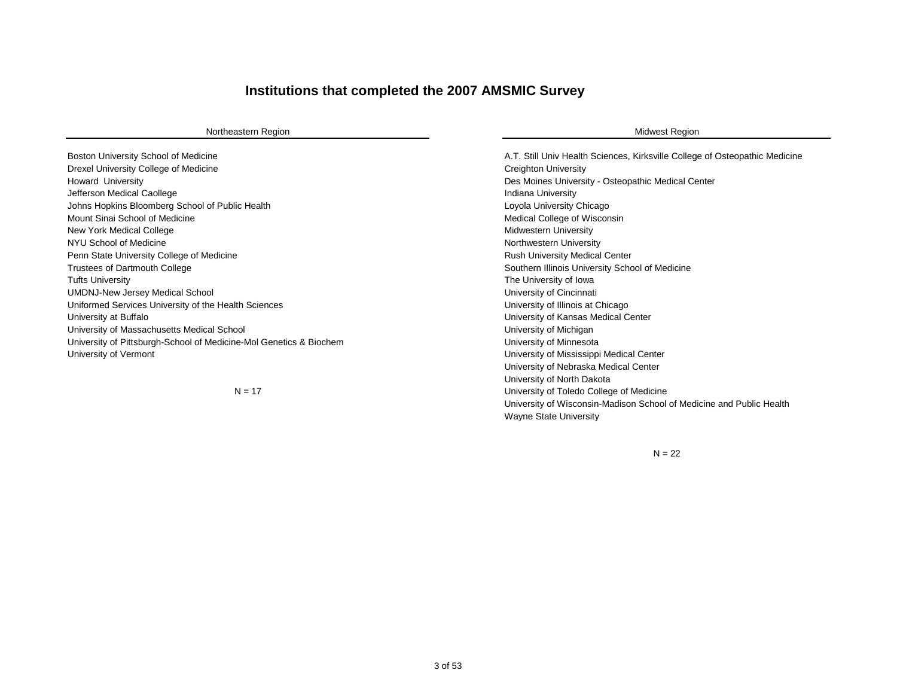# Institutions that completed the 2007 AMSMIC Survey

## Northeastern Region

Boston University School of Medicine
Drexel University College of Medicine
Howard  University
Jefferson Medical Caollege
Johns Hopkins Bloomberg School of Public Health
Mount Sinai School of Medicine
New York Medical College
NYU School of Medicine
Penn State University College of Medicine
Trustees of Dartmouth College
Tufts University
UMDNJ-New Jersey Medical School
Uniformed Services University of the Health Sciences
University at Buffalo
University of Massachusetts Medical School
University of Pittsburgh-School of Medicine-Mol Genetics & Biochem
University of Vermont

N = 17

## Midwest Region

A.T. Still Univ Health Sciences, Kirksville College of Osteopathic Medicine
Creighton University
Des Moines University - Osteopathic Medical Center
Indiana University
Loyola University Chicago
Medical College of Wisconsin
Midwestern University
Northwestern University
Rush University Medical Center
Southern Illinois University School of Medicine
The University of Iowa
University of Cincinnati
University of Illinois at Chicago
University of Kansas Medical Center
University of Michigan
University of Minnesota
University of Mississippi Medical Center
University of Nebraska Medical Center
University of North Dakota
University of Toledo College of Medicine
University of Wisconsin-Madison School of Medicine and Public Health
Wayne State University

N = 22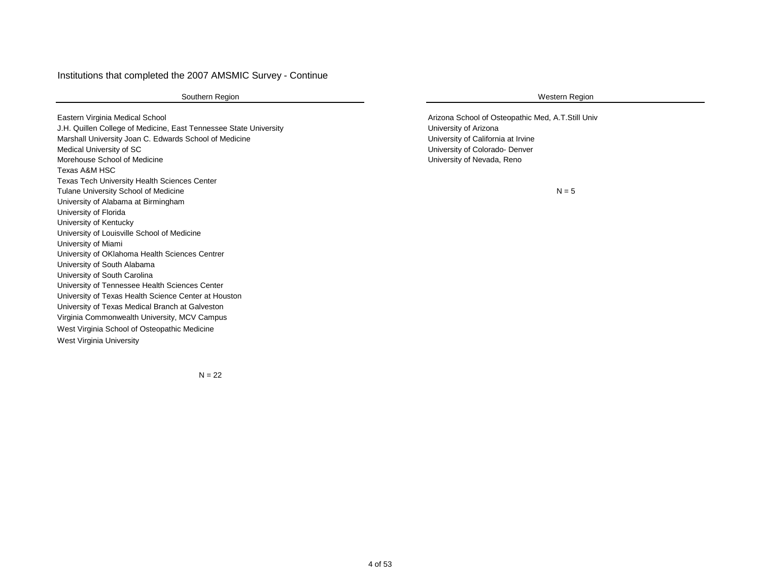# Institutions that completed the 2007 AMSMIC Survey - Continue

## Southern Region

Eastern Virginia Medical School
J.H. Quillen College of Medicine, East Tennessee State University
Marshall University Joan C. Edwards School of Medicine
Medical University of SC
Morehouse School of Medicine
Texas A&M HSC
Texas Tech University Health Sciences Center
Tulane University School of Medicine
University of Alabama at Birmingham
University of Florida
University of Kentucky
University of Louisville School of Medicine
University of Miami
University of OKlahoma Health Sciences Centrer
University of South Alabama
University of South Carolina
University of Tennessee Health Sciences Center
University of Texas Health Science Center at Houston
University of Texas Medical Branch at Galveston
Virginia Commonwealth University, MCV Campus
West Virginia School of Osteopathic Medicine
West Virginia University

N = 22

## Western Region

Arizona School of Osteopathic Med, A.T.Still Univ
University of Arizona
University of California at Irvine
University of Colorado- Denver
University of Nevada, Reno

N = 5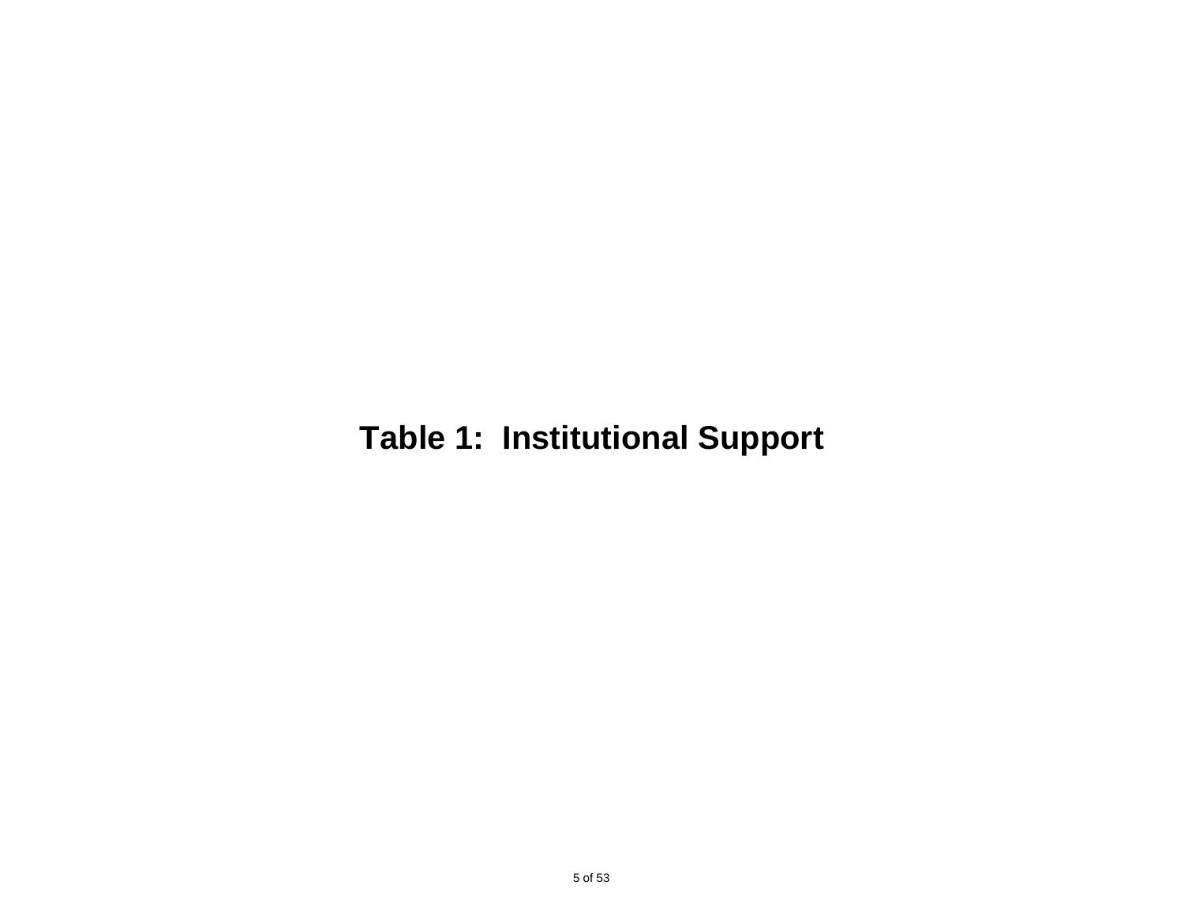# Table 1: Institutional Support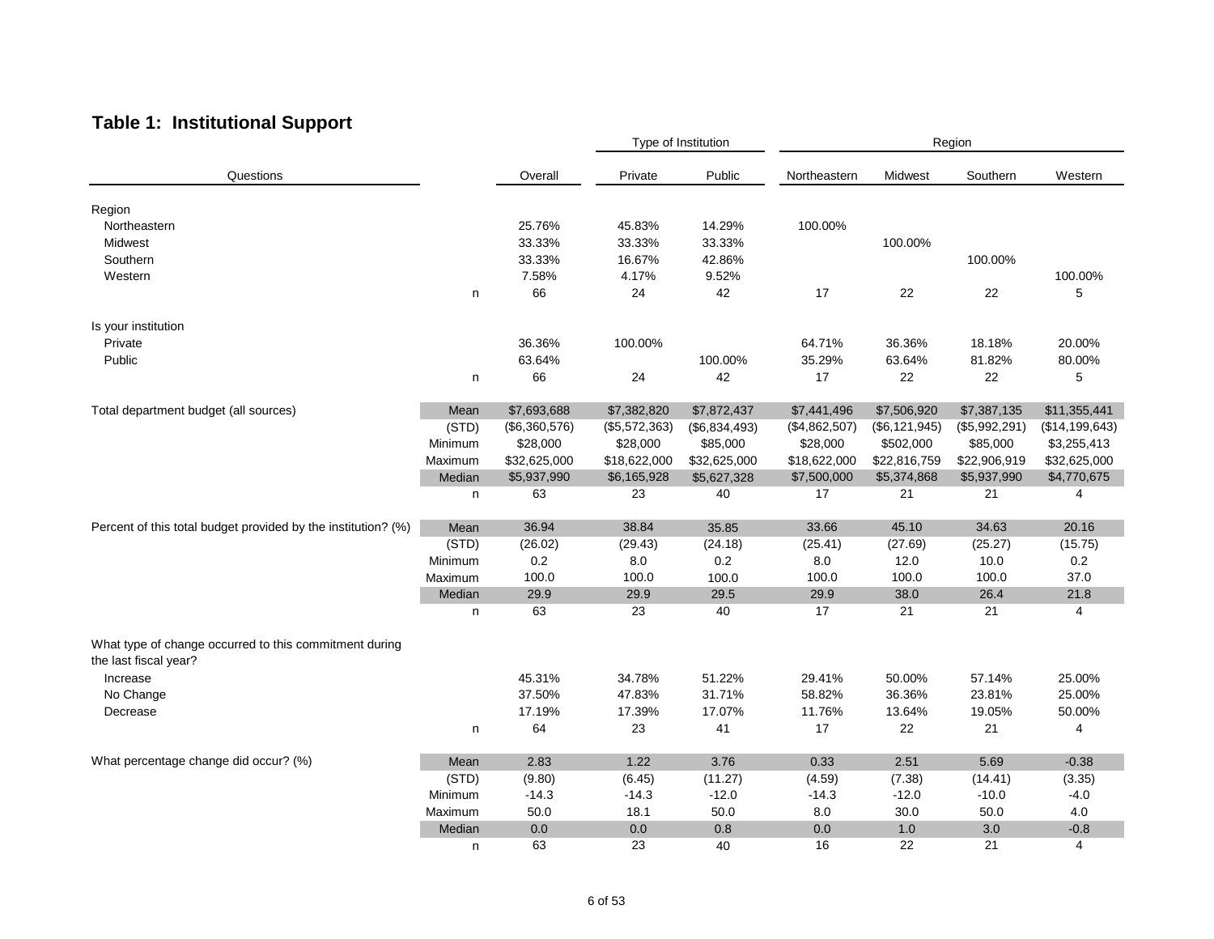## Table 1: Institutional Support

| Questions | | Overall | Type of Institution: Private | Public | Region: Northeastern | Midwest | Southern | Western |
|---|---|---|---|---|---|---|---|---|
| Region | | | | | | | | |
| Northeastern | | 25.76% | 45.83% | 14.29% | 100.00% | | | |
| Midwest | | 33.33% | 33.33% | 33.33% | | 100.00% | | |
| Southern | | 33.33% | 16.67% | 42.86% | | | 100.00% | |
| Western | | 7.58% | 4.17% | 9.52% | | | | 100.00% |
| | n | 66 | 24 | 42 | 17 | 22 | 22 | 5 |
| Is your institution | | | | | | | | |
| Private | | 36.36% | 100.00% | | 64.71% | 36.36% | 18.18% | 20.00% |
| Public | | 63.64% | | 100.00% | 35.29% | 63.64% | 81.82% | 80.00% |
| | n | 66 | 24 | 42 | 17 | 22 | 22 | 5 |
| Total department budget (all sources) | Mean | $7,693,688 | $7,382,820 | $7,872,437 | $7,441,496 | $7,506,920 | $7,387,135 | $11,355,441 |
| | (STD) | ($6,360,576) | ($5,572,363) | ($6,834,493) | ($4,862,507) | ($6,121,945) | ($5,992,291) | ($14,199,643) |
| | Minimum | $28,000 | $28,000 | $85,000 | $28,000 | $502,000 | $85,000 | $3,255,413 |
| | Maximum | $32,625,000 | $18,622,000 | $32,625,000 | $18,622,000 | $22,816,759 | $22,906,919 | $32,625,000 |
| | Median | $5,937,990 | $6,165,928 | $5,627,328 | $7,500,000 | $5,374,868 | $5,937,990 | $4,770,675 |
| | n | 63 | 23 | 40 | 17 | 21 | 21 | 4 |
| Percent of this total budget provided by the institution? (%) | Mean | 36.94 | 38.84 | 35.85 | 33.66 | 45.10 | 34.63 | 20.16 |
| | (STD) | (26.02) | (29.43) | (24.18) | (25.41) | (27.69) | (25.27) | (15.75) |
| | Minimum | 0.2 | 8.0 | 0.2 | 8.0 | 12.0 | 10.0 | 0.2 |
| | Maximum | 100.0 | 100.0 | 100.0 | 100.0 | 100.0 | 100.0 | 37.0 |
| | Median | 29.9 | 29.9 | 29.5 | 29.9 | 38.0 | 26.4 | 21.8 |
| | n | 63 | 23 | 40 | 17 | 21 | 21 | 4 |
| What type of change occurred to this commitment during the last fiscal year? | | | | | | | | |
| Increase | | 45.31% | 34.78% | 51.22% | 29.41% | 50.00% | 57.14% | 25.00% |
| No Change | | 37.50% | 47.83% | 31.71% | 58.82% | 36.36% | 23.81% | 25.00% |
| Decrease | | 17.19% | 17.39% | 17.07% | 11.76% | 13.64% | 19.05% | 50.00% |
| | n | 64 | 23 | 41 | 17 | 22 | 21 | 4 |
| What percentage change did occur? (%) | Mean | 2.83 | 1.22 | 3.76 | 0.33 | 2.51 | 5.69 | -0.38 |
| | (STD) | (9.80) | (6.45) | (11.27) | (4.59) | (7.38) | (14.41) | (3.35) |
| | Minimum | -14.3 | -14.3 | -12.0 | -14.3 | -12.0 | -10.0 | -4.0 |
| | Maximum | 50.0 | 18.1 | 50.0 | 8.0 | 30.0 | 50.0 | 4.0 |
| | Median | 0.0 | 0.0 | 0.8 | 0.0 | 1.0 | 3.0 | -0.8 |
| | n | 63 | 23 | 40 | 16 | 22 | 21 | 4 |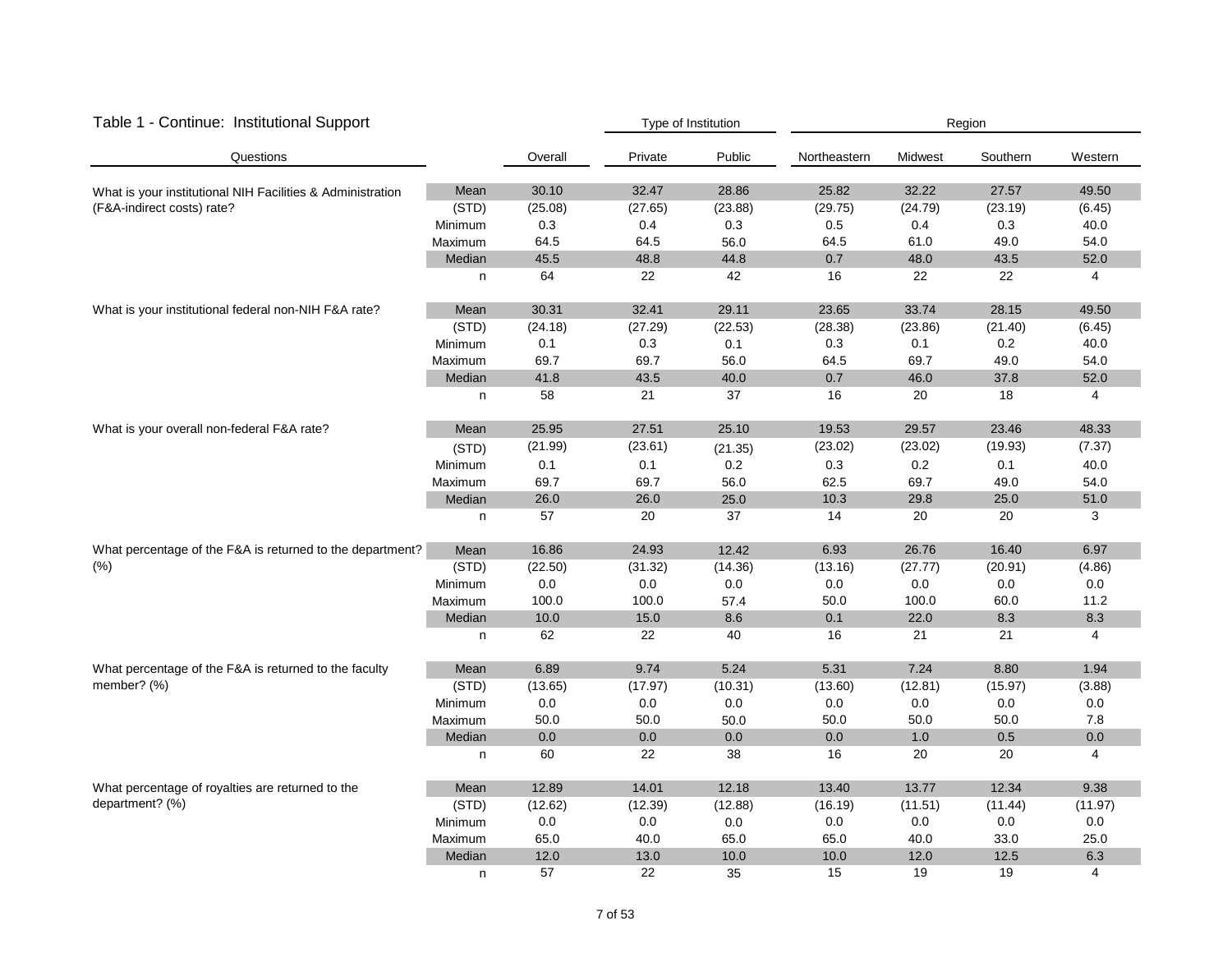## Table 1 - Continue: Institutional Support

| Questions | | Overall | Type of Institution | | Region | | | |
|---|---|---|---|---|---|---|---|---|
| | | | Private | Public | Northeastern | Midwest | Southern | Western |
| What is your institutional NIH Facilities & Administration (F&A-indirect costs) rate? | Mean | 30.10 | 32.47 | 28.86 | 25.82 | 32.22 | 27.57 | 49.50 |
| | (STD) | (25.08) | (27.65) | (23.88) | (29.75) | (24.79) | (23.19) | (6.45) |
| | Minimum | 0.3 | 0.4 | 0.3 | 0.5 | 0.4 | 0.3 | 40.0 |
| | Maximum | 64.5 | 64.5 | 56.0 | 64.5 | 61.0 | 49.0 | 54.0 |
| | Median | 45.5 | 48.8 | 44.8 | 0.7 | 48.0 | 43.5 | 52.0 |
| | n | 64 | 22 | 42 | 16 | 22 | 22 | 4 |
| What is your institutional federal non-NIH F&A rate? | Mean | 30.31 | 32.41 | 29.11 | 23.65 | 33.74 | 28.15 | 49.50 |
| | (STD) | (24.18) | (27.29) | (22.53) | (28.38) | (23.86) | (21.40) | (6.45) |
| | Minimum | 0.1 | 0.3 | 0.1 | 0.3 | 0.1 | 0.2 | 40.0 |
| | Maximum | 69.7 | 69.7 | 56.0 | 64.5 | 69.7 | 49.0 | 54.0 |
| | Median | 41.8 | 43.5 | 40.0 | 0.7 | 46.0 | 37.8 | 52.0 |
| | n | 58 | 21 | 37 | 16 | 20 | 18 | 4 |
| What is your overall non-federal F&A rate? | Mean | 25.95 | 27.51 | 25.10 | 19.53 | 29.57 | 23.46 | 48.33 |
| | (STD) | (21.99) | (23.61) | (21.35) | (23.02) | (23.02) | (19.93) | (7.37) |
| | Minimum | 0.1 | 0.1 | 0.2 | 0.3 | 0.2 | 0.1 | 40.0 |
| | Maximum | 69.7 | 69.7 | 56.0 | 62.5 | 69.7 | 49.0 | 54.0 |
| | Median | 26.0 | 26.0 | 25.0 | 10.3 | 29.8 | 25.0 | 51.0 |
| | n | 57 | 20 | 37 | 14 | 20 | 20 | 3 |
| What percentage of the F&A is returned to the department? (%) | Mean | 16.86 | 24.93 | 12.42 | 6.93 | 26.76 | 16.40 | 6.97 |
| | (STD) | (22.50) | (31.32) | (14.36) | (13.16) | (27.77) | (20.91) | (4.86) |
| | Minimum | 0.0 | 0.0 | 0.0 | 0.0 | 0.0 | 0.0 | 0.0 |
| | Maximum | 100.0 | 100.0 | 57.4 | 50.0 | 100.0 | 60.0 | 11.2 |
| | Median | 10.0 | 15.0 | 8.6 | 0.1 | 22.0 | 8.3 | 8.3 |
| | n | 62 | 22 | 40 | 16 | 21 | 21 | 4 |
| What percentage of the F&A is returned to the faculty member? (%) | Mean | 6.89 | 9.74 | 5.24 | 5.31 | 7.24 | 8.80 | 1.94 |
| | (STD) | (13.65) | (17.97) | (10.31) | (13.60) | (12.81) | (15.97) | (3.88) |
| | Minimum | 0.0 | 0.0 | 0.0 | 0.0 | 0.0 | 0.0 | 0.0 |
| | Maximum | 50.0 | 50.0 | 50.0 | 50.0 | 50.0 | 50.0 | 7.8 |
| | Median | 0.0 | 0.0 | 0.0 | 0.0 | 1.0 | 0.5 | 0.0 |
| | n | 60 | 22 | 38 | 16 | 20 | 20 | 4 |
| What percentage of royalties are returned to the department? (%) | Mean | 12.89 | 14.01 | 12.18 | 13.40 | 13.77 | 12.34 | 9.38 |
| | (STD) | (12.62) | (12.39) | (12.88) | (16.19) | (11.51) | (11.44) | (11.97) |
| | Minimum | 0.0 | 0.0 | 0.0 | 0.0 | 0.0 | 0.0 | 0.0 |
| | Maximum | 65.0 | 40.0 | 65.0 | 65.0 | 40.0 | 33.0 | 25.0 |
| | Median | 12.0 | 13.0 | 10.0 | 10.0 | 12.0 | 12.5 | 6.3 |
| | n | 57 | 22 | 35 | 15 | 19 | 19 | 4 |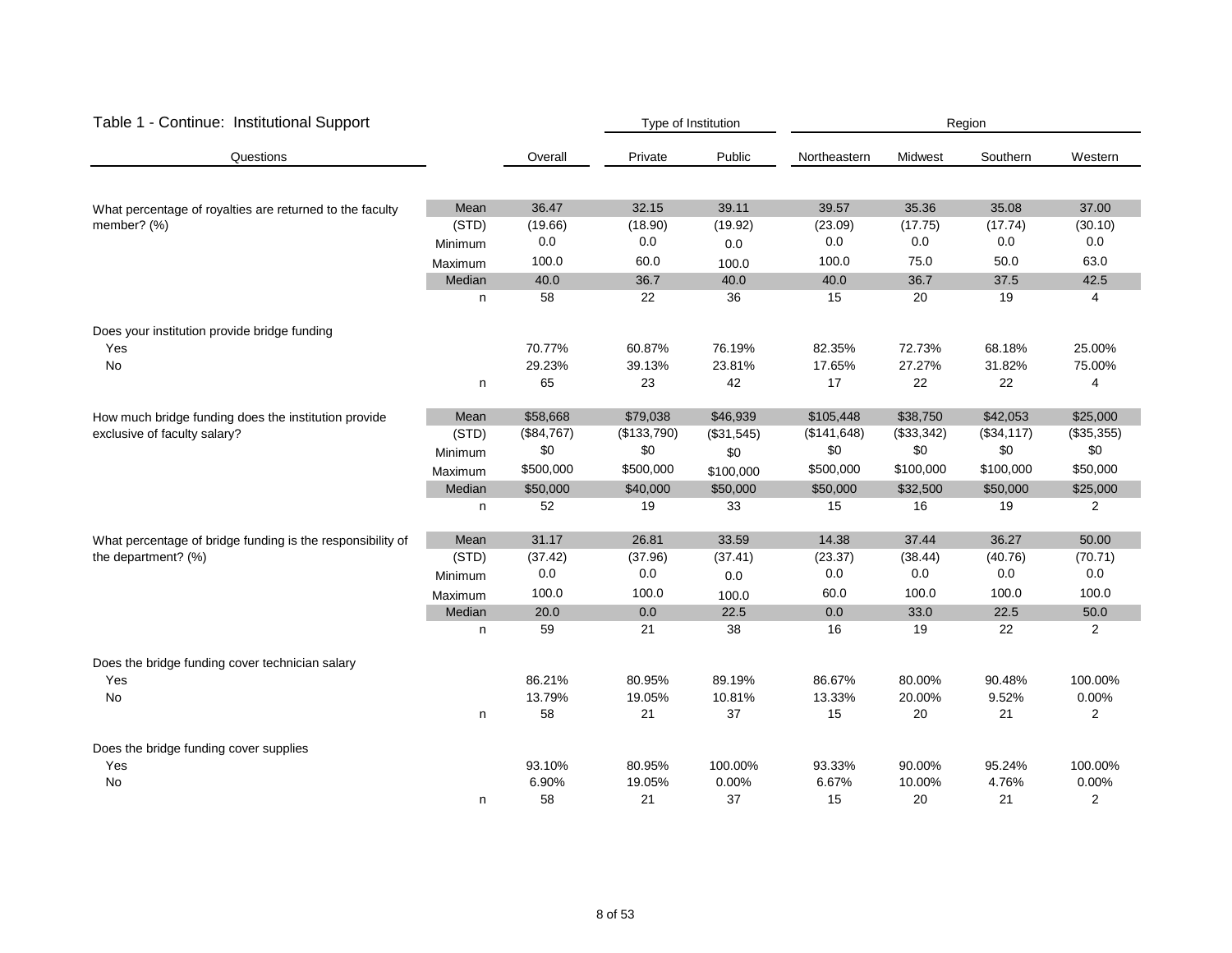## Table 1 - Continue: Institutional Support

| Questions | | Overall | Type of Institution | | Region | | | |
|---|---|---|---|---|---|---|---|---|
| | | | Private | Public | Northeastern | Midwest | Southern | Western |
| What percentage of royalties are returned to the faculty member? (%) | Mean | 36.47 | 32.15 | 39.11 | 39.57 | 35.36 | 35.08 | 37.00 |
| | (STD) | (19.66) | (18.90) | (19.92) | (23.09) | (17.75) | (17.74) | (30.10) |
| | Minimum | 0.0 | 0.0 | 0.0 | 0.0 | 0.0 | 0.0 | 0.0 |
| | Maximum | 100.0 | 60.0 | 100.0 | 100.0 | 75.0 | 50.0 | 63.0 |
| | Median | 40.0 | 36.7 | 40.0 | 40.0 | 36.7 | 37.5 | 42.5 |
| | n | 58 | 22 | 36 | 15 | 20 | 19 | 4 |
| Does your institution provide bridge funding | | | | | | | | |
| Yes | | 70.77% | 60.87% | 76.19% | 82.35% | 72.73% | 68.18% | 25.00% |
| No | | 29.23% | 39.13% | 23.81% | 17.65% | 27.27% | 31.82% | 75.00% |
| | n | 65 | 23 | 42 | 17 | 22 | 22 | 4 |
| How much bridge funding does the institution provide exclusive of faculty salary? | Mean | $58,668 | $79,038 | $46,939 | $105,448 | $38,750 | $42,053 | $25,000 |
| | (STD) | ($84,767) | ($133,790) | ($31,545) | ($141,648) | ($33,342) | ($34,117) | ($35,355) |
| | Minimum | $0 | $0 | $0 | $0 | $0 | $0 | $0 |
| | Maximum | $500,000 | $500,000 | $100,000 | $500,000 | $100,000 | $100,000 | $50,000 |
| | Median | $50,000 | $40,000 | $50,000 | $50,000 | $32,500 | $50,000 | $25,000 |
| | n | 52 | 19 | 33 | 15 | 16 | 19 | 2 |
| What percentage of bridge funding is the responsibility of the department? (%) | Mean | 31.17 | 26.81 | 33.59 | 14.38 | 37.44 | 36.27 | 50.00 |
| | (STD) | (37.42) | (37.96) | (37.41) | (23.37) | (38.44) | (40.76) | (70.71) |
| | Minimum | 0.0 | 0.0 | 0.0 | 0.0 | 0.0 | 0.0 | 0.0 |
| | Maximum | 100.0 | 100.0 | 100.0 | 60.0 | 100.0 | 100.0 | 100.0 |
| | Median | 20.0 | 0.0 | 22.5 | 0.0 | 33.0 | 22.5 | 50.0 |
| | n | 59 | 21 | 38 | 16 | 19 | 22 | 2 |
| Does the bridge funding cover technician salary | | | | | | | | |
| Yes | | 86.21% | 80.95% | 89.19% | 86.67% | 80.00% | 90.48% | 100.00% |
| No | | 13.79% | 19.05% | 10.81% | 13.33% | 20.00% | 9.52% | 0.00% |
| | n | 58 | 21 | 37 | 15 | 20 | 21 | 2 |
| Does the bridge funding cover supplies | | | | | | | | |
| Yes | | 93.10% | 80.95% | 100.00% | 93.33% | 90.00% | 95.24% | 100.00% |
| No | | 6.90% | 19.05% | 0.00% | 6.67% | 10.00% | 4.76% | 0.00% |
| | n | 58 | 21 | 37 | 15 | 20 | 21 | 2 |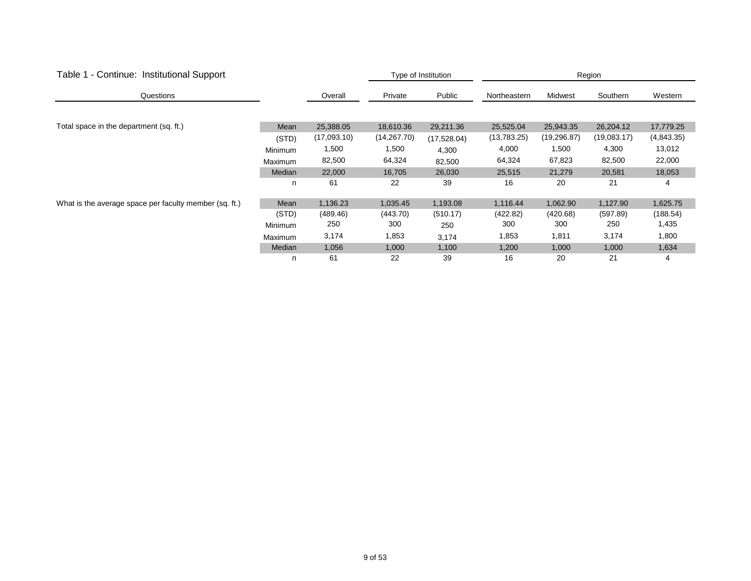## Table 1 - Continue: Institutional Support

| Questions | | Overall | Type of Institution | | Region | | | |
|---|---|---|---|---|---|---|---|---|
| | | | Private | Public | Northeastern | Midwest | Southern | Western |
| Total space in the department (sq. ft.) | Mean | 25,388.05 | 18,610.36 | 29,211.36 | 25,525.04 | 25,943.35 | 26,204.12 | 17,779.25 |
| | (STD) | (17,093.10) | (14,267.70) | (17,528.04) | (13,783.25) | (19,296.87) | (19,083.17) | (4,843.35) |
| | Minimum | 1,500 | 1,500 | 4,300 | 4,000 | 1,500 | 4,300 | 13,012 |
| | Maximum | 82,500 | 64,324 | 82,500 | 64,324 | 67,823 | 82,500 | 22,000 |
| | Median | 22,000 | 16,705 | 26,030 | 25,515 | 21,279 | 20,581 | 18,053 |
| | n | 61 | 22 | 39 | 16 | 20 | 21 | 4 |
| What is the average space per faculty member (sq. ft.) | Mean | 1,136.23 | 1,035.45 | 1,193.08 | 1,116.44 | 1,062.90 | 1,127.90 | 1,625.75 |
| | (STD) | (489.46) | (443.70) | (510.17) | (422.82) | (420.68) | (597.89) | (188.54) |
| | Minimum | 250 | 300 | 250 | 300 | 300 | 250 | 1,435 |
| | Maximum | 3,174 | 1,853 | 3,174 | 1,853 | 1,811 | 3,174 | 1,800 |
| | Median | 1,056 | 1,000 | 1,100 | 1,200 | 1,000 | 1,000 | 1,634 |
| | n | 61 | 22 | 39 | 16 | 20 | 21 | 4 |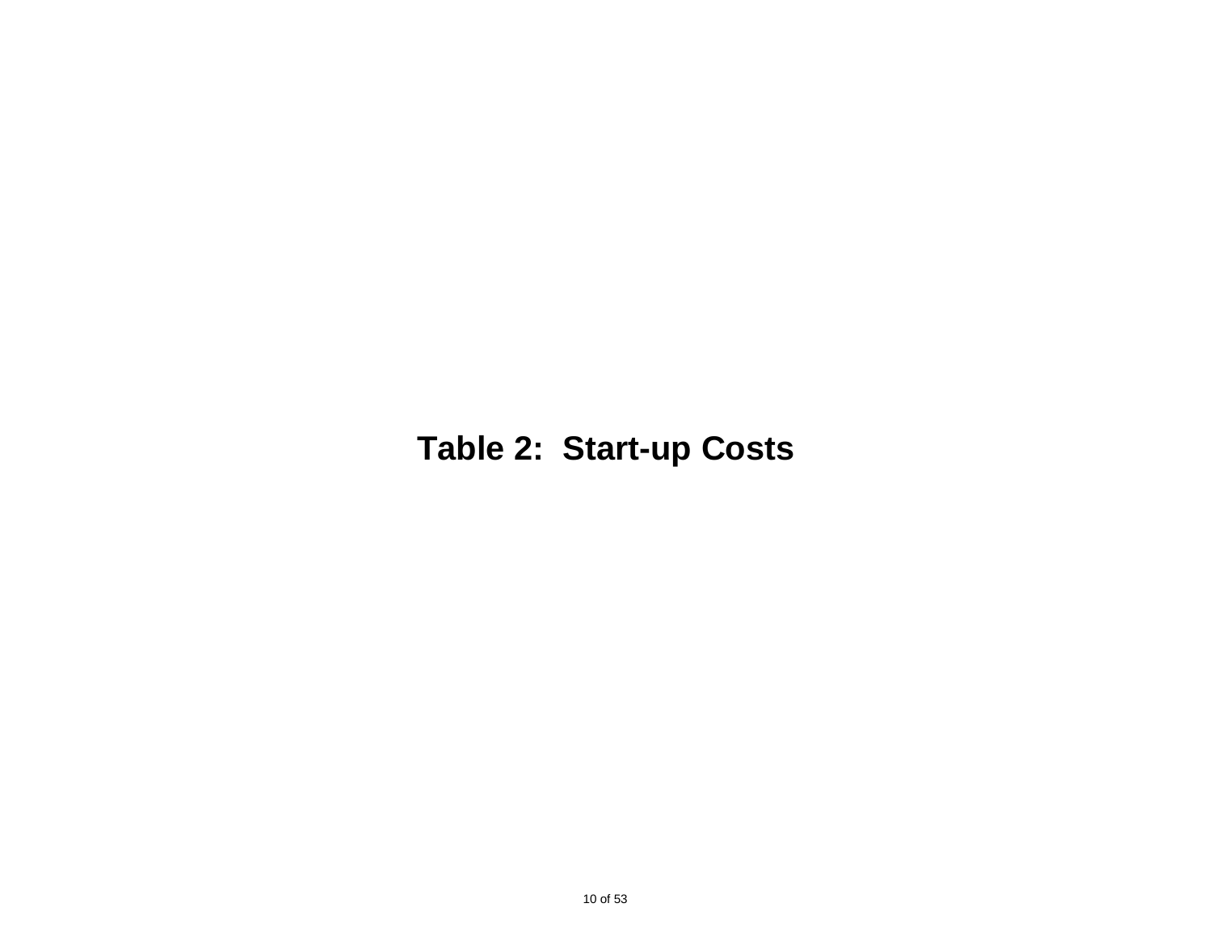# Table 2: Start-up Costs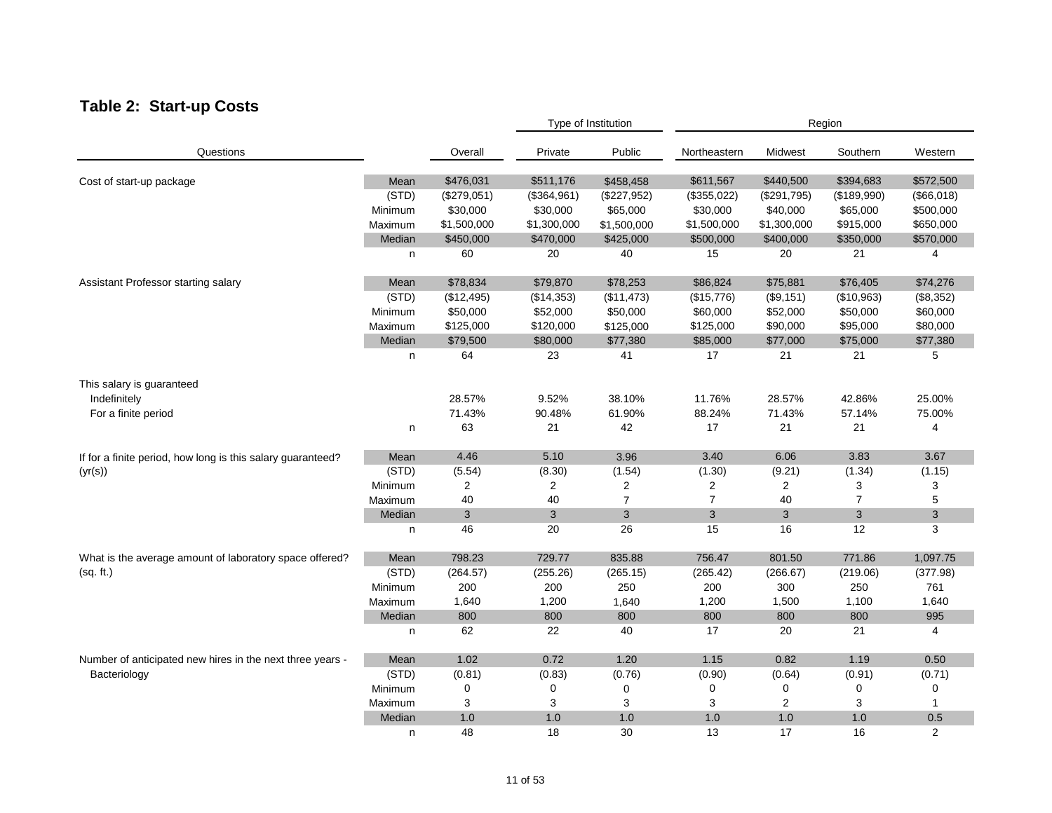## Table 2: Start-up Costs

| Questions | | Overall | Private | Public | Northeastern | Midwest | Southern | Western |
|---|---|---|---|---|---|---|---|---|
| | | | Type of Institution | | Region | | | |
| Cost of start-up package | Mean | $476,031 | $511,176 | $458,458 | $611,567 | $440,500 | $394,683 | $572,500 |
| | (STD) | ($279,051) | ($364,961) | ($227,952) | ($355,022) | ($291,795) | ($189,990) | ($66,018) |
| | Minimum | $30,000 | $30,000 | $65,000 | $30,000 | $40,000 | $65,000 | $500,000 |
| | Maximum | $1,500,000 | $1,300,000 | $1,500,000 | $1,500,000 | $1,300,000 | $915,000 | $650,000 |
| | Median | $450,000 | $470,000 | $425,000 | $500,000 | $400,000 | $350,000 | $570,000 |
| | n | 60 | 20 | 40 | 15 | 20 | 21 | 4 |
| Assistant Professor starting salary | Mean | $78,834 | $79,870 | $78,253 | $86,824 | $75,881 | $76,405 | $74,276 |
| | (STD) | ($12,495) | ($14,353) | ($11,473) | ($15,776) | ($9,151) | ($10,963) | ($8,352) |
| | Minimum | $50,000 | $52,000 | $50,000 | $60,000 | $52,000 | $50,000 | $60,000 |
| | Maximum | $125,000 | $120,000 | $125,000 | $125,000 | $90,000 | $95,000 | $80,000 |
| | Median | $79,500 | $80,000 | $77,380 | $85,000 | $77,000 | $75,000 | $77,380 |
| | n | 64 | 23 | 41 | 17 | 21 | 21 | 5 |
| This salary is guaranteed | | | | | | | | |
| Indefinitely | | 28.57% | 9.52% | 38.10% | 11.76% | 28.57% | 42.86% | 25.00% |
| For a finite period | | 71.43% | 90.48% | 61.90% | 88.24% | 71.43% | 57.14% | 75.00% |
| | n | 63 | 21 | 42 | 17 | 21 | 21 | 4 |
| If for a finite period, how long is this salary guaranteed? (yr(s)) | Mean | 4.46 | 5.10 | 3.96 | 3.40 | 6.06 | 3.83 | 3.67 |
| | (STD) | (5.54) | (8.30) | (1.54) | (1.30) | (9.21) | (1.34) | (1.15) |
| | Minimum | 2 | 2 | 2 | 2 | 2 | 3 | 3 |
| | Maximum | 40 | 40 | 7 | 7 | 40 | 7 | 5 |
| | Median | 3 | 3 | 3 | 3 | 3 | 3 | 3 |
| | n | 46 | 20 | 26 | 15 | 16 | 12 | 3 |
| What is the average amount of laboratory space offered? (sq. ft.) | Mean | 798.23 | 729.77 | 835.88 | 756.47 | 801.50 | 771.86 | 1,097.75 |
| | (STD) | (264.57) | (255.26) | (265.15) | (265.42) | (266.67) | (219.06) | (377.98) |
| | Minimum | 200 | 200 | 250 | 200 | 300 | 250 | 761 |
| | Maximum | 1,640 | 1,200 | 1,640 | 1,200 | 1,500 | 1,100 | 1,640 |
| | Median | 800 | 800 | 800 | 800 | 800 | 800 | 995 |
| | n | 62 | 22 | 40 | 17 | 20 | 21 | 4 |
| Number of anticipated new hires in the next three years - Bacteriology | Mean | 1.02 | 0.72 | 1.20 | 1.15 | 0.82 | 1.19 | 0.50 |
| | (STD) | (0.81) | (0.83) | (0.76) | (0.90) | (0.64) | (0.91) | (0.71) |
| | Minimum | 0 | 0 | 0 | 0 | 0 | 0 | 0 |
| | Maximum | 3 | 3 | 3 | 3 | 2 | 3 | 1 |
| | Median | 1.0 | 1.0 | 1.0 | 1.0 | 1.0 | 1.0 | 0.5 |
| | n | 48 | 18 | 30 | 13 | 17 | 16 | 2 |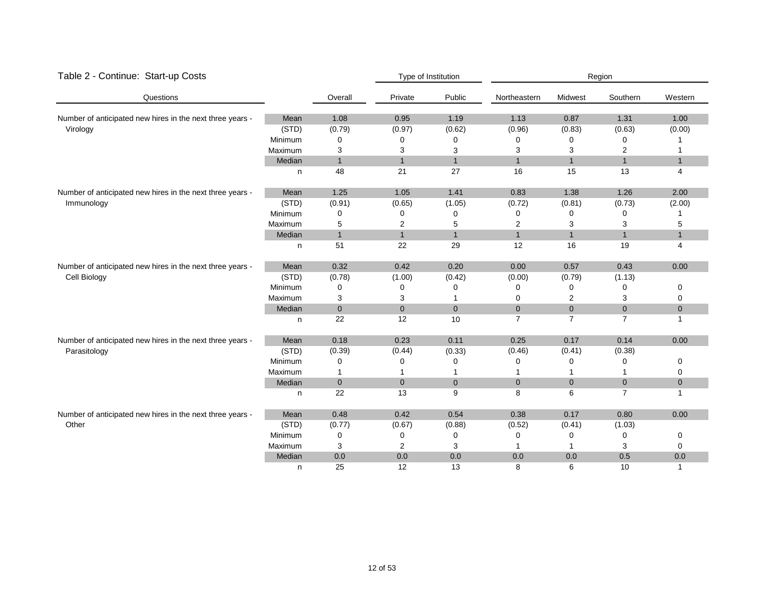## Table 2 - Continue: Start-up Costs

| Questions | | Overall | Type of Institution | | Region | | | |
|---|---|---|---|---|---|---|---|---|
| | | | Private | Public | Northeastern | Midwest | Southern | Western |
| Number of anticipated new hires in the next three years - Virology | Mean | 1.08 | 0.95 | 1.19 | 1.13 | 0.87 | 1.31 | 1.00 |
| | (STD) | (0.79) | (0.97) | (0.62) | (0.96) | (0.83) | (0.63) | (0.00) |
| | Minimum | 0 | 0 | 0 | 0 | 0 | 0 | 1 |
| | Maximum | 3 | 3 | 3 | 3 | 3 | 2 | 1 |
| | Median | 1 | 1 | 1 | 1 | 1 | 1 | 1 |
| | n | 48 | 21 | 27 | 16 | 15 | 13 | 4 |
| Number of anticipated new hires in the next three years - Immunology | Mean | 1.25 | 1.05 | 1.41 | 0.83 | 1.38 | 1.26 | 2.00 |
| | (STD) | (0.91) | (0.65) | (1.05) | (0.72) | (0.81) | (0.73) | (2.00) |
| | Minimum | 0 | 0 | 0 | 0 | 0 | 0 | 1 |
| | Maximum | 5 | 2 | 5 | 2 | 3 | 3 | 5 |
| | Median | 1 | 1 | 1 | 1 | 1 | 1 | 1 |
| | n | 51 | 22 | 29 | 12 | 16 | 19 | 4 |
| Number of anticipated new hires in the next three years - Cell Biology | Mean | 0.32 | 0.42 | 0.20 | 0.00 | 0.57 | 0.43 | 0.00 |
| | (STD) | (0.78) | (1.00) | (0.42) | (0.00) | (0.79) | (1.13) | |
| | Minimum | 0 | 0 | 0 | 0 | 0 | 0 | 0 |
| | Maximum | 3 | 3 | 1 | 0 | 2 | 3 | 0 |
| | Median | 0 | 0 | 0 | 0 | 0 | 0 | 0 |
| | n | 22 | 12 | 10 | 7 | 7 | 7 | 1 |
| Number of anticipated new hires in the next three years - Parasitology | Mean | 0.18 | 0.23 | 0.11 | 0.25 | 0.17 | 0.14 | 0.00 |
| | (STD) | (0.39) | (0.44) | (0.33) | (0.46) | (0.41) | (0.38) | |
| | Minimum | 0 | 0 | 0 | 0 | 0 | 0 | 0 |
| | Maximum | 1 | 1 | 1 | 1 | 1 | 1 | 0 |
| | Median | 0 | 0 | 0 | 0 | 0 | 0 | 0 |
| | n | 22 | 13 | 9 | 8 | 6 | 7 | 1 |
| Number of anticipated new hires in the next three years - Other | Mean | 0.48 | 0.42 | 0.54 | 0.38 | 0.17 | 0.80 | 0.00 |
| | (STD) | (0.77) | (0.67) | (0.88) | (0.52) | (0.41) | (1.03) | |
| | Minimum | 0 | 0 | 0 | 0 | 0 | 0 | 0 |
| | Maximum | 3 | 2 | 3 | 1 | 1 | 3 | 0 |
| | Median | 0.0 | 0.0 | 0.0 | 0.0 | 0.0 | 0.5 | 0.0 |
| | n | 25 | 12 | 13 | 8 | 6 | 10 | 1 |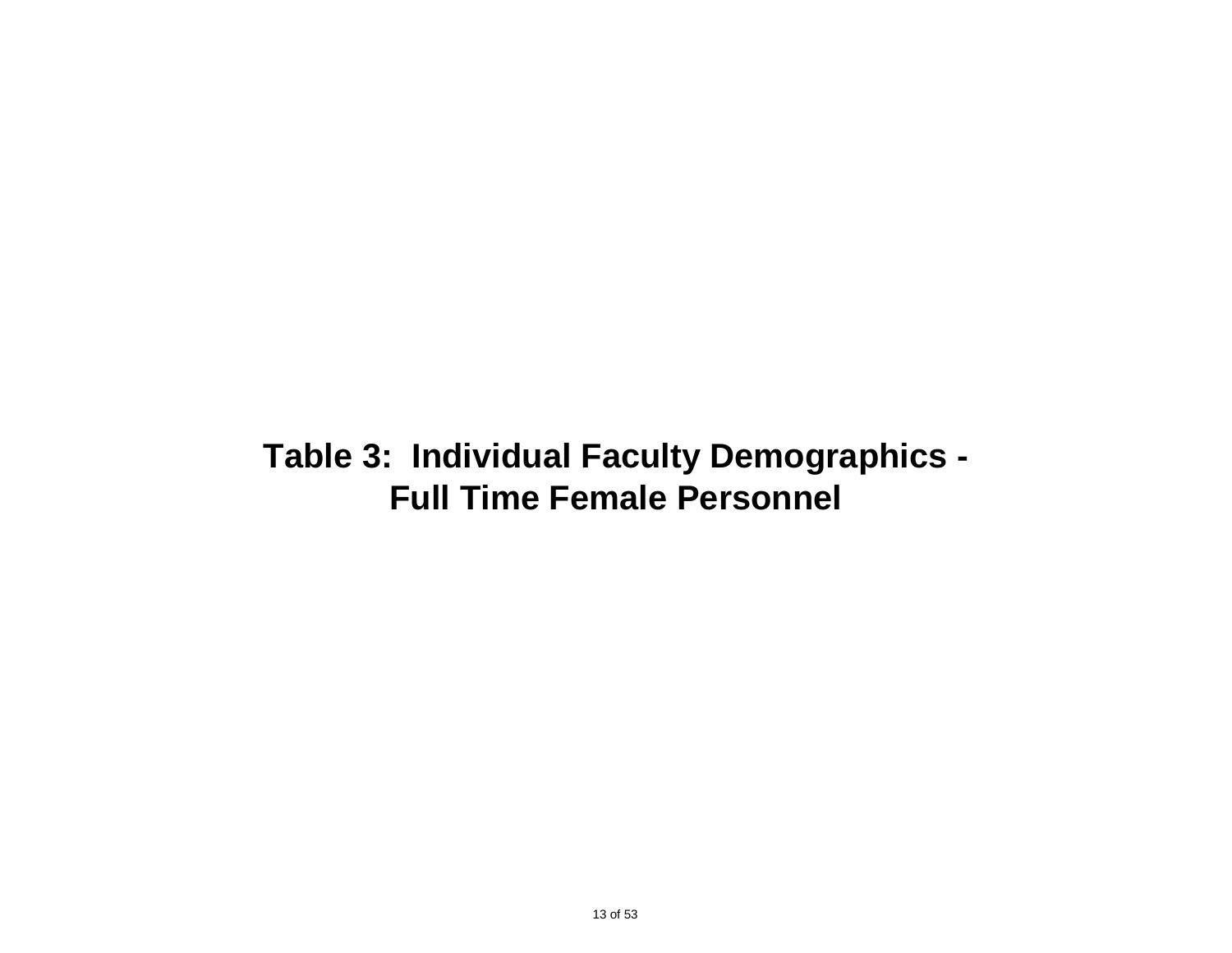# Table 3: Individual Faculty Demographics - Full Time Female Personnel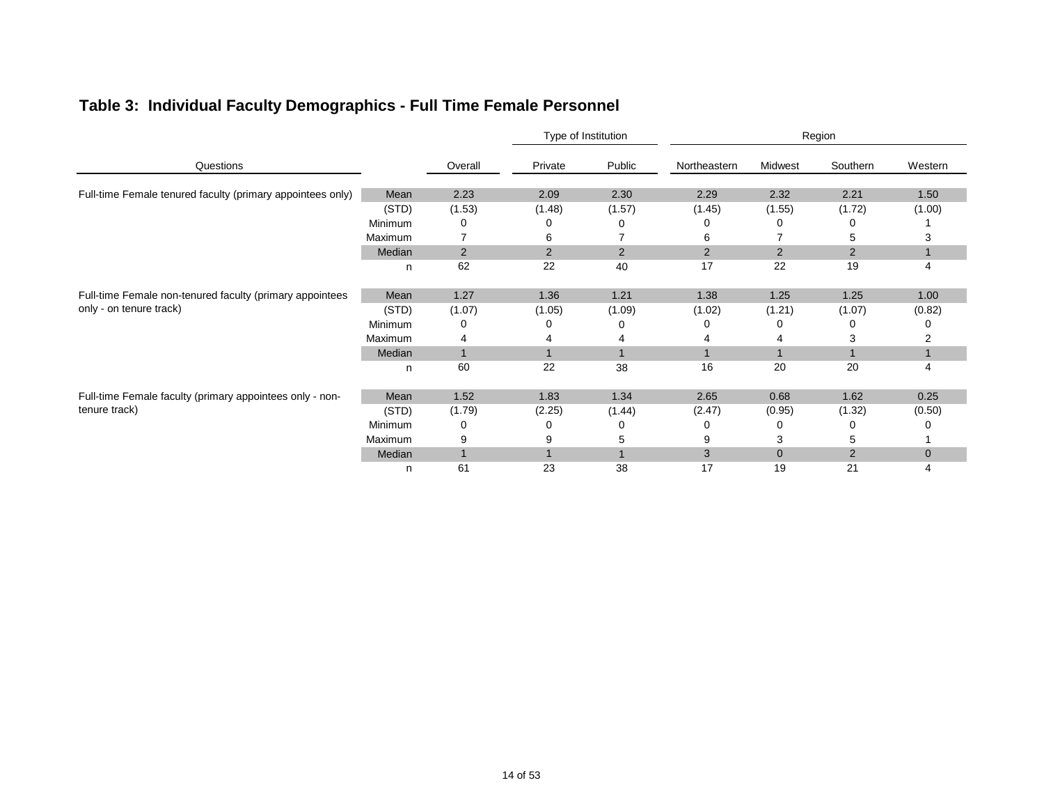## Table 3: Individual Faculty Demographics - Full Time Female Personnel

| Questions | | Overall | Type of Institution | | Region | | | |
|---|---|---|---|---|---|---|---|---|
| | | | Private | Public | Northeastern | Midwest | Southern | Western |
| Full-time Female tenured faculty (primary appointees only) | Mean | 2.23 | 2.09 | 2.30 | 2.29 | 2.32 | 2.21 | 1.50 |
| | (STD) | (1.53) | (1.48) | (1.57) | (1.45) | (1.55) | (1.72) | (1.00) |
| | Minimum | 0 | 0 | 0 | 0 | 0 | 0 | 1 |
| | Maximum | 7 | 6 | 7 | 6 | 7 | 5 | 3 |
| | Median | 2 | 2 | 2 | 2 | 2 | 2 | 1 |
| | n | 62 | 22 | 40 | 17 | 22 | 19 | 4 |
| Full-time Female non-tenured faculty (primary appointees only - on tenure track) | Mean | 1.27 | 1.36 | 1.21 | 1.38 | 1.25 | 1.25 | 1.00 |
| | (STD) | (1.07) | (1.05) | (1.09) | (1.02) | (1.21) | (1.07) | (0.82) |
| | Minimum | 0 | 0 | 0 | 0 | 0 | 0 | 0 |
| | Maximum | 4 | 4 | 4 | 4 | 4 | 3 | 2 |
| | Median | 1 | 1 | 1 | 1 | 1 | 1 | 1 |
| | n | 60 | 22 | 38 | 16 | 20 | 20 | 4 |
| Full-time Female faculty (primary appointees only - non-tenure track) | Mean | 1.52 | 1.83 | 1.34 | 2.65 | 0.68 | 1.62 | 0.25 |
| | (STD) | (1.79) | (2.25) | (1.44) | (2.47) | (0.95) | (1.32) | (0.50) |
| | Minimum | 0 | 0 | 0 | 0 | 0 | 0 | 0 |
| | Maximum | 9 | 9 | 5 | 9 | 3 | 5 | 1 |
| | Median | 1 | 1 | 1 | 3 | 0 | 2 | 0 |
| | n | 61 | 23 | 38 | 17 | 19 | 21 | 4 |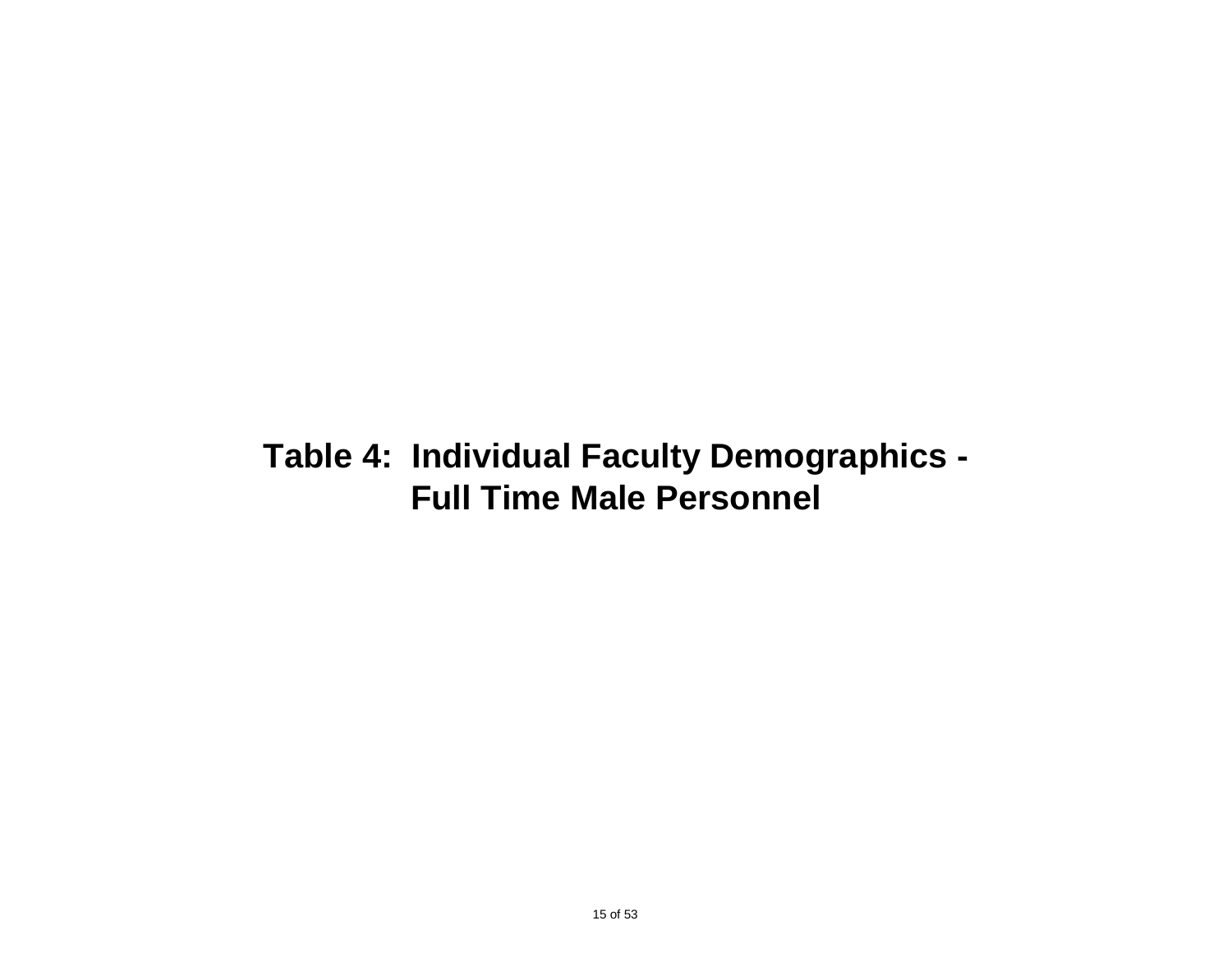# Table 4: Individual Faculty Demographics - Full Time Male Personnel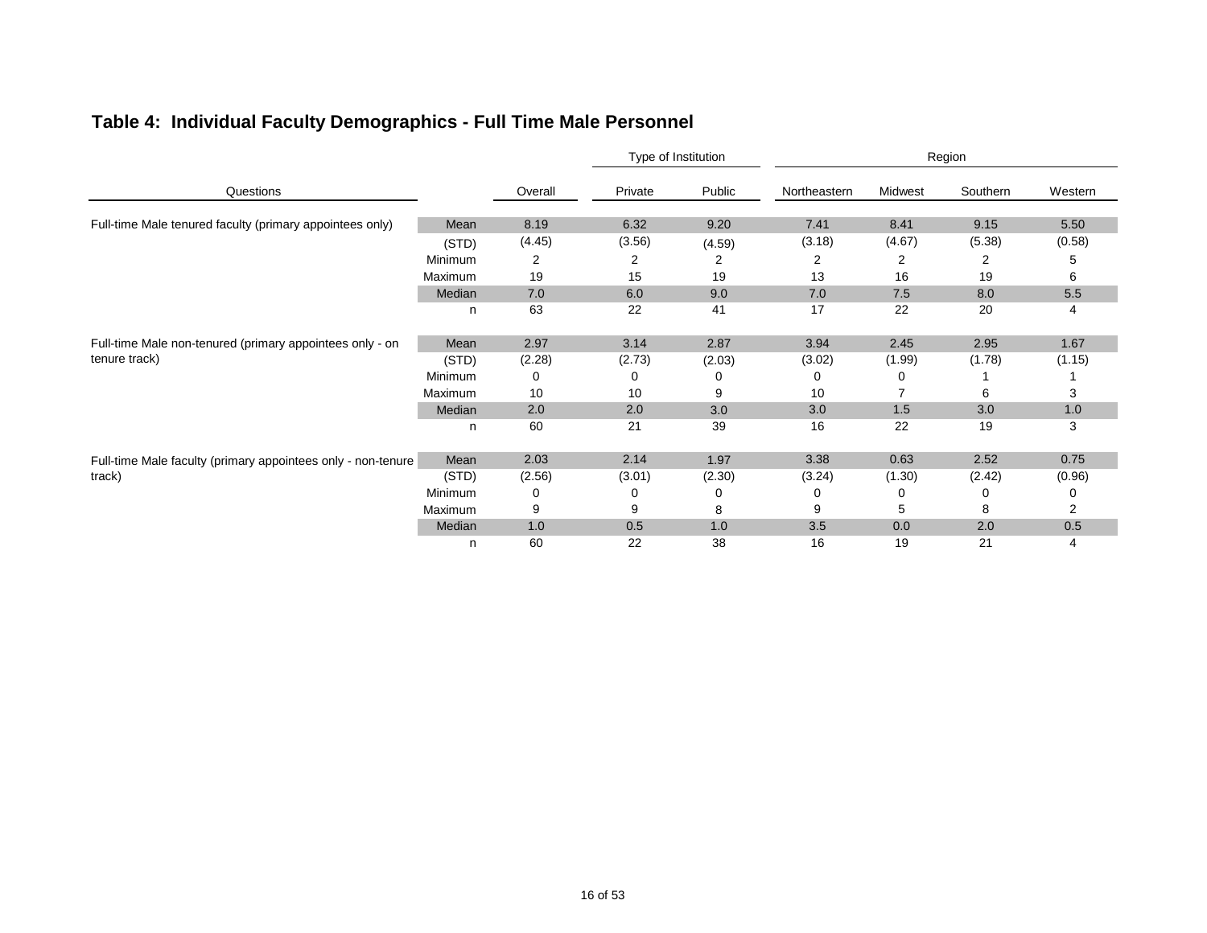## Table 4: Individual Faculty Demographics - Full Time Male Personnel

| Questions | | Overall | Type of Institution | | Region | | | |
|---|---|---|---|---|---|---|---|---|
| | | | Private | Public | Northeastern | Midwest | Southern | Western |
| Full-time Male tenured faculty (primary appointees only) | Mean | 8.19 | 6.32 | 9.20 | 7.41 | 8.41 | 9.15 | 5.50 |
| | (STD) | (4.45) | (3.56) | (4.59) | (3.18) | (4.67) | (5.38) | (0.58) |
| | Minimum | 2 | 2 | 2 | 2 | 2 | 2 | 5 |
| | Maximum | 19 | 15 | 19 | 13 | 16 | 19 | 6 |
| | Median | 7.0 | 6.0 | 9.0 | 7.0 | 7.5 | 8.0 | 5.5 |
| | n | 63 | 22 | 41 | 17 | 22 | 20 | 4 |
| Full-time Male non-tenured (primary appointees only - on tenure track) | Mean | 2.97 | 3.14 | 2.87 | 3.94 | 2.45 | 2.95 | 1.67 |
| | (STD) | (2.28) | (2.73) | (2.03) | (3.02) | (1.99) | (1.78) | (1.15) |
| | Minimum | 0 | 0 | 0 | 0 | 0 | 1 | 1 |
| | Maximum | 10 | 10 | 9 | 10 | 7 | 6 | 3 |
| | Median | 2.0 | 2.0 | 3.0 | 3.0 | 1.5 | 3.0 | 1.0 |
| | n | 60 | 21 | 39 | 16 | 22 | 19 | 3 |
| Full-time Male faculty (primary appointees only - non-tenure track) | Mean | 2.03 | 2.14 | 1.97 | 3.38 | 0.63 | 2.52 | 0.75 |
| | (STD) | (2.56) | (3.01) | (2.30) | (3.24) | (1.30) | (2.42) | (0.96) |
| | Minimum | 0 | 0 | 0 | 0 | 0 | 0 | 0 |
| | Maximum | 9 | 9 | 8 | 9 | 5 | 8 | 2 |
| | Median | 1.0 | 0.5 | 1.0 | 3.5 | 0.0 | 2.0 | 0.5 |
| | n | 60 | 22 | 38 | 16 | 19 | 21 | 4 |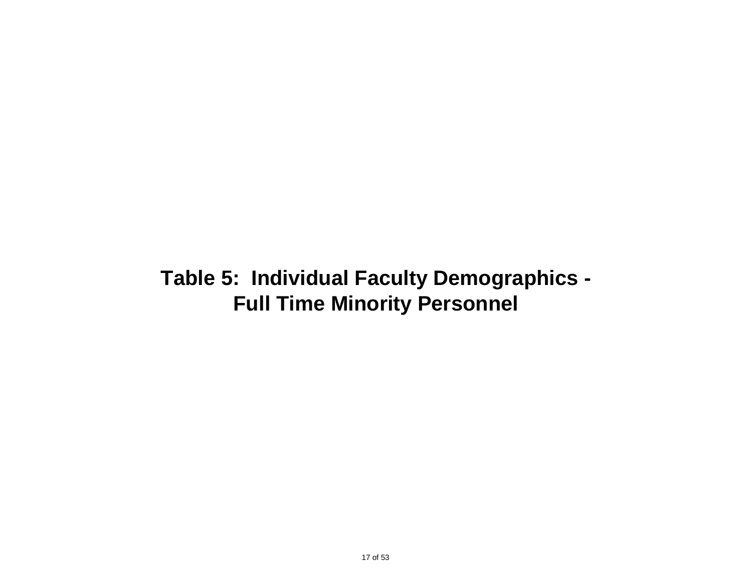# Table 5: Individual Faculty Demographics - Full Time Minority Personnel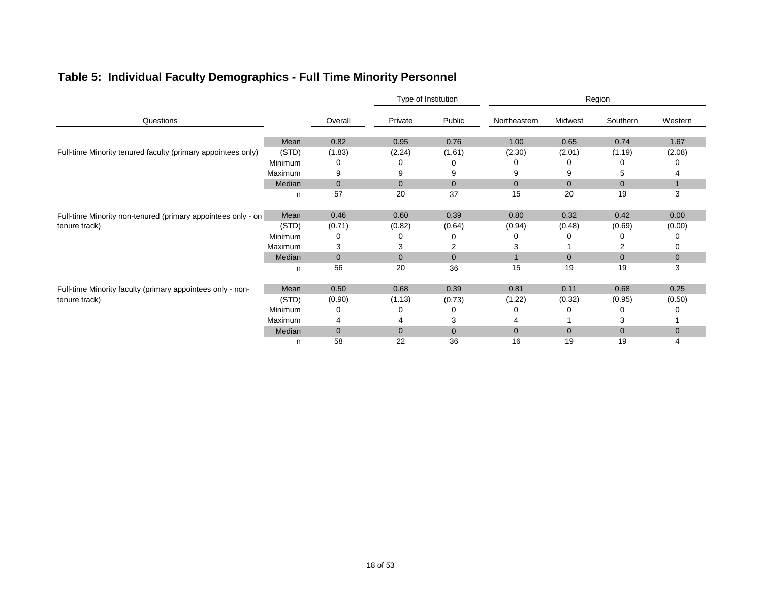## Table 5: Individual Faculty Demographics - Full Time Minority Personnel

| Questions | | Overall | Type of Institution | | Region | | | |
|---|---|---|---|---|---|---|---|---|
| | | | Private | Public | Northeastern | Midwest | Southern | Western |
| Full-time Minority tenured faculty (primary appointees only) | Mean | 0.82 | 0.95 | 0.76 | 1.00 | 0.65 | 0.74 | 1.67 |
| | (STD) | (1.83) | (2.24) | (1.61) | (2.30) | (2.01) | (1.19) | (2.08) |
| | Minimum | 0 | 0 | 0 | 0 | 0 | 0 | 0 |
| | Maximum | 9 | 9 | 9 | 9 | 9 | 5 | 4 |
| | Median | 0 | 0 | 0 | 0 | 0 | 0 | 1 |
| | n | 57 | 20 | 37 | 15 | 20 | 19 | 3 |
| Full-time Minority non-tenured (primary appointees only - on tenure track) | Mean | 0.46 | 0.60 | 0.39 | 0.80 | 0.32 | 0.42 | 0.00 |
| | (STD) | (0.71) | (0.82) | (0.64) | (0.94) | (0.48) | (0.69) | (0.00) |
| | Minimum | 0 | 0 | 0 | 0 | 0 | 0 | 0 |
| | Maximum | 3 | 3 | 2 | 3 | 1 | 2 | 0 |
| | Median | 0 | 0 | 0 | 1 | 0 | 0 | 0 |
| | n | 56 | 20 | 36 | 15 | 19 | 19 | 3 |
| Full-time Minority faculty (primary appointees only - non-tenure track) | Mean | 0.50 | 0.68 | 0.39 | 0.81 | 0.11 | 0.68 | 0.25 |
| | (STD) | (0.90) | (1.13) | (0.73) | (1.22) | (0.32) | (0.95) | (0.50) |
| | Minimum | 0 | 0 | 0 | 0 | 0 | 0 | 0 |
| | Maximum | 4 | 4 | 3 | 4 | 1 | 3 | 1 |
| | Median | 0 | 0 | 0 | 0 | 0 | 0 | 0 |
| | n | 58 | 22 | 36 | 16 | 19 | 19 | 4 |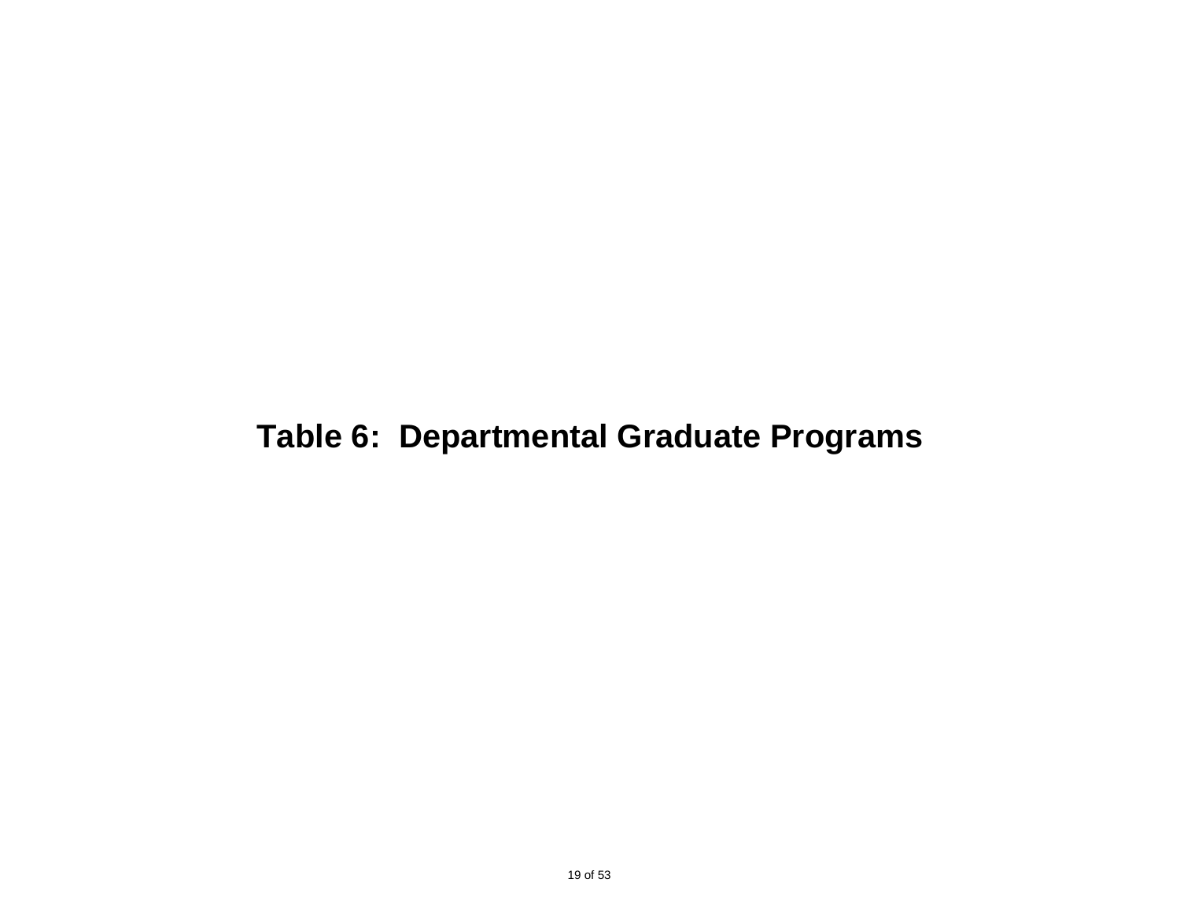# Table 6: Departmental Graduate Programs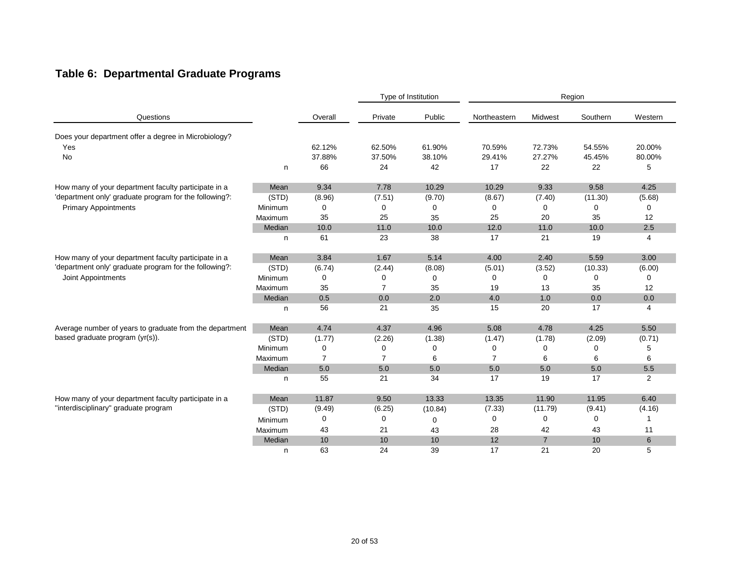## Table 6:  Departmental Graduate Programs

| Questions | | Overall | Type of Institution | | Region | | | |
|---|---|---|---|---|---|---|---|---|
| | | | Private | Public | Northeastern | Midwest | Southern | Western |
| Does your department offer a degree in Microbiology? | | | | | | | | |
| Yes | | 62.12% | 62.50% | 61.90% | 70.59% | 72.73% | 54.55% | 20.00% |
| No | | 37.88% | 37.50% | 38.10% | 29.41% | 27.27% | 45.45% | 80.00% |
| | n | 66 | 24 | 42 | 17 | 22 | 22 | 5 |
| How many of your department faculty participate in a 'department only' graduate program for the following?: Primary Appointments | Mean | 9.34 | 7.78 | 10.29 | 10.29 | 9.33 | 9.58 | 4.25 |
| | (STD) | (8.96) | (7.51) | (9.70) | (8.67) | (7.40) | (11.30) | (5.68) |
| | Minimum | 0 | 0 | 0 | 0 | 0 | 0 | 0 |
| | Maximum | 35 | 25 | 35 | 25 | 20 | 35 | 12 |
| | Median | 10.0 | 11.0 | 10.0 | 12.0 | 11.0 | 10.0 | 2.5 |
| | n | 61 | 23 | 38 | 17 | 21 | 19 | 4 |
| How many of your department faculty participate in a 'department only' graduate program for the following?: Joint Appointments | Mean | 3.84 | 1.67 | 5.14 | 4.00 | 2.40 | 5.59 | 3.00 |
| | (STD) | (6.74) | (2.44) | (8.08) | (5.01) | (3.52) | (10.33) | (6.00) |
| | Minimum | 0 | 0 | 0 | 0 | 0 | 0 | 0 |
| | Maximum | 35 | 7 | 35 | 19 | 13 | 35 | 12 |
| | Median | 0.5 | 0.0 | 2.0 | 4.0 | 1.0 | 0.0 | 0.0 |
| | n | 56 | 21 | 35 | 15 | 20 | 17 | 4 |
| Average number of years to graduate from the department based graduate program (yr(s)). | Mean | 4.74 | 4.37 | 4.96 | 5.08 | 4.78 | 4.25 | 5.50 |
| | (STD) | (1.77) | (2.26) | (1.38) | (1.47) | (1.78) | (2.09) | (0.71) |
| | Minimum | 0 | 0 | 0 | 0 | 0 | 0 | 5 |
| | Maximum | 7 | 7 | 6 | 7 | 6 | 6 | 6 |
| | Median | 5.0 | 5.0 | 5.0 | 5.0 | 5.0 | 5.0 | 5.5 |
| | n | 55 | 21 | 34 | 17 | 19 | 17 | 2 |
| How many of your department faculty participate in a "interdisciplinary" graduate program | Mean | 11.87 | 9.50 | 13.33 | 13.35 | 11.90 | 11.95 | 6.40 |
| | (STD) | (9.49) | (6.25) | (10.84) | (7.33) | (11.79) | (9.41) | (4.16) |
| | Minimum | 0 | 0 | 0 | 0 | 0 | 0 | 1 |
| | Maximum | 43 | 21 | 43 | 28 | 42 | 43 | 11 |
| | Median | 10 | 10 | 10 | 12 | 7 | 10 | 6 |
| | n | 63 | 24 | 39 | 17 | 21 | 20 | 5 |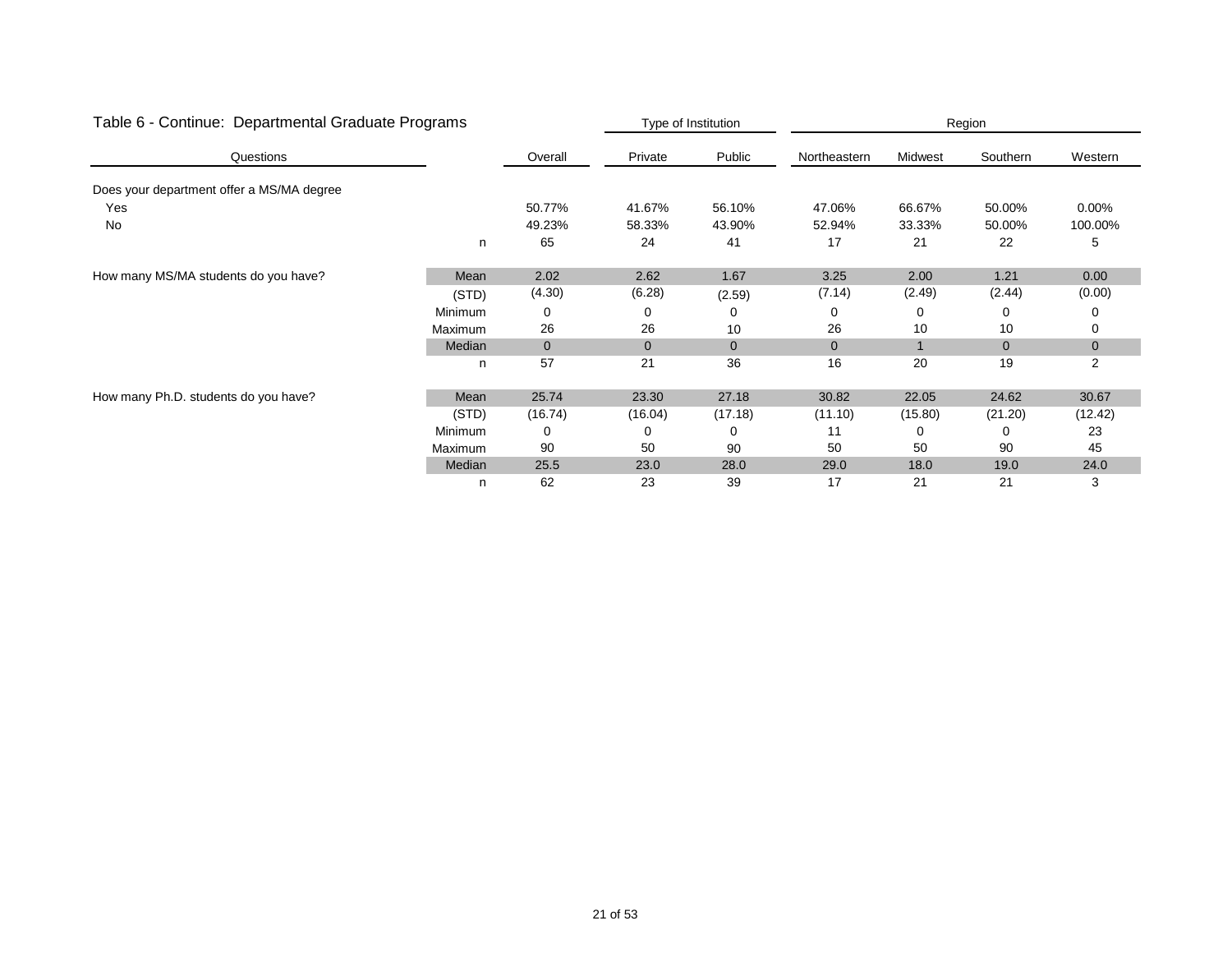## Table 6 - Continue: Departmental Graduate Programs

| Questions | | Overall | Type of Institution | | Region | | | |
|---|---|---|---|---|---|---|---|---|
| | | | Private | Public | Northeastern | Midwest | Southern | Western |
| Does your department offer a MS/MA degree | | | | | | | | |
| Yes | | 50.77% | 41.67% | 56.10% | 47.06% | 66.67% | 50.00% | 0.00% |
| No | | 49.23% | 58.33% | 43.90% | 52.94% | 33.33% | 50.00% | 100.00% |
| | n | 65 | 24 | 41 | 17 | 21 | 22 | 5 |
| How many MS/MA students do you have? | Mean | 2.02 | 2.62 | 1.67 | 3.25 | 2.00 | 1.21 | 0.00 |
| | (STD) | (4.30) | (6.28) | (2.59) | (7.14) | (2.49) | (2.44) | (0.00) |
| | Minimum | 0 | 0 | 0 | 0 | 0 | 0 | 0 |
| | Maximum | 26 | 26 | 10 | 26 | 10 | 10 | 0 |
| | Median | 0 | 0 | 0 | 0 | 1 | 0 | 0 |
| | n | 57 | 21 | 36 | 16 | 20 | 19 | 2 |
| How many Ph.D. students do you have? | Mean | 25.74 | 23.30 | 27.18 | 30.82 | 22.05 | 24.62 | 30.67 |
| | (STD) | (16.74) | (16.04) | (17.18) | (11.10) | (15.80) | (21.20) | (12.42) |
| | Minimum | 0 | 0 | 0 | 11 | 0 | 0 | 23 |
| | Maximum | 90 | 50 | 90 | 50 | 50 | 90 | 45 |
| | Median | 25.5 | 23.0 | 28.0 | 29.0 | 18.0 | 19.0 | 24.0 |
| | n | 62 | 23 | 39 | 17 | 21 | 21 | 3 |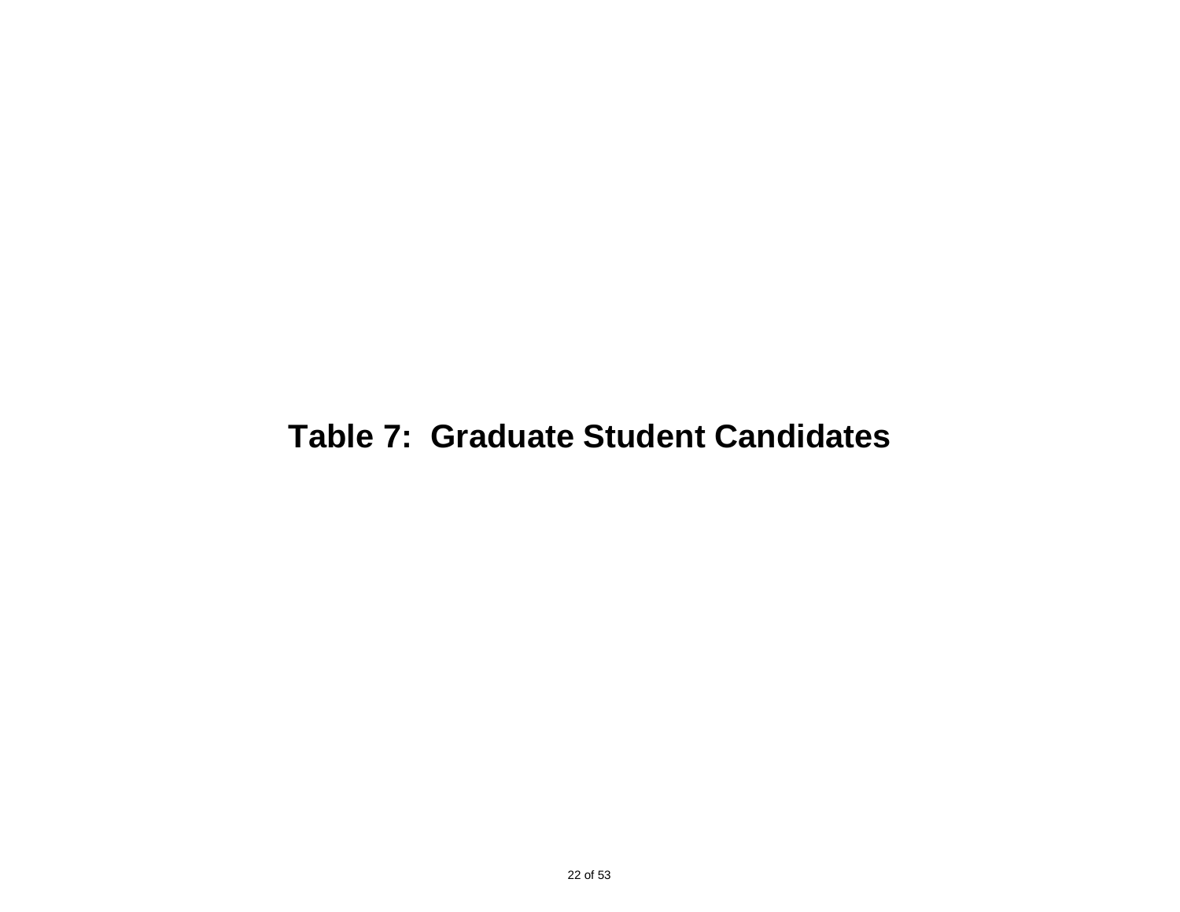# Table 7:  Graduate Student Candidates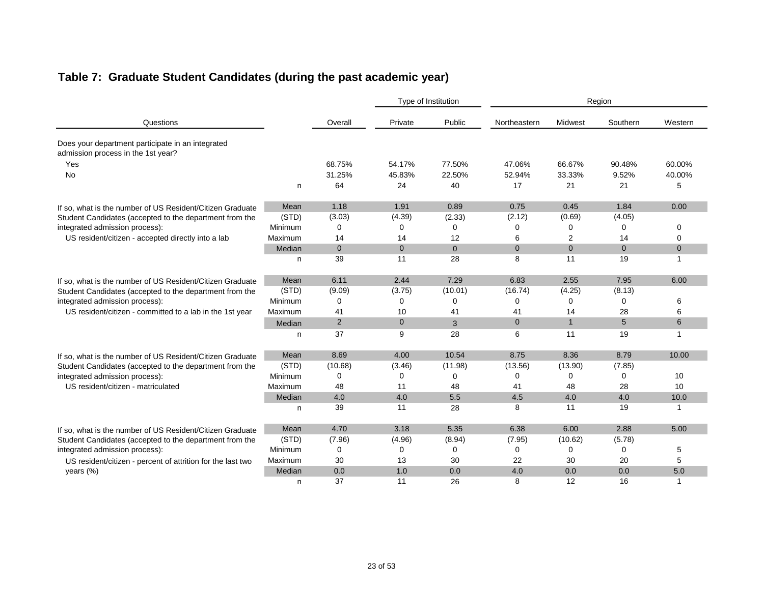## Table 7: Graduate Student Candidates (during the past academic year)

| Questions | | Overall | Type of Institution | | Region | | | |
|---|---|---|---|---|---|---|---|---|
| | | | Private | Public | Northeastern | Midwest | Southern | Western |
| Does your department participate in an integrated admission process in the 1st year? | | | | | | | | |
| Yes | | 68.75% | 54.17% | 77.50% | 47.06% | 66.67% | 90.48% | 60.00% |
| No | | 31.25% | 45.83% | 22.50% | 52.94% | 33.33% | 9.52% | 40.00% |
| | n | 64 | 24 | 40 | 17 | 21 | 21 | 5 |
| If so, what is the number of US Resident/Citizen Graduate Student Candidates (accepted to the department from the integrated admission process): US resident/citizen - accepted directly into a lab | Mean | 1.18 | 1.91 | 0.89 | 0.75 | 0.45 | 1.84 | 0.00 |
| | (STD) | (3.03) | (4.39) | (2.33) | (2.12) | (0.69) | (4.05) | |
| | Minimum | 0 | 0 | 0 | 0 | 0 | 0 | 0 |
| | Maximum | 14 | 14 | 12 | 6 | 2 | 14 | 0 |
| | Median | 0 | 0 | 0 | 0 | 0 | 0 | 0 |
| | n | 39 | 11 | 28 | 8 | 11 | 19 | 1 |
| If so, what is the number of US Resident/Citizen Graduate Student Candidates (accepted to the department from the integrated admission process): US resident/citizen - committed to a lab in the 1st year | Mean | 6.11 | 2.44 | 7.29 | 6.83 | 2.55 | 7.95 | 6.00 |
| | (STD) | (9.09) | (3.75) | (10.01) | (16.74) | (4.25) | (8.13) | |
| | Minimum | 0 | 0 | 0 | 0 | 0 | 0 | 6 |
| | Maximum | 41 | 10 | 41 | 41 | 14 | 28 | 6 |
| | Median | 2 | 0 | 3 | 0 | 1 | 5 | 6 |
| | n | 37 | 9 | 28 | 6 | 11 | 19 | 1 |
| If so, what is the number of US Resident/Citizen Graduate Student Candidates (accepted to the department from the integrated admission process): US resident/citizen - matriculated | Mean | 8.69 | 4.00 | 10.54 | 8.75 | 8.36 | 8.79 | 10.00 |
| | (STD) | (10.68) | (3.46) | (11.98) | (13.56) | (13.90) | (7.85) | |
| | Minimum | 0 | 0 | 0 | 0 | 0 | 0 | 10 |
| | Maximum | 48 | 11 | 48 | 41 | 48 | 28 | 10 |
| | Median | 4.0 | 4.0 | 5.5 | 4.5 | 4.0 | 4.0 | 10.0 |
| | n | 39 | 11 | 28 | 8 | 11 | 19 | 1 |
| If so, what is the number of US Resident/Citizen Graduate Student Candidates (accepted to the department from the integrated admission process): US resident/citizen - percent of attrition for the last two years (%) | Mean | 4.70 | 3.18 | 5.35 | 6.38 | 6.00 | 2.88 | 5.00 |
| | (STD) | (7.96) | (4.96) | (8.94) | (7.95) | (10.62) | (5.78) | |
| | Minimum | 0 | 0 | 0 | 0 | 0 | 0 | 5 |
| | Maximum | 30 | 13 | 30 | 22 | 30 | 20 | 5 |
| | Median | 0.0 | 1.0 | 0.0 | 4.0 | 0.0 | 0.0 | 5.0 |
| | n | 37 | 11 | 26 | 8 | 12 | 16 | 1 |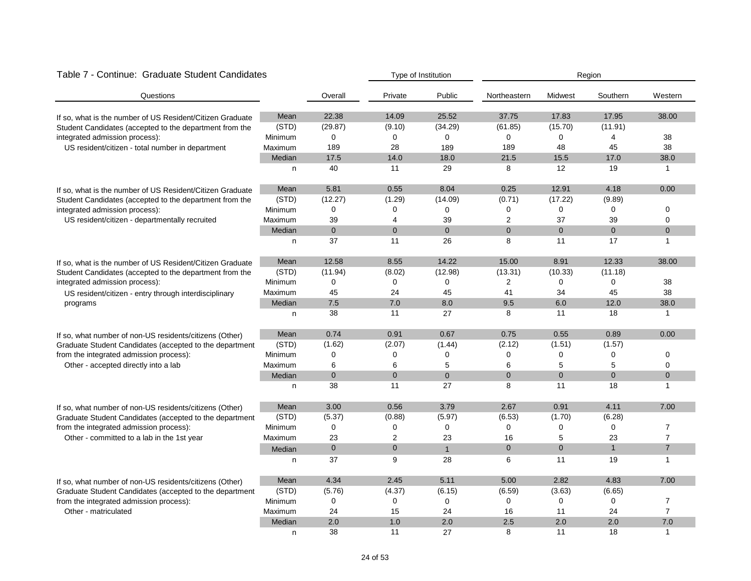### Table 7 - Continue: Graduate Student Candidates

| Questions | | Overall | Type of Institution | | Region | | | |
|---|---|---|---|---|---|---|---|---|
| | | | Private | Public | Northeastern | Midwest | Southern | Western |
| If so, what is the number of US Resident/Citizen Graduate Student Candidates (accepted to the department from the integrated admission process): US resident/citizen - total number in department | Mean | 22.38 | 14.09 | 25.52 | 37.75 | 17.83 | 17.95 | 38.00 |
| | (STD) | (29.87) | (9.10) | (34.29) | (61.85) | (15.70) | (11.91) | |
| | Minimum | 0 | 0 | 0 | 0 | 0 | 4 | 38 |
| | Maximum | 189 | 28 | 189 | 189 | 48 | 45 | 38 |
| | Median | 17.5 | 14.0 | 18.0 | 21.5 | 15.5 | 17.0 | 38.0 |
| | n | 40 | 11 | 29 | 8 | 12 | 19 | 1 |
| If so, what is the number of US Resident/Citizen Graduate Student Candidates (accepted to the department from the integrated admission process): US resident/citizen - departmentally recruited | Mean | 5.81 | 0.55 | 8.04 | 0.25 | 12.91 | 4.18 | 0.00 |
| | (STD) | (12.27) | (1.29) | (14.09) | (0.71) | (17.22) | (9.89) | |
| | Minimum | 0 | 0 | 0 | 0 | 0 | 0 | 0 |
| | Maximum | 39 | 4 | 39 | 2 | 37 | 39 | 0 |
| | Median | 0 | 0 | 0 | 0 | 0 | 0 | 0 |
| | n | 37 | 11 | 26 | 8 | 11 | 17 | 1 |
| If so, what is the number of US Resident/Citizen Graduate Student Candidates (accepted to the department from the integrated admission process): US resident/citizen - entry through interdisciplinary programs | Mean | 12.58 | 8.55 | 14.22 | 15.00 | 8.91 | 12.33 | 38.00 |
| | (STD) | (11.94) | (8.02) | (12.98) | (13.31) | (10.33) | (11.18) | |
| | Minimum | 0 | 0 | 0 | 2 | 0 | 0 | 38 |
| | Maximum | 45 | 24 | 45 | 41 | 34 | 45 | 38 |
| | Median | 7.5 | 7.0 | 8.0 | 9.5 | 6.0 | 12.0 | 38.0 |
| | n | 38 | 11 | 27 | 8 | 11 | 18 | 1 |
| If so, what number of non-US residents/citizens (Other) Graduate Student Candidates (accepted to the department from the integrated admission process): Other - accepted directly into a lab | Mean | 0.74 | 0.91 | 0.67 | 0.75 | 0.55 | 0.89 | 0.00 |
| | (STD) | (1.62) | (2.07) | (1.44) | (2.12) | (1.51) | (1.57) | |
| | Minimum | 0 | 0 | 0 | 0 | 0 | 0 | 0 |
| | Maximum | 6 | 6 | 5 | 6 | 5 | 5 | 0 |
| | Median | 0 | 0 | 0 | 0 | 0 | 0 | 0 |
| | n | 38 | 11 | 27 | 8 | 11 | 18 | 1 |
| If so, what number of non-US residents/citizens (Other) Graduate Student Candidates (accepted to the department from the integrated admission process): Other - committed to a lab in the 1st year | Mean | 3.00 | 0.56 | 3.79 | 2.67 | 0.91 | 4.11 | 7.00 |
| | (STD) | (5.37) | (0.88) | (5.97) | (6.53) | (1.70) | (6.28) | |
| | Minimum | 0 | 0 | 0 | 0 | 0 | 0 | 7 |
| | Maximum | 23 | 2 | 23 | 16 | 5 | 23 | 7 |
| | Median | 0 | 0 | 1 | 0 | 0 | 1 | 7 |
| | n | 37 | 9 | 28 | 6 | 11 | 19 | 1 |
| If so, what number of non-US residents/citizens (Other) Graduate Student Candidates (accepted to the department from the integrated admission process): Other - matriculated | Mean | 4.34 | 2.45 | 5.11 | 5.00 | 2.82 | 4.83 | 7.00 |
| | (STD) | (5.76) | (4.37) | (6.15) | (6.59) | (3.63) | (6.65) | |
| | Minimum | 0 | 0 | 0 | 0 | 0 | 0 | 7 |
| | Maximum | 24 | 15 | 24 | 16 | 11 | 24 | 7 |
| | Median | 2.0 | 1.0 | 2.0 | 2.5 | 2.0 | 2.0 | 7.0 |
| | n | 38 | 11 | 27 | 8 | 11 | 18 | 1 |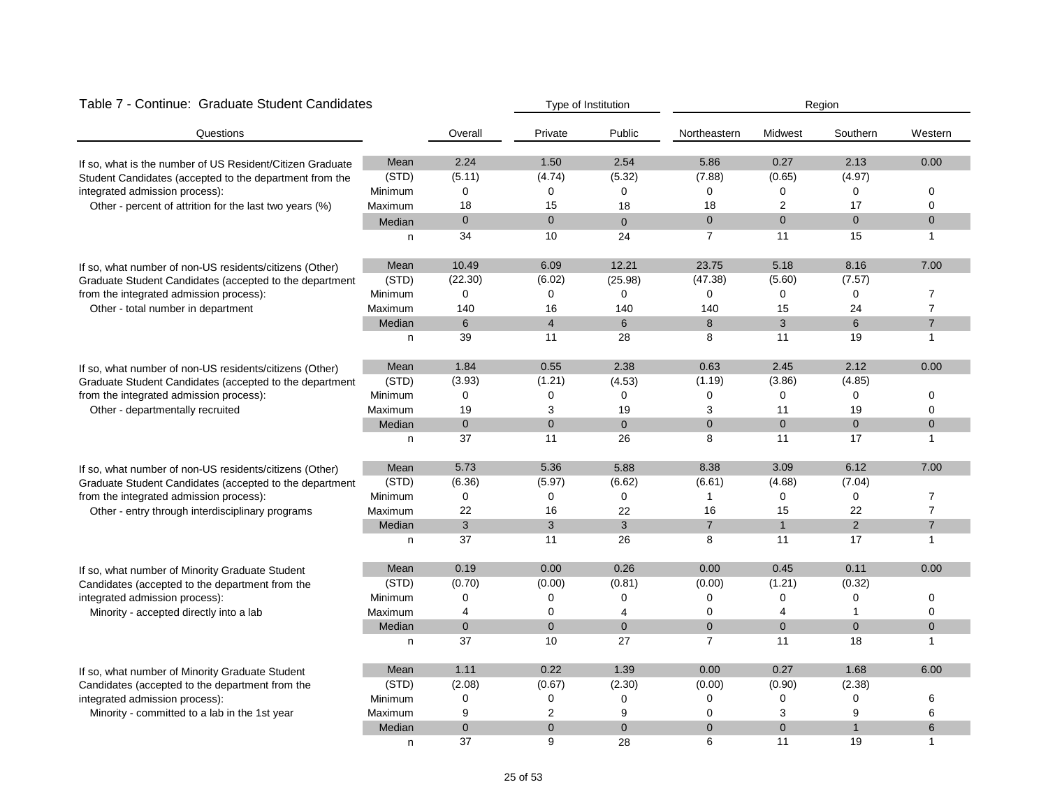## Table 7 - Continue: Graduate Student Candidates

| Questions | | Overall | Type of Institution | | Region | | | |
|---|---|---|---|---|---|---|---|---|
| | | | Private | Public | Northeastern | Midwest | Southern | Western |
| If so, what is the number of US Resident/Citizen Graduate Student Candidates (accepted to the department from the integrated admission process): Other - percent of attrition for the last two years (%) | Mean | 2.24 | 1.50 | 2.54 | 5.86 | 0.27 | 2.13 | 0.00 |
| | (STD) | (5.11) | (4.74) | (5.32) | (7.88) | (0.65) | (4.97) | |
| | Minimum | 0 | 0 | 0 | 0 | 0 | 0 | 0 |
| | Maximum | 18 | 15 | 18 | 18 | 2 | 17 | 0 |
| | Median | 0 | 0 | 0 | 0 | 0 | 0 | 0 |
| | n | 34 | 10 | 24 | 7 | 11 | 15 | 1 |
| If so, what number of non-US residents/citizens (Other) Graduate Student Candidates (accepted to the department from the integrated admission process): Other - total number in department | Mean | 10.49 | 6.09 | 12.21 | 23.75 | 5.18 | 8.16 | 7.00 |
| | (STD) | (22.30) | (6.02) | (25.98) | (47.38) | (5.60) | (7.57) | |
| | Minimum | 0 | 0 | 0 | 0 | 0 | 0 | 7 |
| | Maximum | 140 | 16 | 140 | 140 | 15 | 24 | 7 |
| | Median | 6 | 4 | 6 | 8 | 3 | 6 | 7 |
| | n | 39 | 11 | 28 | 8 | 11 | 19 | 1 |
| If so, what number of non-US residents/citizens (Other) Graduate Student Candidates (accepted to the department from the integrated admission process): Other - departmentally recruited | Mean | 1.84 | 0.55 | 2.38 | 0.63 | 2.45 | 2.12 | 0.00 |
| | (STD) | (3.93) | (1.21) | (4.53) | (1.19) | (3.86) | (4.85) | |
| | Minimum | 0 | 0 | 0 | 0 | 0 | 0 | 0 |
| | Maximum | 19 | 3 | 19 | 3 | 11 | 19 | 0 |
| | Median | 0 | 0 | 0 | 0 | 0 | 0 | 0 |
| | n | 37 | 11 | 26 | 8 | 11 | 17 | 1 |
| If so, what number of non-US residents/citizens (Other) Graduate Student Candidates (accepted to the department from the integrated admission process): Other - entry through interdisciplinary programs | Mean | 5.73 | 5.36 | 5.88 | 8.38 | 3.09 | 6.12 | 7.00 |
| | (STD) | (6.36) | (5.97) | (6.62) | (6.61) | (4.68) | (7.04) | |
| | Minimum | 0 | 0 | 0 | 1 | 0 | 0 | 7 |
| | Maximum | 22 | 16 | 22 | 16 | 15 | 22 | 7 |
| | Median | 3 | 3 | 3 | 7 | 1 | 2 | 7 |
| | n | 37 | 11 | 26 | 8 | 11 | 17 | 1 |
| If so, what number of Minority Graduate Student Candidates (accepted to the department from the integrated admission process): Minority - accepted directly into a lab | Mean | 0.19 | 0.00 | 0.26 | 0.00 | 0.45 | 0.11 | 0.00 |
| | (STD) | (0.70) | (0.00) | (0.81) | (0.00) | (1.21) | (0.32) | |
| | Minimum | 0 | 0 | 0 | 0 | 0 | 0 | 0 |
| | Maximum | 4 | 0 | 4 | 0 | 4 | 1 | 0 |
| | Median | 0 | 0 | 0 | 0 | 0 | 0 | 0 |
| | n | 37 | 10 | 27 | 7 | 11 | 18 | 1 |
| If so, what number of Minority Graduate Student Candidates (accepted to the department from the integrated admission process): Minority - committed to a lab in the 1st year | Mean | 1.11 | 0.22 | 1.39 | 0.00 | 0.27 | 1.68 | 6.00 |
| | (STD) | (2.08) | (0.67) | (2.30) | (0.00) | (0.90) | (2.38) | |
| | Minimum | 0 | 0 | 0 | 0 | 0 | 0 | 6 |
| | Maximum | 9 | 2 | 9 | 0 | 3 | 9 | 6 |
| | Median | 0 | 0 | 0 | 0 | 0 | 1 | 6 |
| | n | 37 | 9 | 28 | 6 | 11 | 19 | 1 |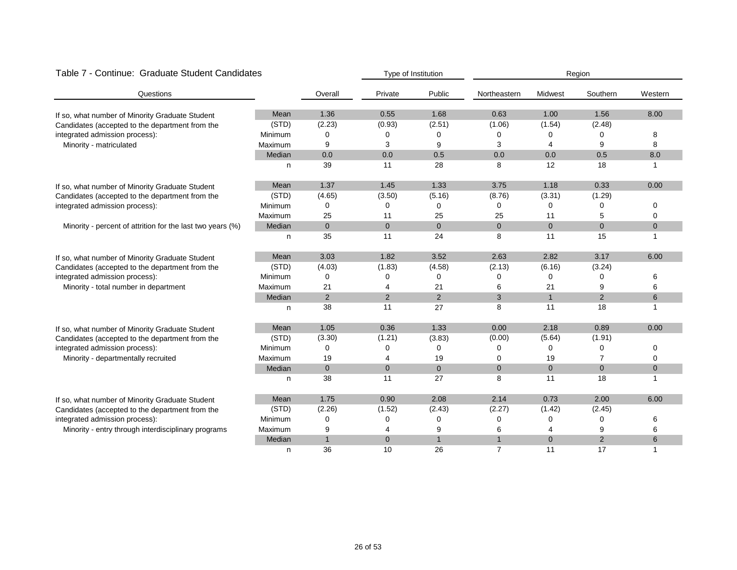## Table 7 - Continue: Graduate Student Candidates

| Questions | | Overall | Type of Institution | | Region | | | |
|---|---|---|---|---|---|---|---|---|
| | | | Private | Public | Northeastern | Midwest | Southern | Western |
| If so, what number of Minority Graduate Student Candidates (accepted to the department from the integrated admission process): Minority - matriculated | Mean | 1.36 | 0.55 | 1.68 | 0.63 | 1.00 | 1.56 | 8.00 |
| | (STD) | (2.23) | (0.93) | (2.51) | (1.06) | (1.54) | (2.48) | |
| | Minimum | 0 | 0 | 0 | 0 | 0 | 0 | 8 |
| | Maximum | 9 | 3 | 9 | 3 | 4 | 9 | 8 |
| | Median | 0.0 | 0.0 | 0.5 | 0.0 | 0.0 | 0.5 | 8.0 |
| | n | 39 | 11 | 28 | 8 | 12 | 18 | 1 |
| If so, what number of Minority Graduate Student Candidates (accepted to the department from the integrated admission process): Minority - percent of attrition for the last two years (%) | Mean | 1.37 | 1.45 | 1.33 | 3.75 | 1.18 | 0.33 | 0.00 |
| | (STD) | (4.65) | (3.50) | (5.16) | (8.76) | (3.31) | (1.29) | |
| | Minimum | 0 | 0 | 0 | 0 | 0 | 0 | 0 |
| | Maximum | 25 | 11 | 25 | 25 | 11 | 5 | 0 |
| | Median | 0 | 0 | 0 | 0 | 0 | 0 | 0 |
| | n | 35 | 11 | 24 | 8 | 11 | 15 | 1 |
| If so, what number of Minority Graduate Student Candidates (accepted to the department from the integrated admission process): Minority - total number in department | Mean | 3.03 | 1.82 | 3.52 | 2.63 | 2.82 | 3.17 | 6.00 |
| | (STD) | (4.03) | (1.83) | (4.58) | (2.13) | (6.16) | (3.24) | |
| | Minimum | 0 | 0 | 0 | 0 | 0 | 0 | 6 |
| | Maximum | 21 | 4 | 21 | 6 | 21 | 9 | 6 |
| | Median | 2 | 2 | 2 | 3 | 1 | 2 | 6 |
| | n | 38 | 11 | 27 | 8 | 11 | 18 | 1 |
| If so, what number of Minority Graduate Student Candidates (accepted to the department from the integrated admission process): Minority - departmentally recruited | Mean | 1.05 | 0.36 | 1.33 | 0.00 | 2.18 | 0.89 | 0.00 |
| | (STD) | (3.30) | (1.21) | (3.83) | (0.00) | (5.64) | (1.91) | |
| | Minimum | 0 | 0 | 0 | 0 | 0 | 0 | 0 |
| | Maximum | 19 | 4 | 19 | 0 | 19 | 7 | 0 |
| | Median | 0 | 0 | 0 | 0 | 0 | 0 | 0 |
| | n | 38 | 11 | 27 | 8 | 11 | 18 | 1 |
| If so, what number of Minority Graduate Student Candidates (accepted to the department from the integrated admission process): Minority - entry through interdisciplinary programs | Mean | 1.75 | 0.90 | 2.08 | 2.14 | 0.73 | 2.00 | 6.00 |
| | (STD) | (2.26) | (1.52) | (2.43) | (2.27) | (1.42) | (2.45) | |
| | Minimum | 0 | 0 | 0 | 0 | 0 | 0 | 6 |
| | Maximum | 9 | 4 | 9 | 6 | 4 | 9 | 6 |
| | Median | 1 | 0 | 1 | 1 | 0 | 2 | 6 |
| | n | 36 | 10 | 26 | 7 | 11 | 17 | 1 |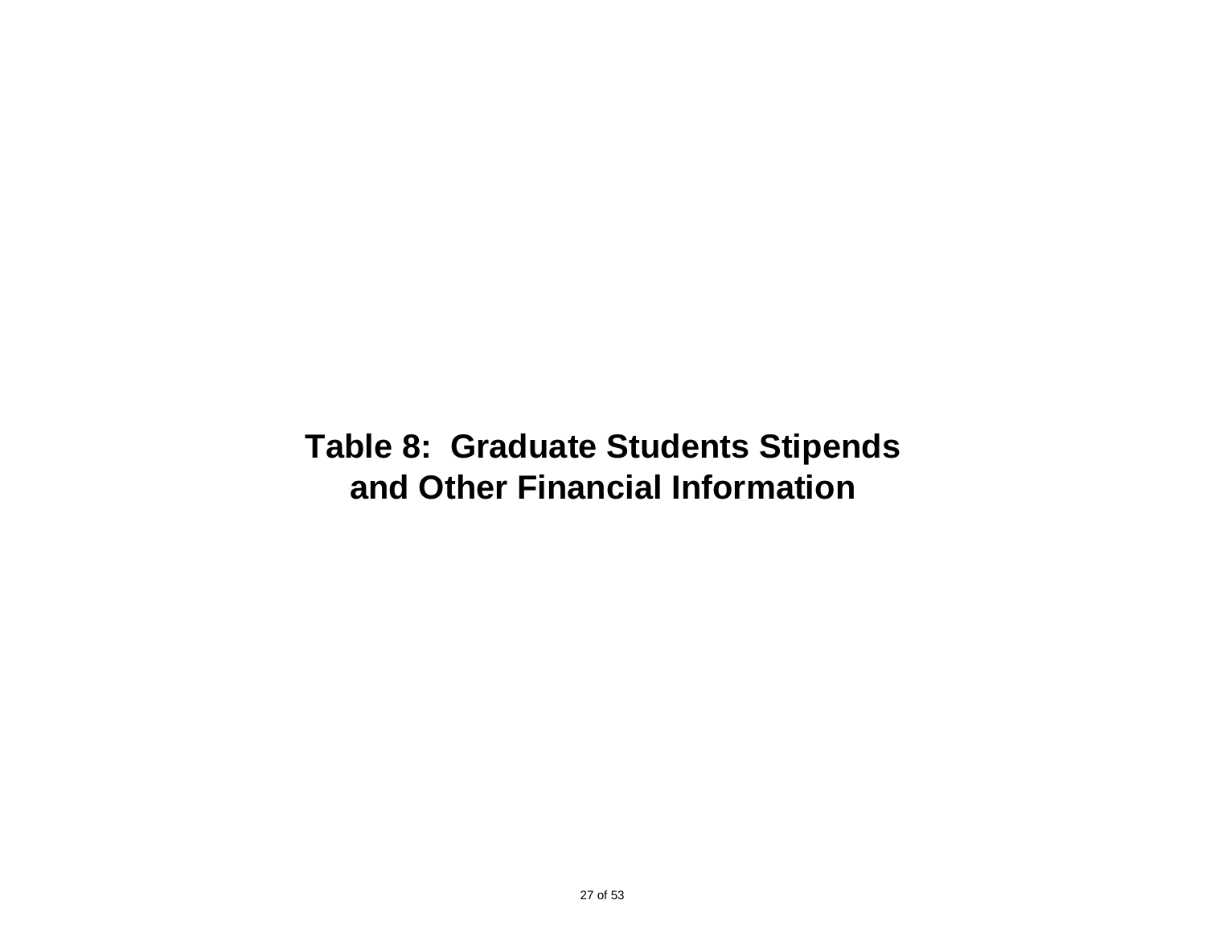# Table 8: Graduate Students Stipends and Other Financial Information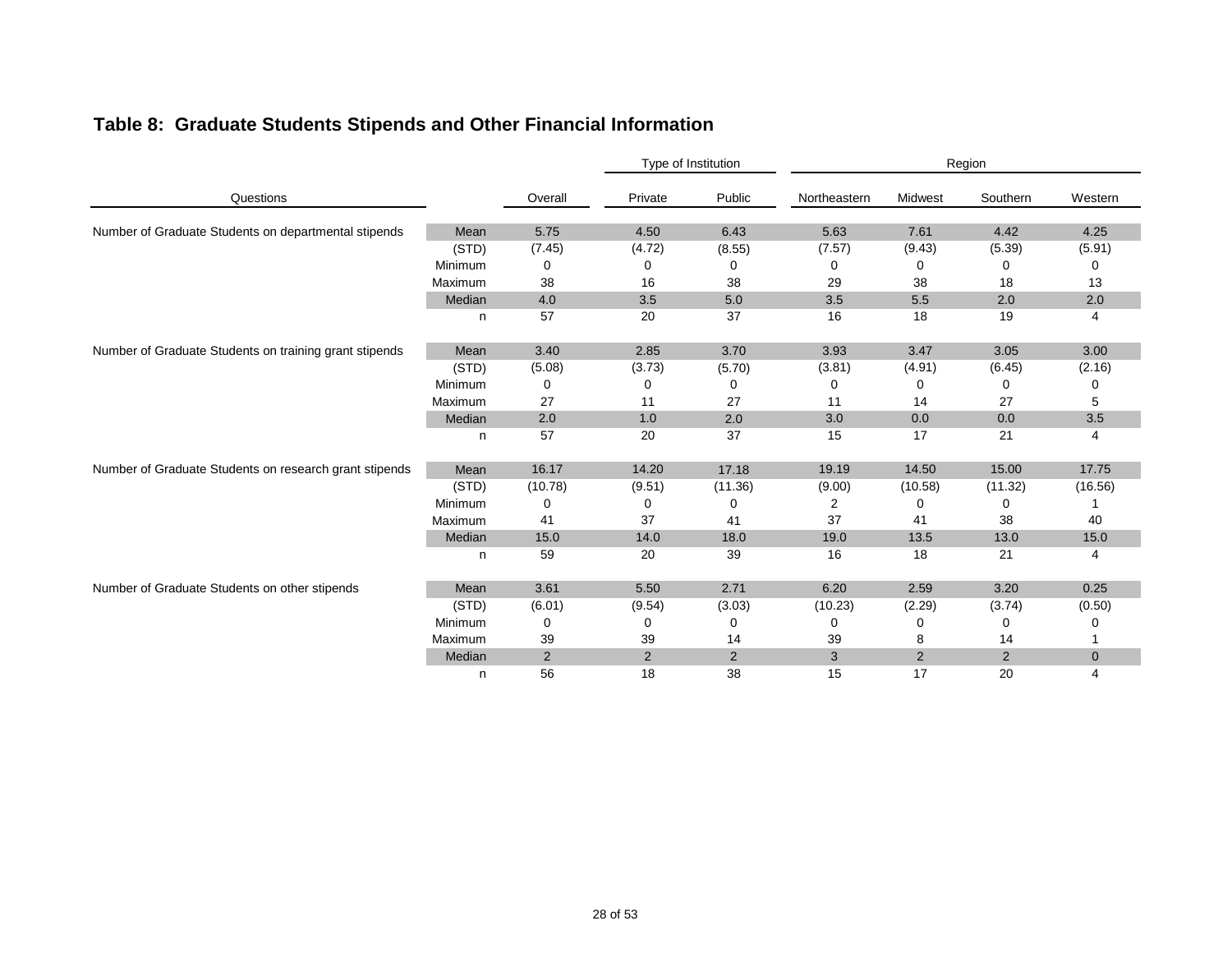## Table 8: Graduate Students Stipends and Other Financial Information

| Questions | | Overall | Type of Institution | | Region | | | |
|---|---|---|---|---|---|---|---|---|
| | | | Private | Public | Northeastern | Midwest | Southern | Western |
| Number of Graduate Students on departmental stipends | Mean | 5.75 | 4.50 | 6.43 | 5.63 | 7.61 | 4.42 | 4.25 |
| | (STD) | (7.45) | (4.72) | (8.55) | (7.57) | (9.43) | (5.39) | (5.91) |
| | Minimum | 0 | 0 | 0 | 0 | 0 | 0 | 0 |
| | Maximum | 38 | 16 | 38 | 29 | 38 | 18 | 13 |
| | Median | 4.0 | 3.5 | 5.0 | 3.5 | 5.5 | 2.0 | 2.0 |
| | n | 57 | 20 | 37 | 16 | 18 | 19 | 4 |
| Number of Graduate Students on training grant stipends | Mean | 3.40 | 2.85 | 3.70 | 3.93 | 3.47 | 3.05 | 3.00 |
| | (STD) | (5.08) | (3.73) | (5.70) | (3.81) | (4.91) | (6.45) | (2.16) |
| | Minimum | 0 | 0 | 0 | 0 | 0 | 0 | 0 |
| | Maximum | 27 | 11 | 27 | 11 | 14 | 27 | 5 |
| | Median | 2.0 | 1.0 | 2.0 | 3.0 | 0.0 | 0.0 | 3.5 |
| | n | 57 | 20 | 37 | 15 | 17 | 21 | 4 |
| Number of Graduate Students on research grant stipends | Mean | 16.17 | 14.20 | 17.18 | 19.19 | 14.50 | 15.00 | 17.75 |
| | (STD) | (10.78) | (9.51) | (11.36) | (9.00) | (10.58) | (11.32) | (16.56) |
| | Minimum | 0 | 0 | 0 | 2 | 0 | 0 | 1 |
| | Maximum | 41 | 37 | 41 | 37 | 41 | 38 | 40 |
| | Median | 15.0 | 14.0 | 18.0 | 19.0 | 13.5 | 13.0 | 15.0 |
| | n | 59 | 20 | 39 | 16 | 18 | 21 | 4 |
| Number of Graduate Students on other stipends | Mean | 3.61 | 5.50 | 2.71 | 6.20 | 2.59 | 3.20 | 0.25 |
| | (STD) | (6.01) | (9.54) | (3.03) | (10.23) | (2.29) | (3.74) | (0.50) |
| | Minimum | 0 | 0 | 0 | 0 | 0 | 0 | 0 |
| | Maximum | 39 | 39 | 14 | 39 | 8 | 14 | 1 |
| | Median | 2 | 2 | 2 | 3 | 2 | 2 | 0 |
| | n | 56 | 18 | 38 | 15 | 17 | 20 | 4 |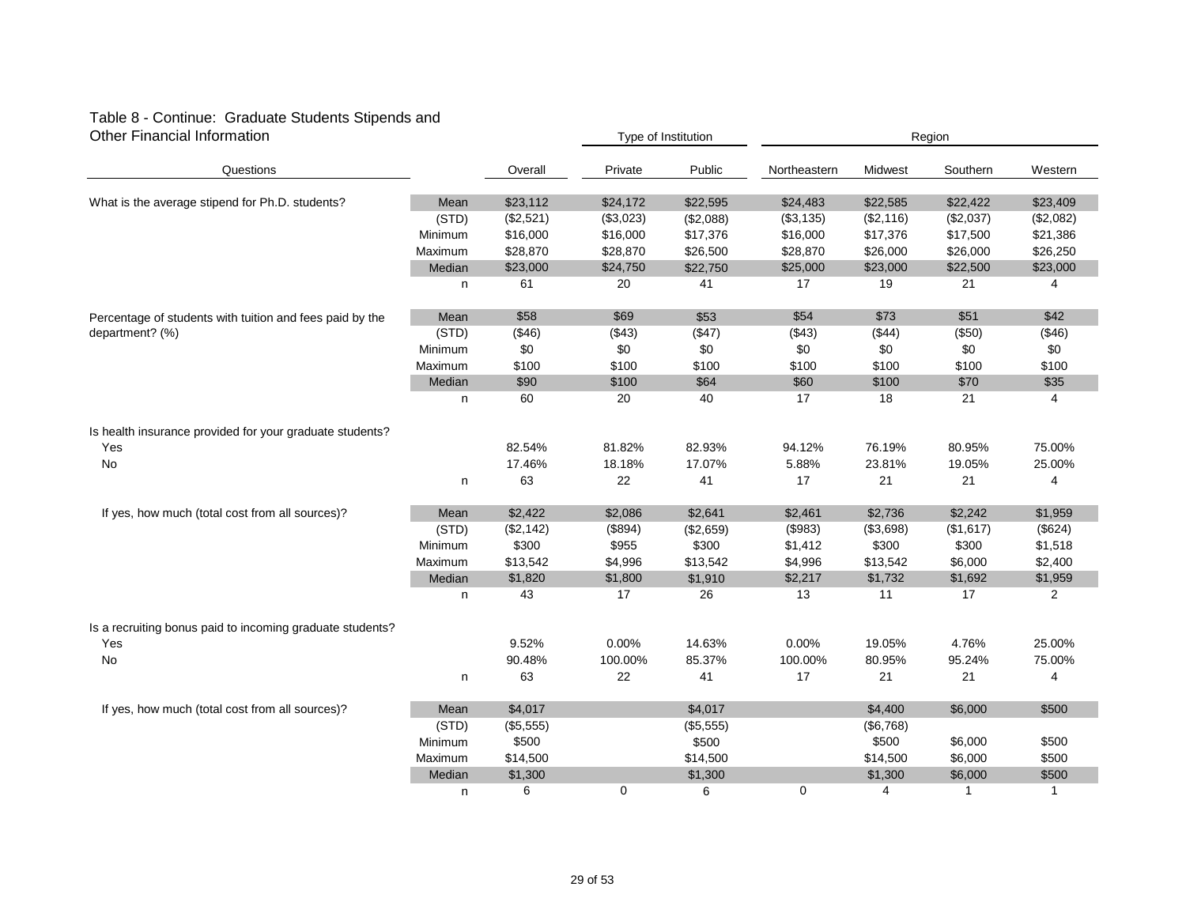## Table 8 - Continue: Graduate Students Stipends and Other Financial Information

| Questions | | Overall | Type of Institution | | Region | | | |
|---|---|---|---|---|---|---|---|---|
| | | | Private | Public | Northeastern | Midwest | Southern | Western |
| What is the average stipend for Ph.D. students? | Mean | $23,112 | $24,172 | $22,595 | $24,483 | $22,585 | $22,422 | $23,409 |
| | (STD) | ($2,521) | ($3,023) | ($2,088) | ($3,135) | ($2,116) | ($2,037) | ($2,082) |
| | Minimum | $16,000 | $16,000 | $17,376 | $16,000 | $17,376 | $17,500 | $21,386 |
| | Maximum | $28,870 | $28,870 | $26,500 | $28,870 | $26,000 | $26,000 | $26,250 |
| | Median | $23,000 | $24,750 | $22,750 | $25,000 | $23,000 | $22,500 | $23,000 |
| | n | 61 | 20 | 41 | 17 | 19 | 21 | 4 |
| Percentage of students with tuition and fees paid by the department? (%) | Mean | $58 | $69 | $53 | $54 | $73 | $51 | $42 |
| | (STD) | ($46) | ($43) | ($47) | ($43) | ($44) | ($50) | ($46) |
| | Minimum | $0 | $0 | $0 | $0 | $0 | $0 | $0 |
| | Maximum | $100 | $100 | $100 | $100 | $100 | $100 | $100 |
| | Median | $90 | $100 | $64 | $60 | $100 | $70 | $35 |
| | n | 60 | 20 | 40 | 17 | 18 | 21 | 4 |
| Is health insurance provided for your graduate students? | | | | | | | | |
| Yes | | 82.54% | 81.82% | 82.93% | 94.12% | 76.19% | 80.95% | 75.00% |
| No | | 17.46% | 18.18% | 17.07% | 5.88% | 23.81% | 19.05% | 25.00% |
| | n | 63 | 22 | 41 | 17 | 21 | 21 | 4 |
| If yes, how much (total cost from all sources)? | Mean | $2,422 | $2,086 | $2,641 | $2,461 | $2,736 | $2,242 | $1,959 |
| | (STD) | ($2,142) | ($894) | ($2,659) | ($983) | ($3,698) | ($1,617) | ($624) |
| | Minimum | $300 | $955 | $300 | $1,412 | $300 | $300 | $1,518 |
| | Maximum | $13,542 | $4,996 | $13,542 | $4,996 | $13,542 | $6,000 | $2,400 |
| | Median | $1,820 | $1,800 | $1,910 | $2,217 | $1,732 | $1,692 | $1,959 |
| | n | 43 | 17 | 26 | 13 | 11 | 17 | 2 |
| Is a recruiting bonus paid to incoming graduate students? | | | | | | | | |
| Yes | | 9.52% | 0.00% | 14.63% | 0.00% | 19.05% | 4.76% | 25.00% |
| No | | 90.48% | 100.00% | 85.37% | 100.00% | 80.95% | 95.24% | 75.00% |
| | n | 63 | 22 | 41 | 17 | 21 | 21 | 4 |
| If yes, how much (total cost from all sources)? | Mean | $4,017 | | $4,017 | | $4,400 | $6,000 | $500 |
| | (STD) | ($5,555) | | ($5,555) | | ($6,768) | | |
| | Minimum | $500 | | $500 | | $500 | $6,000 | $500 |
| | Maximum | $14,500 | | $14,500 | | $14,500 | $6,000 | $500 |
| | Median | $1,300 | | $1,300 | | $1,300 | $6,000 | $500 |
| | n | 6 | 0 | 6 | 0 | 4 | 1 | 1 |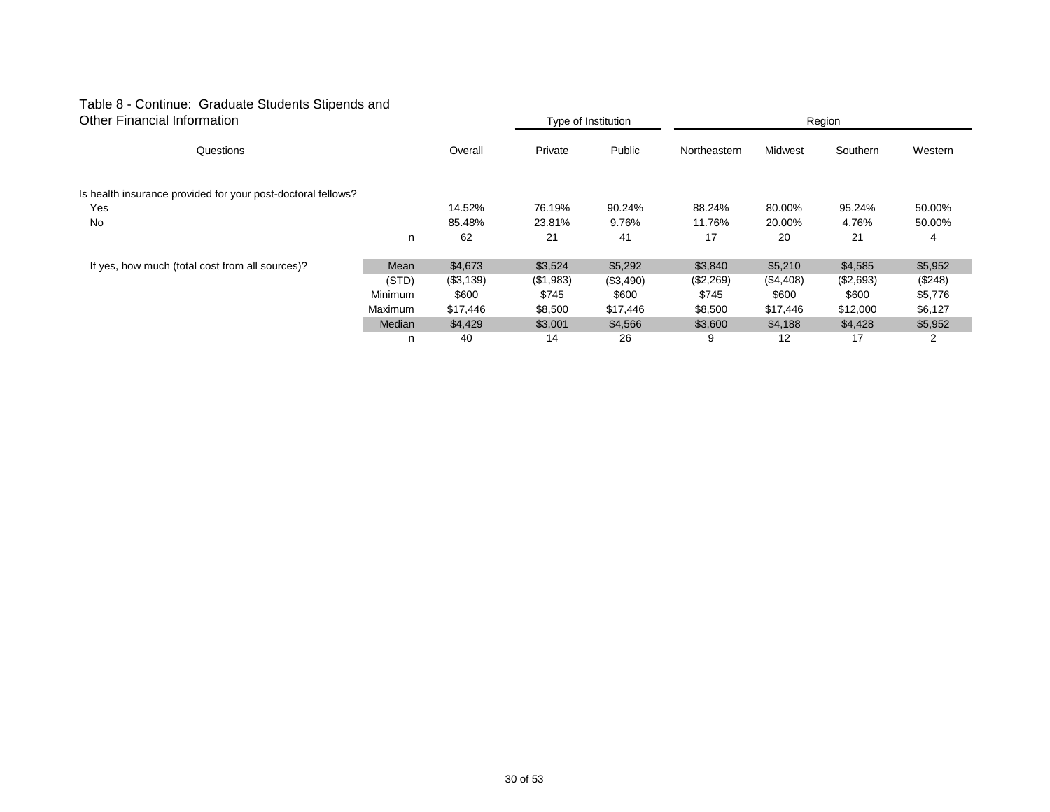## Table 8 - Continue: Graduate Students Stipends and Other Financial Information

| Questions | | Overall | Type of Institution | | Region | | | |
|---|---|---|---|---|---|---|---|---|
| | | | Private | Public | Northeastern | Midwest | Southern | Western |
| Is health insurance provided for your post-doctoral fellows? | | | | | | | | |
| Yes | | 14.52% | 76.19% | 90.24% | 88.24% | 80.00% | 95.24% | 50.00% |
| No | | 85.48% | 23.81% | 9.76% | 11.76% | 20.00% | 4.76% | 50.00% |
| | n | 62 | 21 | 41 | 17 | 20 | 21 | 4 |
| If yes, how much (total cost from all sources)? | Mean | $4,673 | $3,524 | $5,292 | $3,840 | $5,210 | $4,585 | $5,952 |
| | (STD) | ($3,139) | ($1,983) | ($3,490) | ($2,269) | ($4,408) | ($2,693) | ($248) |
| | Minimum | $600 | $745 | $600 | $745 | $600 | $600 | $5,776 |
| | Maximum | $17,446 | $8,500 | $17,446 | $8,500 | $17,446 | $12,000 | $6,127 |
| | Median | $4,429 | $3,001 | $4,566 | $3,600 | $4,188 | $4,428 | $5,952 |
| | n | 40 | 14 | 26 | 9 | 12 | 17 | 2 |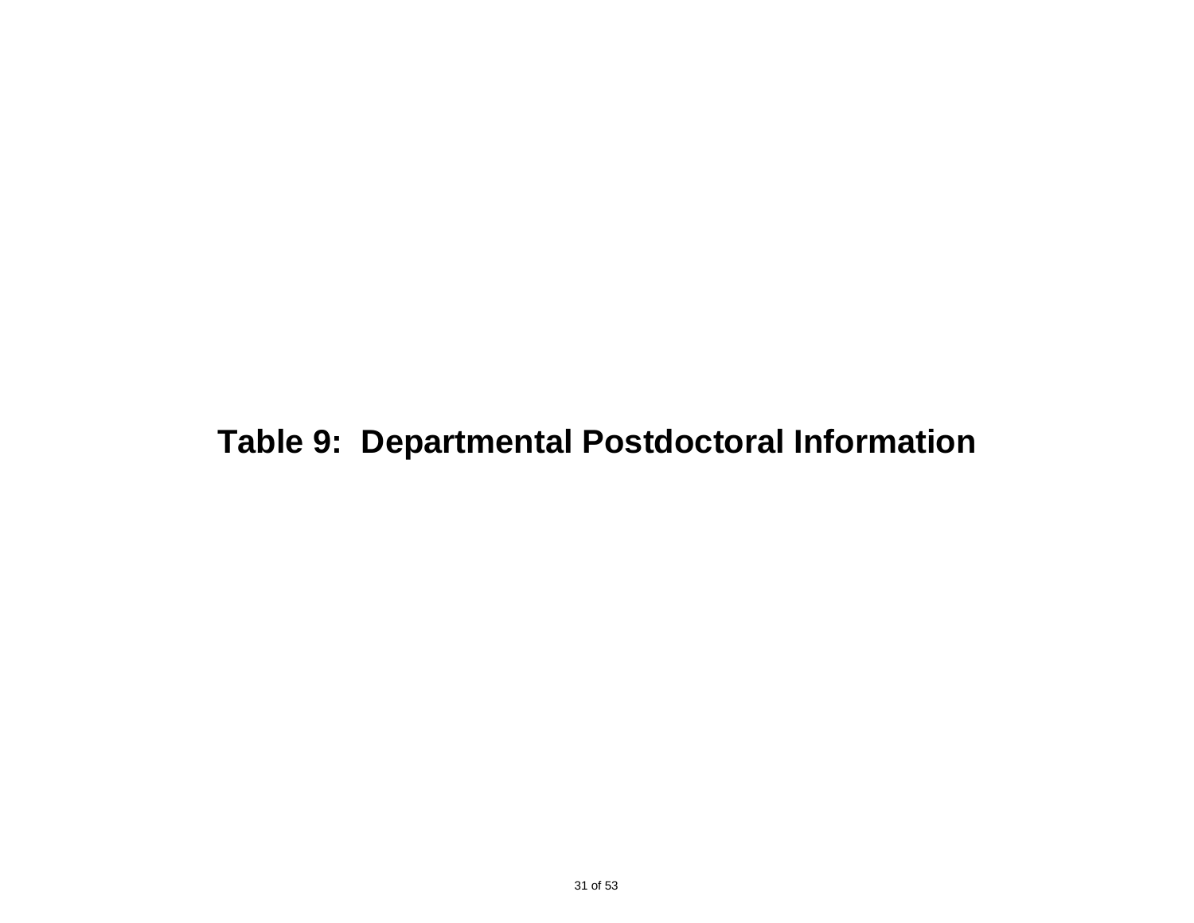# Table 9: Departmental Postdoctoral Information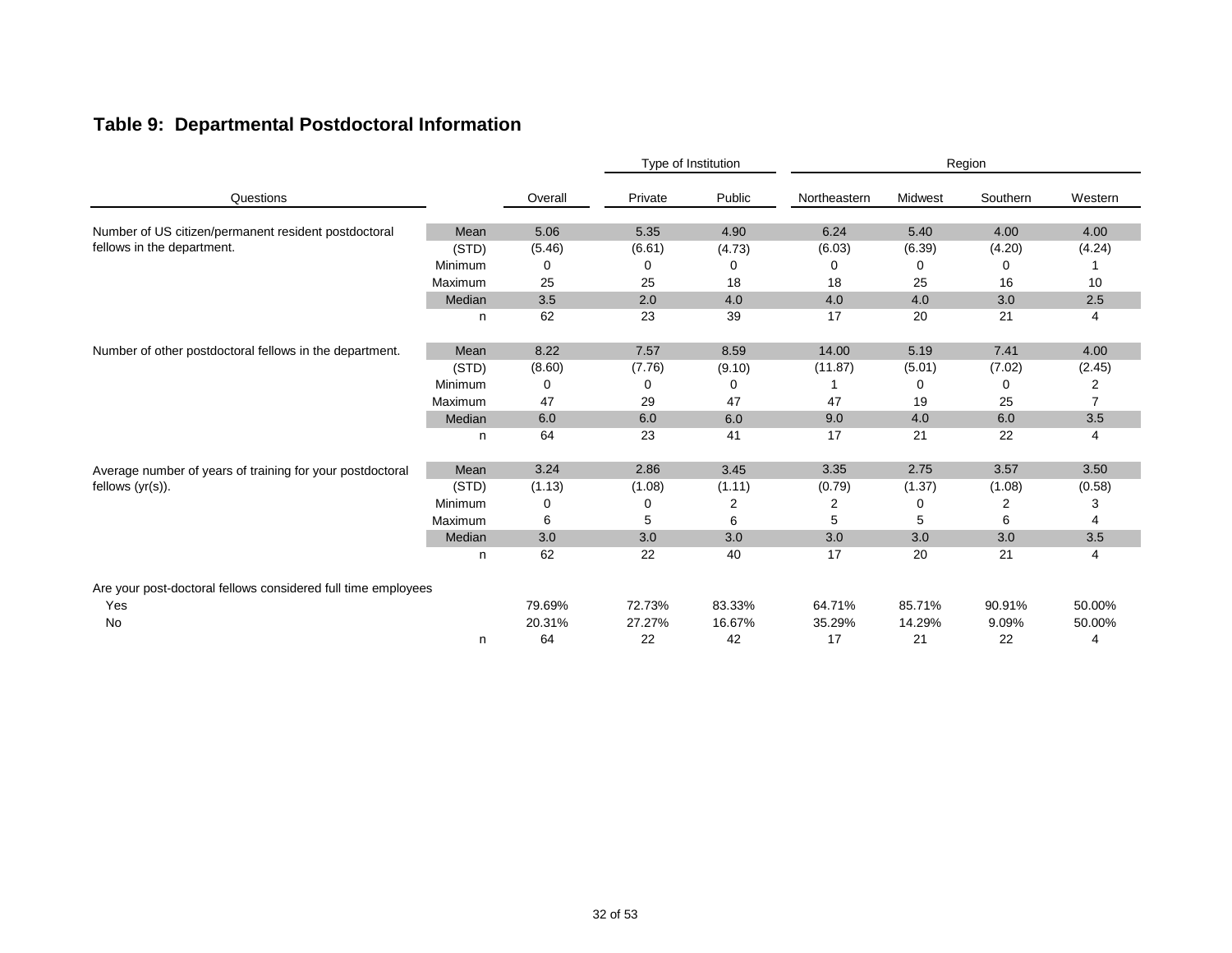## Table 9: Departmental Postdoctoral Information

| Questions | | Overall | Type of Institution | | Region | | | |
|---|---|---|---|---|---|---|---|---|
| | | | Private | Public | Northeastern | Midwest | Southern | Western |
| Number of US citizen/permanent resident postdoctoral fellows in the department. | Mean | 5.06 | 5.35 | 4.90 | 6.24 | 5.40 | 4.00 | 4.00 |
| | (STD) | (5.46) | (6.61) | (4.73) | (6.03) | (6.39) | (4.20) | (4.24) |
| | Minimum | 0 | 0 | 0 | 0 | 0 | 0 | 1 |
| | Maximum | 25 | 25 | 18 | 18 | 25 | 16 | 10 |
| | Median | 3.5 | 2.0 | 4.0 | 4.0 | 4.0 | 3.0 | 2.5 |
| | n | 62 | 23 | 39 | 17 | 20 | 21 | 4 |
| Number of other postdoctoral fellows in the department. | Mean | 8.22 | 7.57 | 8.59 | 14.00 | 5.19 | 7.41 | 4.00 |
| | (STD) | (8.60) | (7.76) | (9.10) | (11.87) | (5.01) | (7.02) | (2.45) |
| | Minimum | 0 | 0 | 0 | 1 | 0 | 0 | 2 |
| | Maximum | 47 | 29 | 47 | 47 | 19 | 25 | 7 |
| | Median | 6.0 | 6.0 | 6.0 | 9.0 | 4.0 | 6.0 | 3.5 |
| | n | 64 | 23 | 41 | 17 | 21 | 22 | 4 |
| Average number of years of training for your postdoctoral fellows (yr(s)). | Mean | 3.24 | 2.86 | 3.45 | 3.35 | 2.75 | 3.57 | 3.50 |
| | (STD) | (1.13) | (1.08) | (1.11) | (0.79) | (1.37) | (1.08) | (0.58) |
| | Minimum | 0 | 0 | 2 | 2 | 0 | 2 | 3 |
| | Maximum | 6 | 5 | 6 | 5 | 5 | 6 | 4 |
| | Median | 3.0 | 3.0 | 3.0 | 3.0 | 3.0 | 3.0 | 3.5 |
| | n | 62 | 22 | 40 | 17 | 20 | 21 | 4 |
| Are your post-doctoral fellows considered full time employees | | | | | | | | |
| Yes | | 79.69% | 72.73% | 83.33% | 64.71% | 85.71% | 90.91% | 50.00% |
| No | | 20.31% | 27.27% | 16.67% | 35.29% | 14.29% | 9.09% | 50.00% |
| | n | 64 | 22 | 42 | 17 | 21 | 22 | 4 |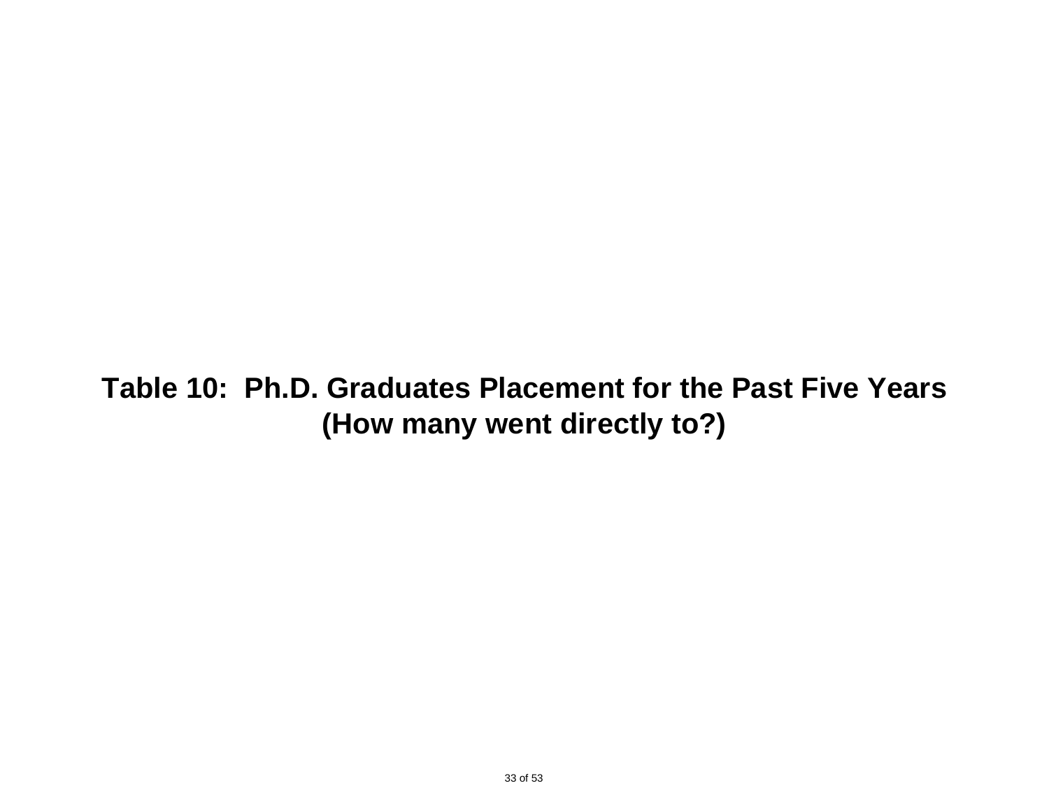# Table 10: Ph.D. Graduates Placement for the Past Five Years (How many went directly to?)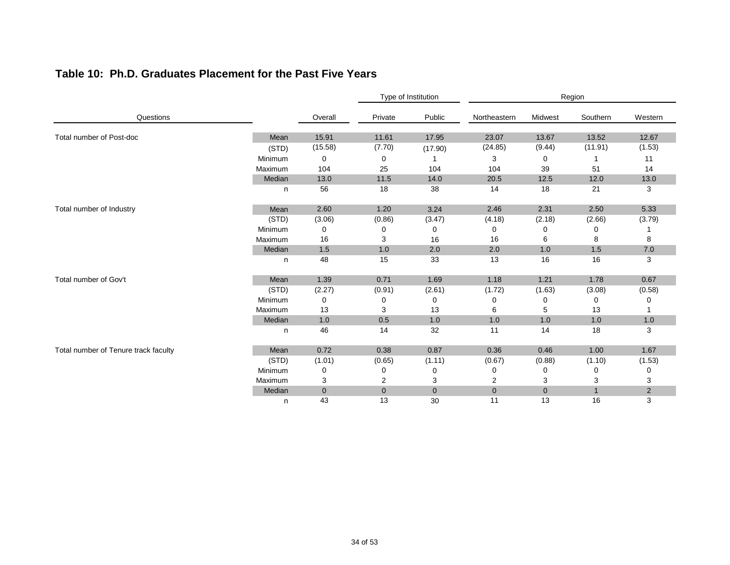## Table 10: Ph.D. Graduates Placement for the Past Five Years

| Questions | | Overall | Type of Institution | | Region | | | |
|---|---|---|---|---|---|---|---|---|
| | | | Private | Public | Northeastern | Midwest | Southern | Western |
| Total number of Post-doc | Mean | 15.91 | 11.61 | 17.95 | 23.07 | 13.67 | 13.52 | 12.67 |
| | (STD) | (15.58) | (7.70) | (17.90) | (24.85) | (9.44) | (11.91) | (1.53) |
| | Minimum | 0 | 0 | 1 | 3 | 0 | 1 | 11 |
| | Maximum | 104 | 25 | 104 | 104 | 39 | 51 | 14 |
| | Median | 13.0 | 11.5 | 14.0 | 20.5 | 12.5 | 12.0 | 13.0 |
| | n | 56 | 18 | 38 | 14 | 18 | 21 | 3 |
| Total number of Industry | Mean | 2.60 | 1.20 | 3.24 | 2.46 | 2.31 | 2.50 | 5.33 |
| | (STD) | (3.06) | (0.86) | (3.47) | (4.18) | (2.18) | (2.66) | (3.79) |
| | Minimum | 0 | 0 | 0 | 0 | 0 | 0 | 1 |
| | Maximum | 16 | 3 | 16 | 16 | 6 | 8 | 8 |
| | Median | 1.5 | 1.0 | 2.0 | 2.0 | 1.0 | 1.5 | 7.0 |
| | n | 48 | 15 | 33 | 13 | 16 | 16 | 3 |
| Total number of Gov't | Mean | 1.39 | 0.71 | 1.69 | 1.18 | 1.21 | 1.78 | 0.67 |
| | (STD) | (2.27) | (0.91) | (2.61) | (1.72) | (1.63) | (3.08) | (0.58) |
| | Minimum | 0 | 0 | 0 | 0 | 0 | 0 | 0 |
| | Maximum | 13 | 3 | 13 | 6 | 5 | 13 | 1 |
| | Median | 1.0 | 0.5 | 1.0 | 1.0 | 1.0 | 1.0 | 1.0 |
| | n | 46 | 14 | 32 | 11 | 14 | 18 | 3 |
| Total number of Tenure track faculty | Mean | 0.72 | 0.38 | 0.87 | 0.36 | 0.46 | 1.00 | 1.67 |
| | (STD) | (1.01) | (0.65) | (1.11) | (0.67) | (0.88) | (1.10) | (1.53) |
| | Minimum | 0 | 0 | 0 | 0 | 0 | 0 | 0 |
| | Maximum | 3 | 2 | 3 | 2 | 3 | 3 | 3 |
| | Median | 0 | 0 | 0 | 0 | 0 | 1 | 2 |
| | n | 43 | 13 | 30 | 11 | 13 | 16 | 3 |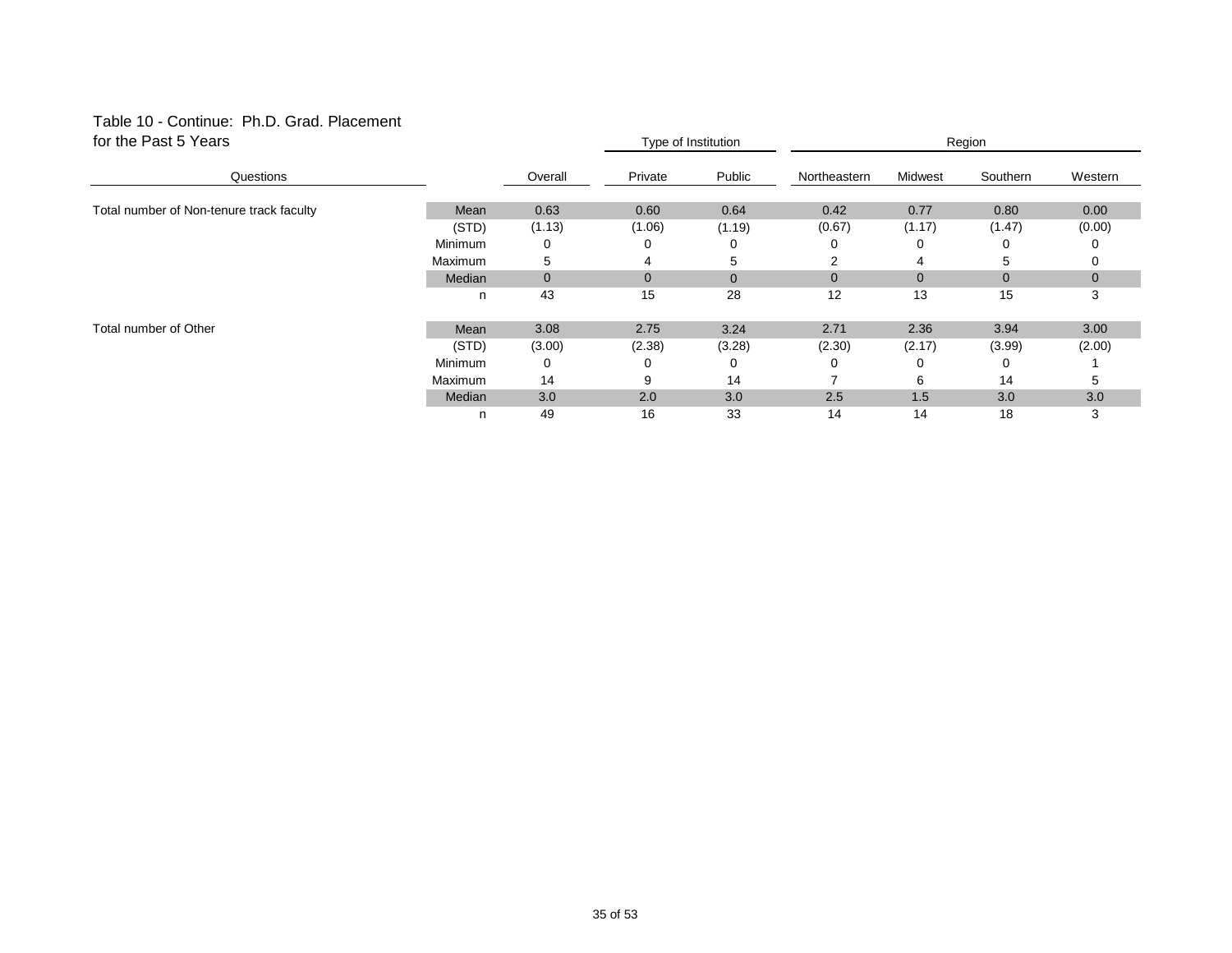Table 10 - Continue: Ph.D. Grad. Placement for the Past 5 Years

| Questions | | Overall | Type of Institution | | Region | | | |
|---|---|---|---|---|---|---|---|---|
| | | | Private | Public | Northeastern | Midwest | Southern | Western |
| Total number of Non-tenure track faculty | Mean | 0.63 | 0.60 | 0.64 | 0.42 | 0.77 | 0.80 | 0.00 |
| | (STD) | (1.13) | (1.06) | (1.19) | (0.67) | (1.17) | (1.47) | (0.00) |
| | Minimum | 0 | 0 | 0 | 0 | 0 | 0 | 0 |
| | Maximum | 5 | 4 | 5 | 2 | 4 | 5 | 0 |
| | Median | 0 | 0 | 0 | 0 | 0 | 0 | 0 |
| | n | 43 | 15 | 28 | 12 | 13 | 15 | 3 |
| Total number of Other | Mean | 3.08 | 2.75 | 3.24 | 2.71 | 2.36 | 3.94 | 3.00 |
| | (STD) | (3.00) | (2.38) | (3.28) | (2.30) | (2.17) | (3.99) | (2.00) |
| | Minimum | 0 | 0 | 0 | 0 | 0 | 0 | 1 |
| | Maximum | 14 | 9 | 14 | 7 | 6 | 14 | 5 |
| | Median | 3.0 | 2.0 | 3.0 | 2.5 | 1.5 | 3.0 | 3.0 |
| | n | 49 | 16 | 33 | 14 | 14 | 18 | 3 |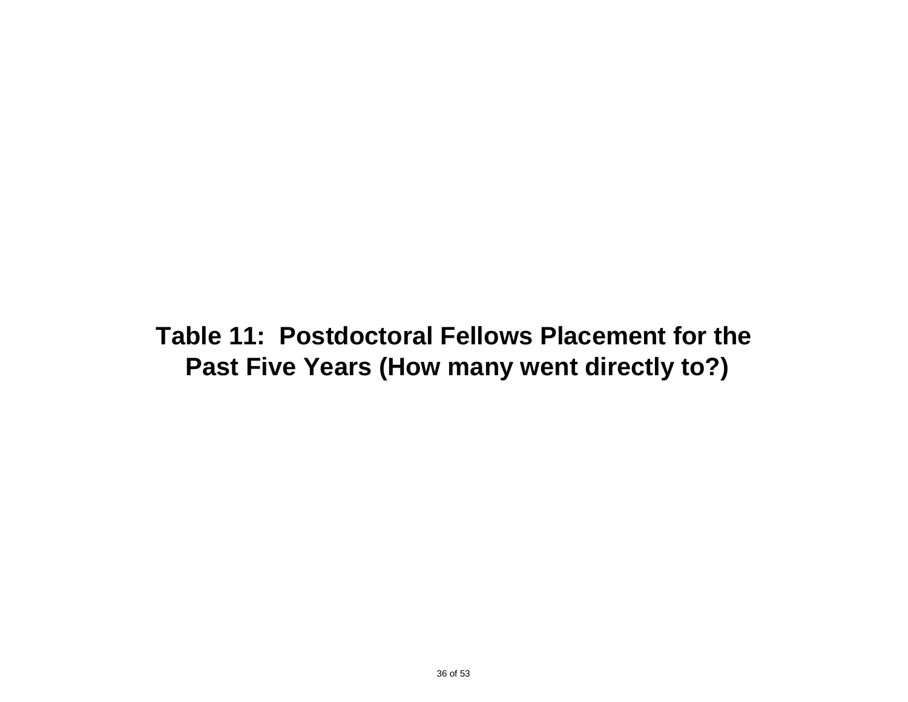# Table 11: Postdoctoral Fellows Placement for the Past Five Years (How many went directly to?)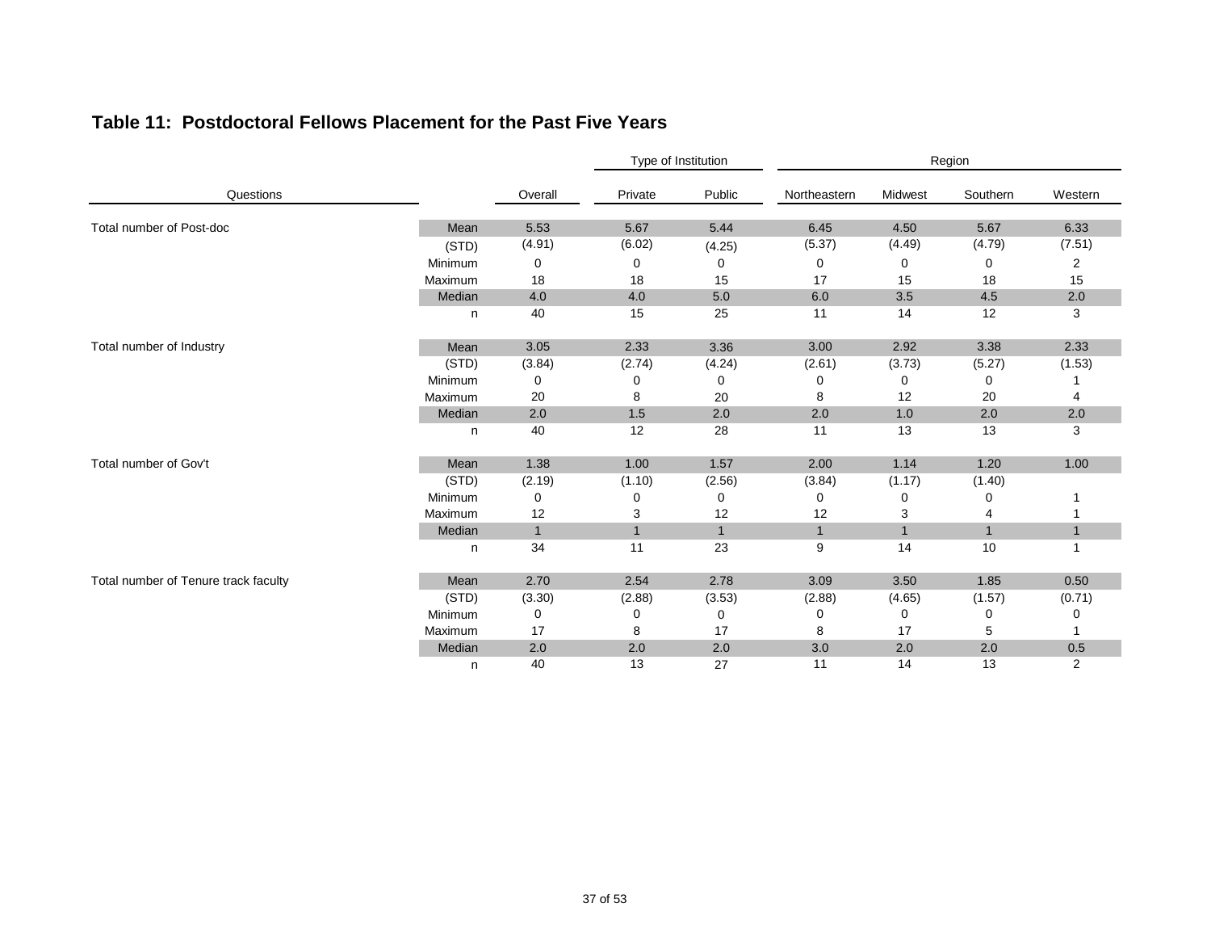## Table 11: Postdoctoral Fellows Placement for the Past Five Years

| Questions | | Overall | Type of Institution | | Region | | | |
|---|---|---|---|---|---|---|---|---|
| | | | Private | Public | Northeastern | Midwest | Southern | Western |
| Total number of Post-doc | Mean | 5.53 | 5.67 | 5.44 | 6.45 | 4.50 | 5.67 | 6.33 |
| | (STD) | (4.91) | (6.02) | (4.25) | (5.37) | (4.49) | (4.79) | (7.51) |
| | Minimum | 0 | 0 | 0 | 0 | 0 | 0 | 2 |
| | Maximum | 18 | 18 | 15 | 17 | 15 | 18 | 15 |
| | Median | 4.0 | 4.0 | 5.0 | 6.0 | 3.5 | 4.5 | 2.0 |
| | n | 40 | 15 | 25 | 11 | 14 | 12 | 3 |
| Total number of Industry | Mean | 3.05 | 2.33 | 3.36 | 3.00 | 2.92 | 3.38 | 2.33 |
| | (STD) | (3.84) | (2.74) | (4.24) | (2.61) | (3.73) | (5.27) | (1.53) |
| | Minimum | 0 | 0 | 0 | 0 | 0 | 0 | 1 |
| | Maximum | 20 | 8 | 20 | 8 | 12 | 20 | 4 |
| | Median | 2.0 | 1.5 | 2.0 | 2.0 | 1.0 | 2.0 | 2.0 |
| | n | 40 | 12 | 28 | 11 | 13 | 13 | 3 |
| Total number of Gov't | Mean | 1.38 | 1.00 | 1.57 | 2.00 | 1.14 | 1.20 | 1.00 |
| | (STD) | (2.19) | (1.10) | (2.56) | (3.84) | (1.17) | (1.40) | |
| | Minimum | 0 | 0 | 0 | 0 | 0 | 0 | 1 |
| | Maximum | 12 | 3 | 12 | 12 | 3 | 4 | 1 |
| | Median | 1 | 1 | 1 | 1 | 1 | 1 | 1 |
| | n | 34 | 11 | 23 | 9 | 14 | 10 | 1 |
| Total number of Tenure track faculty | Mean | 2.70 | 2.54 | 2.78 | 3.09 | 3.50 | 1.85 | 0.50 |
| | (STD) | (3.30) | (2.88) | (3.53) | (2.88) | (4.65) | (1.57) | (0.71) |
| | Minimum | 0 | 0 | 0 | 0 | 0 | 0 | 0 |
| | Maximum | 17 | 8 | 17 | 8 | 17 | 5 | 1 |
| | Median | 2.0 | 2.0 | 2.0 | 3.0 | 2.0 | 2.0 | 0.5 |
| | n | 40 | 13 | 27 | 11 | 14 | 13 | 2 |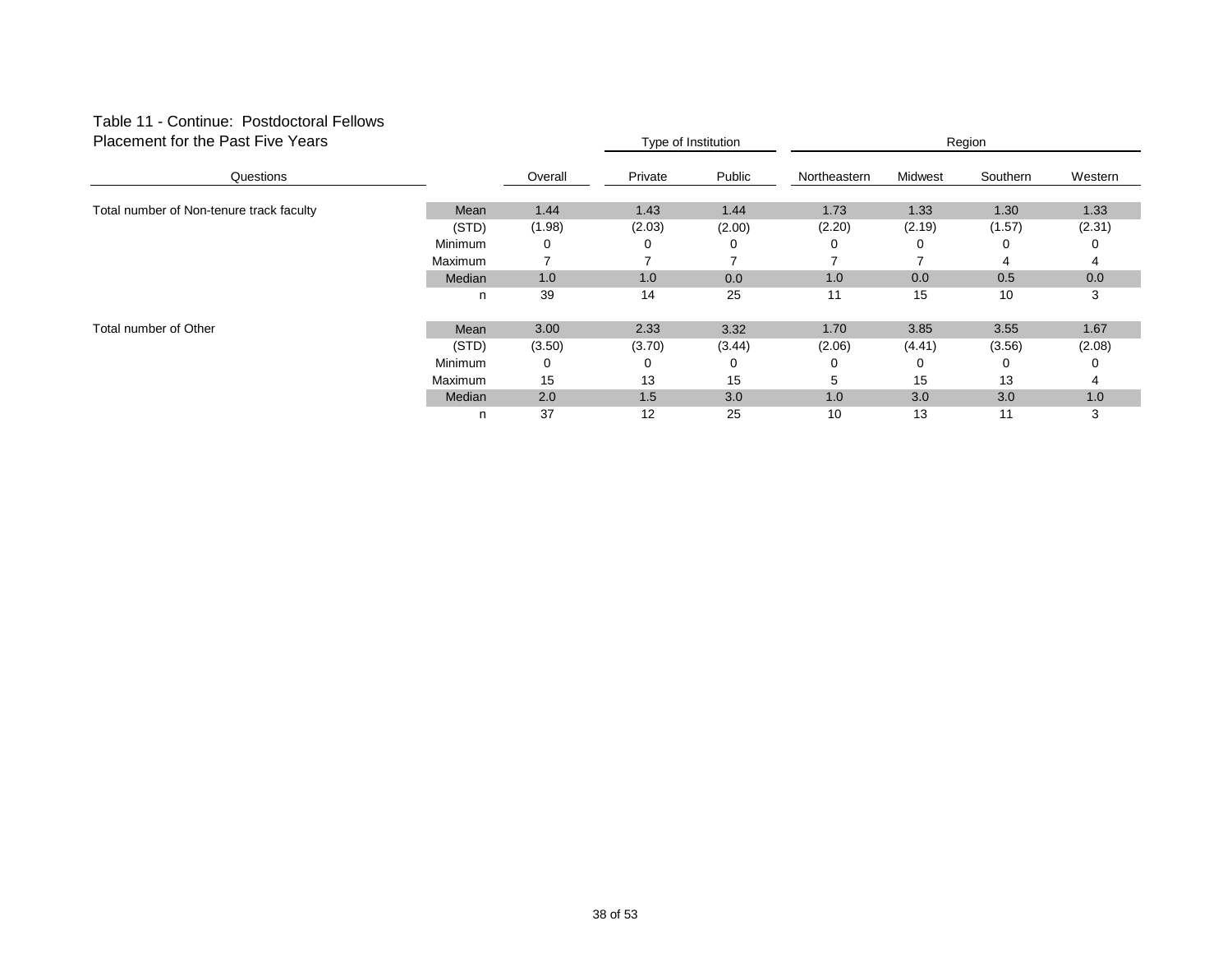# Table 11 - Continue: Postdoctoral Fellows Placement for the Past Five Years

| Questions | | Overall | Type of Institution | | Region | | | |
|---|---|---|---|---|---|---|---|---|
| | | | Private | Public | Northeastern | Midwest | Southern | Western |
| Total number of Non-tenure track faculty | Mean | 1.44 | 1.43 | 1.44 | 1.73 | 1.33 | 1.30 | 1.33 |
| | (STD) | (1.98) | (2.03) | (2.00) | (2.20) | (2.19) | (1.57) | (2.31) |
| | Minimum | 0 | 0 | 0 | 0 | 0 | 0 | 0 |
| | Maximum | 7 | 7 | 7 | 7 | 7 | 4 | 4 |
| | Median | 1.0 | 1.0 | 0.0 | 1.0 | 0.0 | 0.5 | 0.0 |
| | n | 39 | 14 | 25 | 11 | 15 | 10 | 3 |
| Total number of Other | Mean | 3.00 | 2.33 | 3.32 | 1.70 | 3.85 | 3.55 | 1.67 |
| | (STD) | (3.50) | (3.70) | (3.44) | (2.06) | (4.41) | (3.56) | (2.08) |
| | Minimum | 0 | 0 | 0 | 0 | 0 | 0 | 0 |
| | Maximum | 15 | 13 | 15 | 5 | 15 | 13 | 4 |
| | Median | 2.0 | 1.5 | 3.0 | 1.0 | 3.0 | 3.0 | 1.0 |
| | n | 37 | 12 | 25 | 10 | 13 | 11 | 3 |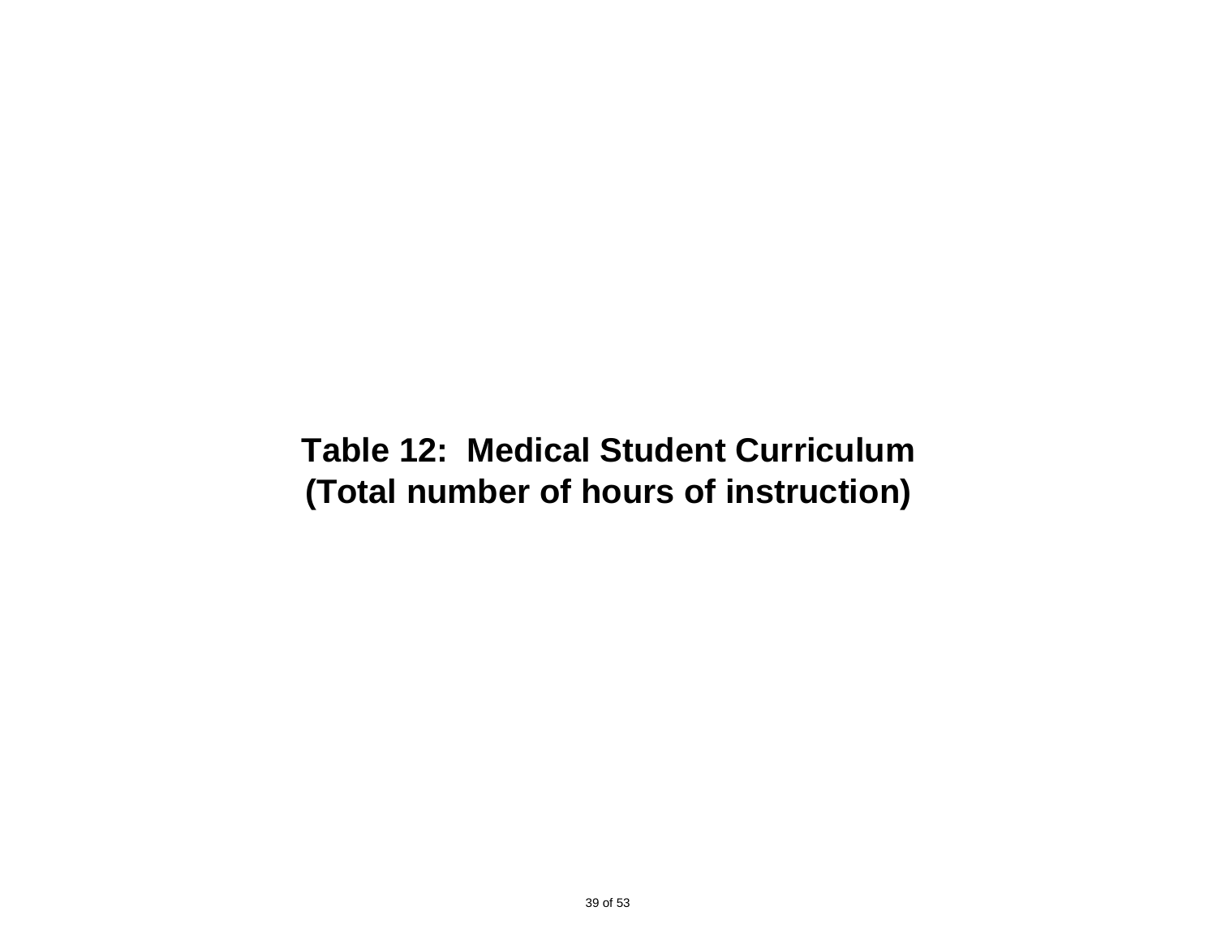# Table 12: Medical Student Curriculum (Total number of hours of instruction)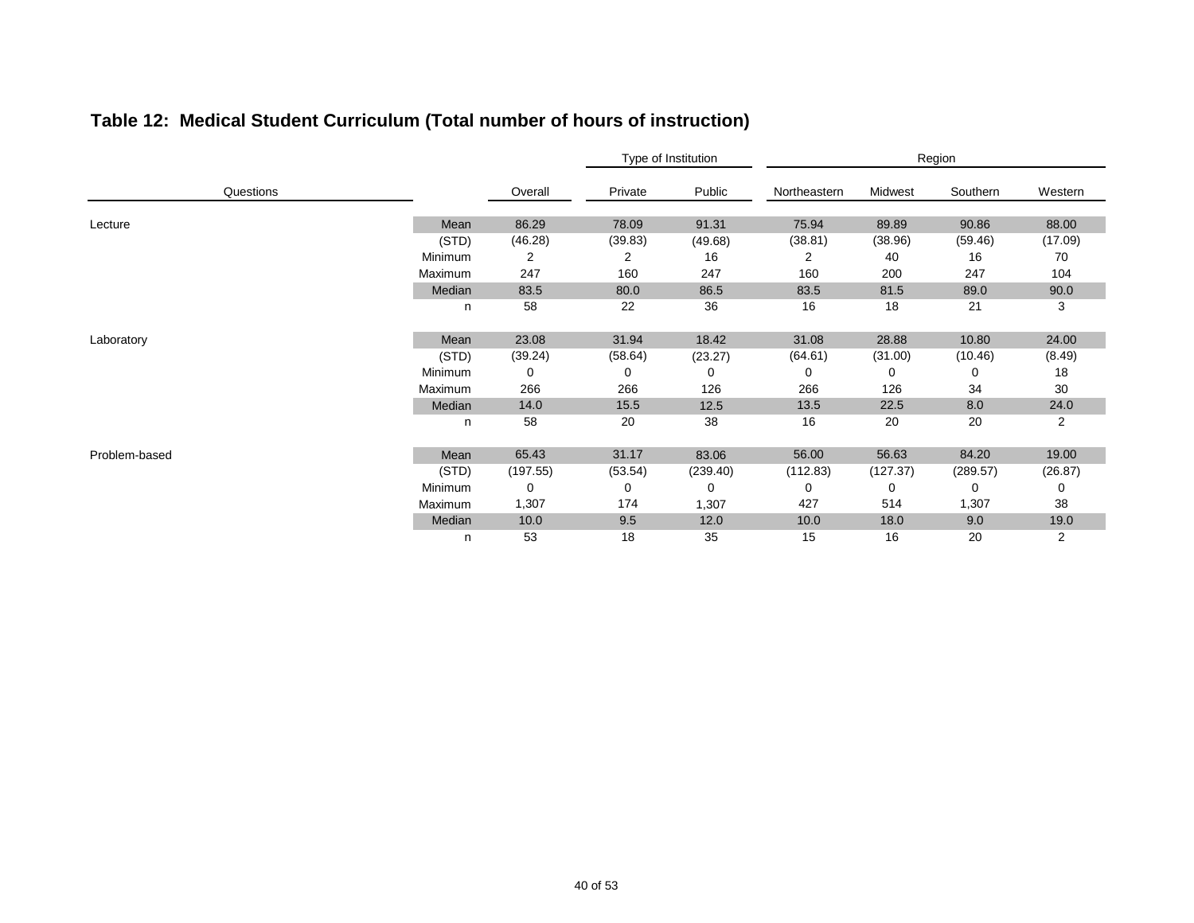## Table 12: Medical Student Curriculum (Total number of hours of instruction)

| Questions | | Overall | Type of Institution | | Region | | | |
|---|---|---|---|---|---|---|---|---|
| | | | Private | Public | Northeastern | Midwest | Southern | Western |
| Lecture | Mean | 86.29 | 78.09 | 91.31 | 75.94 | 89.89 | 90.86 | 88.00 |
| | (STD) | (46.28) | (39.83) | (49.68) | (38.81) | (38.96) | (59.46) | (17.09) |
| | Minimum | 2 | 2 | 16 | 2 | 40 | 16 | 70 |
| | Maximum | 247 | 160 | 247 | 160 | 200 | 247 | 104 |
| | Median | 83.5 | 80.0 | 86.5 | 83.5 | 81.5 | 89.0 | 90.0 |
| | n | 58 | 22 | 36 | 16 | 18 | 21 | 3 |
| Laboratory | Mean | 23.08 | 31.94 | 18.42 | 31.08 | 28.88 | 10.80 | 24.00 |
| | (STD) | (39.24) | (58.64) | (23.27) | (64.61) | (31.00) | (10.46) | (8.49) |
| | Minimum | 0 | 0 | 0 | 0 | 0 | 0 | 18 |
| | Maximum | 266 | 266 | 126 | 266 | 126 | 34 | 30 |
| | Median | 14.0 | 15.5 | 12.5 | 13.5 | 22.5 | 8.0 | 24.0 |
| | n | 58 | 20 | 38 | 16 | 20 | 20 | 2 |
| Problem-based | Mean | 65.43 | 31.17 | 83.06 | 56.00 | 56.63 | 84.20 | 19.00 |
| | (STD) | (197.55) | (53.54) | (239.40) | (112.83) | (127.37) | (289.57) | (26.87) |
| | Minimum | 0 | 0 | 0 | 0 | 0 | 0 | 0 |
| | Maximum | 1,307 | 174 | 1,307 | 427 | 514 | 1,307 | 38 |
| | Median | 10.0 | 9.5 | 12.0 | 10.0 | 18.0 | 9.0 | 19.0 |
| | n | 53 | 18 | 35 | 15 | 16 | 20 | 2 |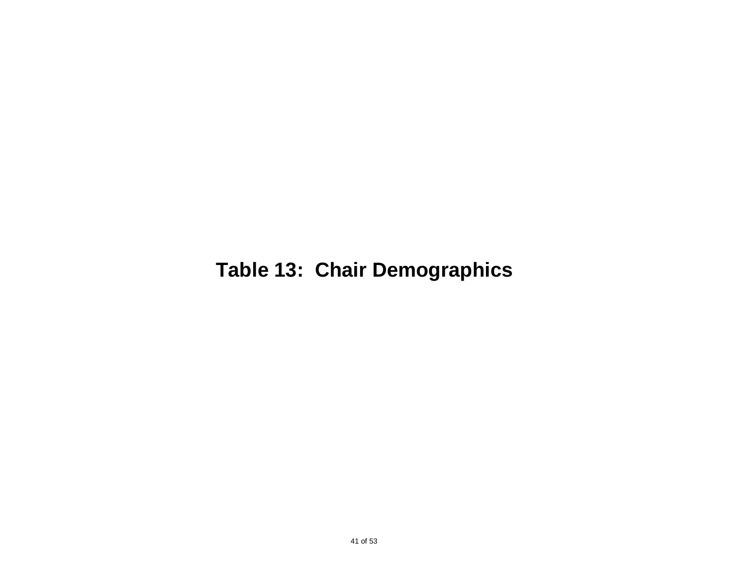# Table 13: Chair Demographics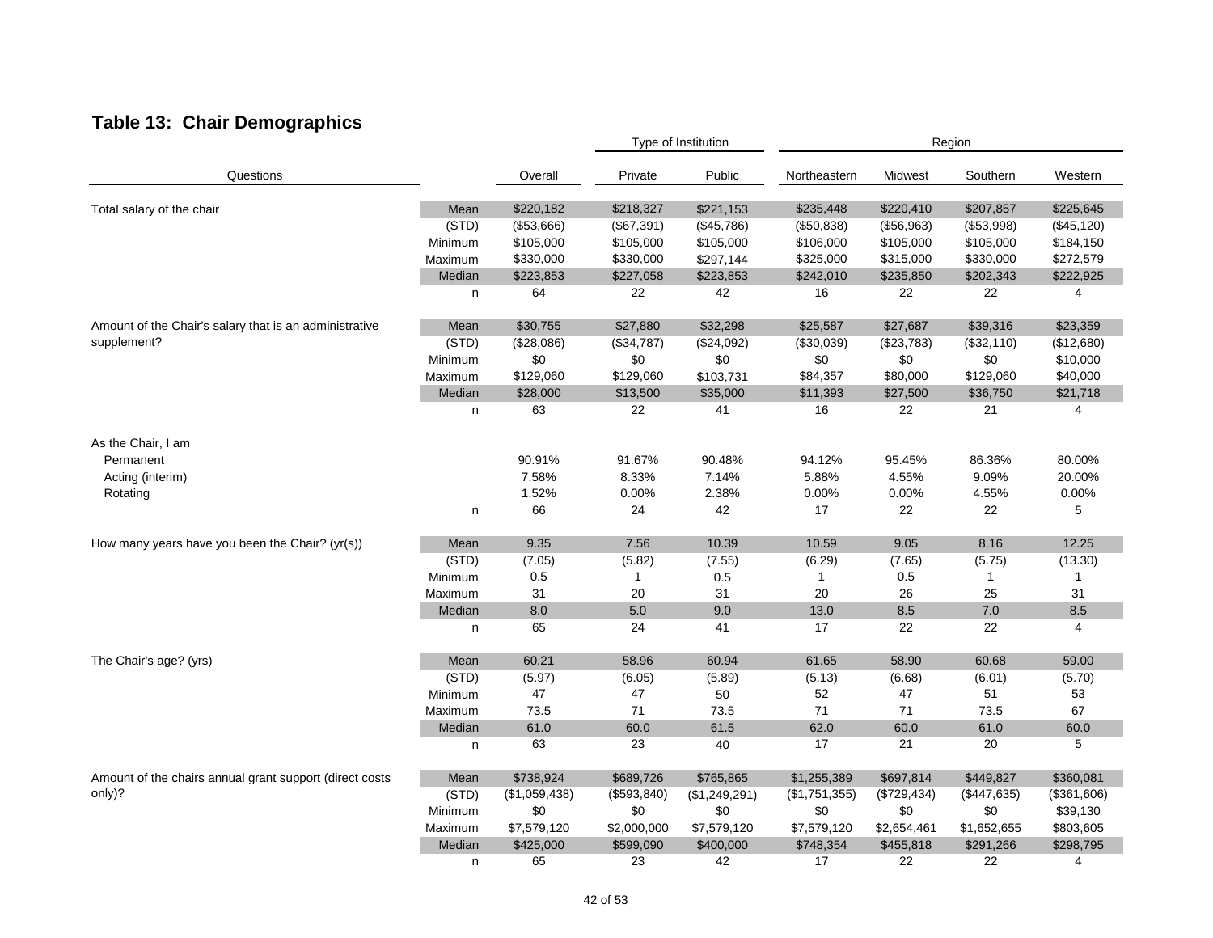## Table 13: Chair Demographics

| Questions | | Overall | Type of Institution | | Region | | | |
|---|---|---|---|---|---|---|---|---|
| | | | Private | Public | Northeastern | Midwest | Southern | Western |
| Total salary of the chair | Mean | $220,182 | $218,327 | $221,153 | $235,448 | $220,410 | $207,857 | $225,645 |
| | (STD) | ($53,666) | ($67,391) | ($45,786) | ($50,838) | ($56,963) | ($53,998) | ($45,120) |
| | Minimum | $105,000 | $105,000 | $105,000 | $106,000 | $105,000 | $105,000 | $184,150 |
| | Maximum | $330,000 | $330,000 | $297,144 | $325,000 | $315,000 | $330,000 | $272,579 |
| | Median | $223,853 | $227,058 | $223,853 | $242,010 | $235,850 | $202,343 | $222,925 |
| | n | 64 | 22 | 42 | 16 | 22 | 22 | 4 |
| Amount of the Chair's salary that is an administrative supplement? | Mean | $30,755 | $27,880 | $32,298 | $25,587 | $27,687 | $39,316 | $23,359 |
| | (STD) | ($28,086) | ($34,787) | ($24,092) | ($30,039) | ($23,783) | ($32,110) | ($12,680) |
| | Minimum | $0 | $0 | $0 | $0 | $0 | $0 | $10,000 |
| | Maximum | $129,060 | $129,060 | $103,731 | $84,357 | $80,000 | $129,060 | $40,000 |
| | Median | $28,000 | $13,500 | $35,000 | $11,393 | $27,500 | $36,750 | $21,718 |
| | n | 63 | 22 | 41 | 16 | 22 | 21 | 4 |
| As the Chair, I am | | | | | | | | |
| Permanent | | 90.91% | 91.67% | 90.48% | 94.12% | 95.45% | 86.36% | 80.00% |
| Acting (interim) | | 7.58% | 8.33% | 7.14% | 5.88% | 4.55% | 9.09% | 20.00% |
| Rotating | | 1.52% | 0.00% | 2.38% | 0.00% | 0.00% | 4.55% | 0.00% |
| | n | 66 | 24 | 42 | 17 | 22 | 22 | 5 |
| How many years have you been the Chair? (yr(s)) | Mean | 9.35 | 7.56 | 10.39 | 10.59 | 9.05 | 8.16 | 12.25 |
| | (STD) | (7.05) | (5.82) | (7.55) | (6.29) | (7.65) | (5.75) | (13.30) |
| | Minimum | 0.5 | 1 | 0.5 | 1 | 0.5 | 1 | 1 |
| | Maximum | 31 | 20 | 31 | 20 | 26 | 25 | 31 |
| | Median | 8.0 | 5.0 | 9.0 | 13.0 | 8.5 | 7.0 | 8.5 |
| | n | 65 | 24 | 41 | 17 | 22 | 22 | 4 |
| The Chair's age? (yrs) | Mean | 60.21 | 58.96 | 60.94 | 61.65 | 58.90 | 60.68 | 59.00 |
| | (STD) | (5.97) | (6.05) | (5.89) | (5.13) | (6.68) | (6.01) | (5.70) |
| | Minimum | 47 | 47 | 50 | 52 | 47 | 51 | 53 |
| | Maximum | 73.5 | 71 | 73.5 | 71 | 71 | 73.5 | 67 |
| | Median | 61.0 | 60.0 | 61.5 | 62.0 | 60.0 | 61.0 | 60.0 |
| | n | 63 | 23 | 40 | 17 | 21 | 20 | 5 |
| Amount of the chairs annual grant support (direct costs only)? | Mean | $738,924 | $689,726 | $765,865 | $1,255,389 | $697,814 | $449,827 | $360,081 |
| | (STD) | ($1,059,438) | ($593,840) | ($1,249,291) | ($1,751,355) | ($729,434) | ($447,635) | ($361,606) |
| | Minimum | $0 | $0 | $0 | $0 | $0 | $0 | $39,130 |
| | Maximum | $7,579,120 | $2,000,000 | $7,579,120 | $7,579,120 | $2,654,461 | $1,652,655 | $803,605 |
| | Median | $425,000 | $599,090 | $400,000 | $748,354 | $455,818 | $291,266 | $298,795 |
| | n | 65 | 23 | 42 | 17 | 22 | 22 | 4 |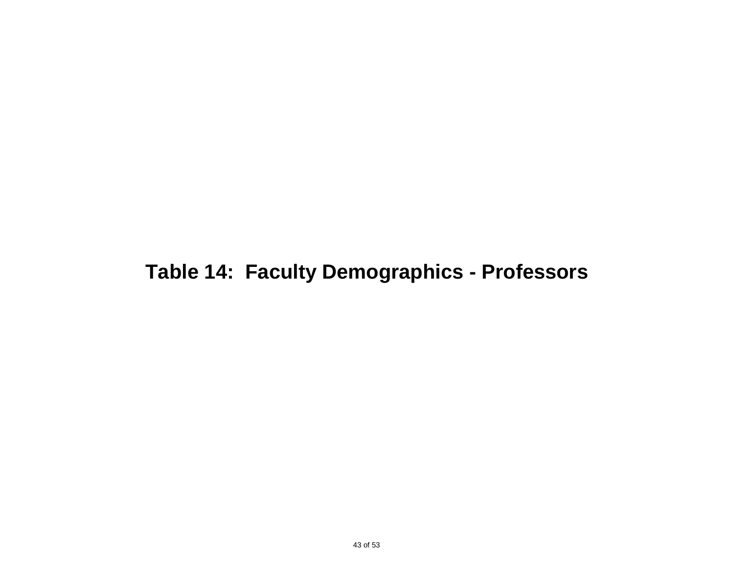# Table 14: Faculty Demographics - Professors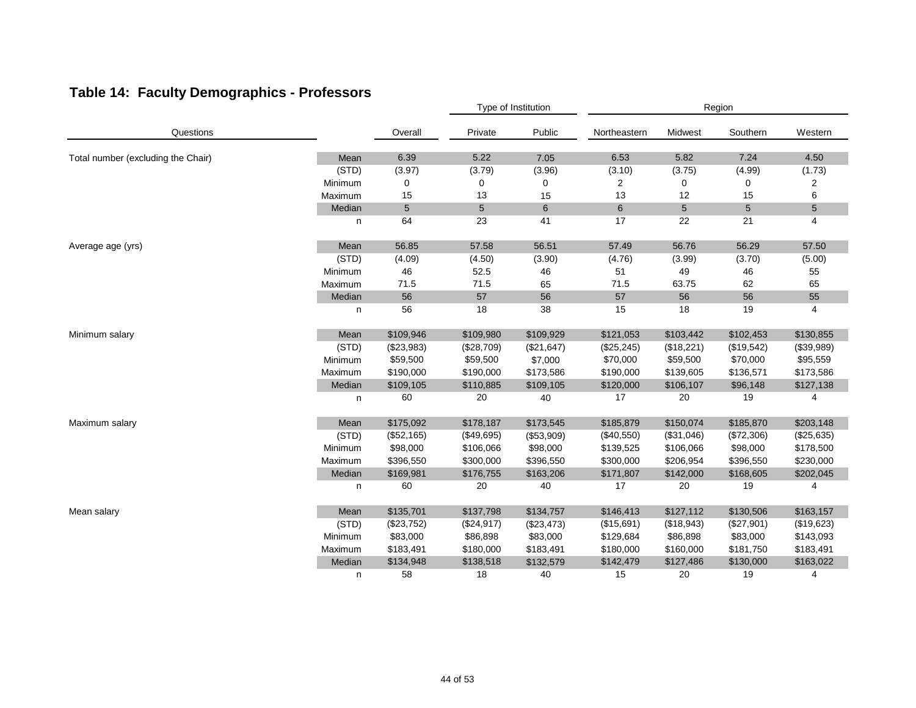## Table 14: Faculty Demographics - Professors

| Questions | | Overall | Type of Institution | | Region | | | |
|---|---|---|---|---|---|---|---|---|
| | | | Private | Public | Northeastern | Midwest | Southern | Western |
| Total number (excluding the Chair) | Mean | 6.39 | 5.22 | 7.05 | 6.53 | 5.82 | 7.24 | 4.50 |
| | (STD) | (3.97) | (3.79) | (3.96) | (3.10) | (3.75) | (4.99) | (1.73) |
| | Minimum | 0 | 0 | 0 | 2 | 0 | 0 | 2 |
| | Maximum | 15 | 13 | 15 | 13 | 12 | 15 | 6 |
| | Median | 5 | 5 | 6 | 6 | 5 | 5 | 5 |
| | n | 64 | 23 | 41 | 17 | 22 | 21 | 4 |
| Average age (yrs) | Mean | 56.85 | 57.58 | 56.51 | 57.49 | 56.76 | 56.29 | 57.50 |
| | (STD) | (4.09) | (4.50) | (3.90) | (4.76) | (3.99) | (3.70) | (5.00) |
| | Minimum | 46 | 52.5 | 46 | 51 | 49 | 46 | 55 |
| | Maximum | 71.5 | 71.5 | 65 | 71.5 | 63.75 | 62 | 65 |
| | Median | 56 | 57 | 56 | 57 | 56 | 56 | 55 |
| | n | 56 | 18 | 38 | 15 | 18 | 19 | 4 |
| Minimum salary | Mean | $109,946 | $109,980 | $109,929 | $121,053 | $103,442 | $102,453 | $130,855 |
| | (STD) | ($23,983) | ($28,709) | ($21,647) | ($25,245) | ($18,221) | ($19,542) | ($39,989) |
| | Minimum | $59,500 | $59,500 | $7,000 | $70,000 | $59,500 | $70,000 | $95,559 |
| | Maximum | $190,000 | $190,000 | $173,586 | $190,000 | $139,605 | $136,571 | $173,586 |
| | Median | $109,105 | $110,885 | $109,105 | $120,000 | $106,107 | $96,148 | $127,138 |
| | n | 60 | 20 | 40 | 17 | 20 | 19 | 4 |
| Maximum salary | Mean | $175,092 | $178,187 | $173,545 | $185,879 | $150,074 | $185,870 | $203,148 |
| | (STD) | ($52,165) | ($49,695) | ($53,909) | ($40,550) | ($31,046) | ($72,306) | ($25,635) |
| | Minimum | $98,000 | $106,066 | $98,000 | $139,525 | $106,066 | $98,000 | $178,500 |
| | Maximum | $396,550 | $300,000 | $396,550 | $300,000 | $206,954 | $396,550 | $230,000 |
| | Median | $169,981 | $176,755 | $163,206 | $171,807 | $142,000 | $168,605 | $202,045 |
| | n | 60 | 20 | 40 | 17 | 20 | 19 | 4 |
| Mean salary | Mean | $135,701 | $137,798 | $134,757 | $146,413 | $127,112 | $130,506 | $163,157 |
| | (STD) | ($23,752) | ($24,917) | ($23,473) | ($15,691) | ($18,943) | ($27,901) | ($19,623) |
| | Minimum | $83,000 | $86,898 | $83,000 | $129,684 | $86,898 | $83,000 | $143,093 |
| | Maximum | $183,491 | $180,000 | $183,491 | $180,000 | $160,000 | $181,750 | $183,491 |
| | Median | $134,948 | $138,518 | $132,579 | $142,479 | $127,486 | $130,000 | $163,022 |
| | n | 58 | 18 | 40 | 15 | 20 | 19 | 4 |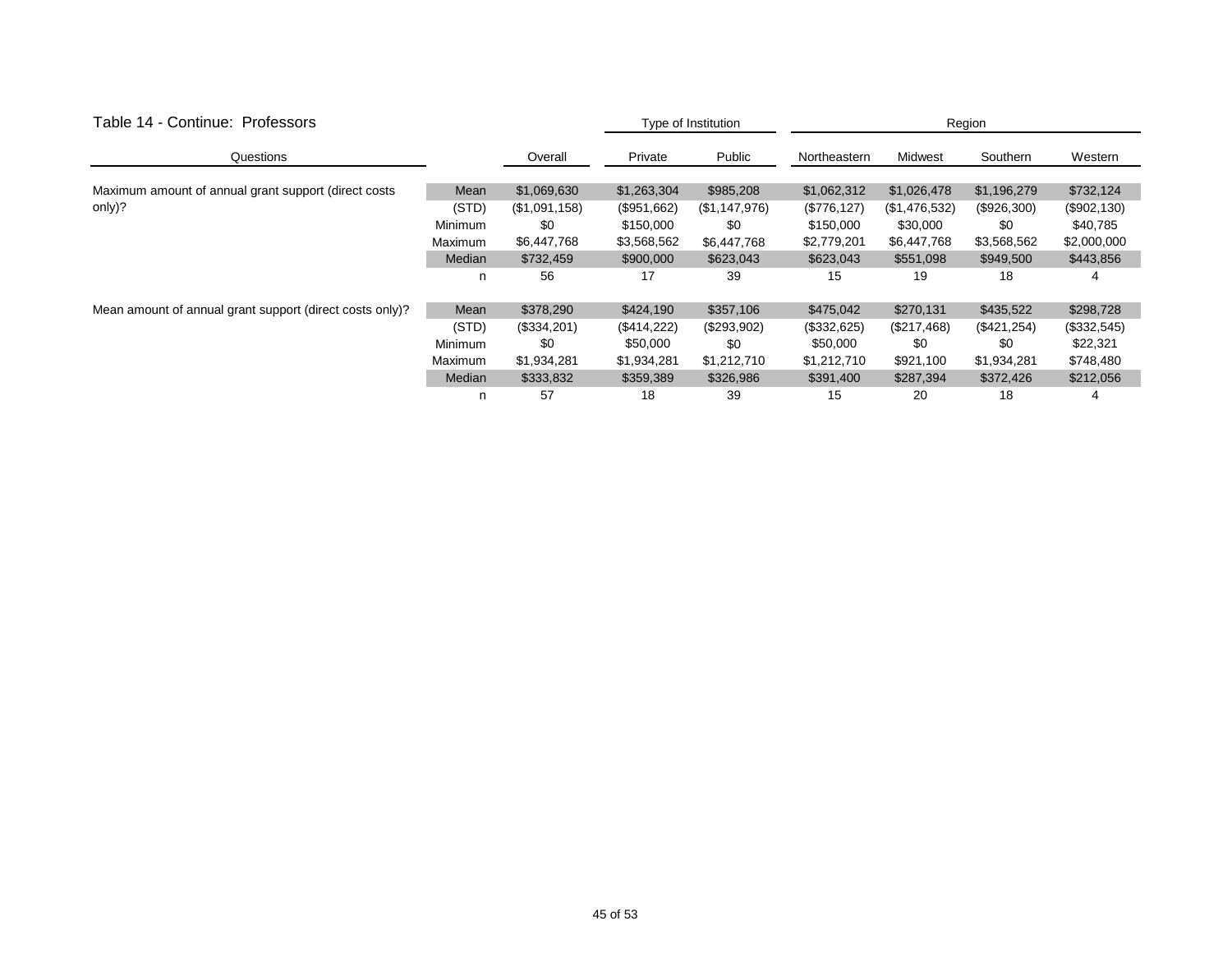## Table 14 - Continue:  Professors

| Questions | | Overall | Type of Institution | | Region | | | |
|---|---|---|---|---|---|---|---|---|
| | | | Private | Public | Northeastern | Midwest | Southern | Western |
| Maximum amount of annual grant support (direct costs only)? | Mean | $1,069,630 | $1,263,304 | $985,208 | $1,062,312 | $1,026,478 | $1,196,279 | $732,124 |
| | (STD) | ($1,091,158) | ($951,662) | ($1,147,976) | ($776,127) | ($1,476,532) | ($926,300) | ($902,130) |
| | Minimum | $0 | $150,000 | $0 | $150,000 | $30,000 | $0 | $40,785 |
| | Maximum | $6,447,768 | $3,568,562 | $6,447,768 | $2,779,201 | $6,447,768 | $3,568,562 | $2,000,000 |
| | Median | $732,459 | $900,000 | $623,043 | $623,043 | $551,098 | $949,500 | $443,856 |
| | n | 56 | 17 | 39 | 15 | 19 | 18 | 4 |
| Mean amount of annual grant support (direct costs only)? | Mean | $378,290 | $424,190 | $357,106 | $475,042 | $270,131 | $435,522 | $298,728 |
| | (STD) | ($334,201) | ($414,222) | ($293,902) | ($332,625) | ($217,468) | ($421,254) | ($332,545) |
| | Minimum | $0 | $50,000 | $0 | $50,000 | $0 | $0 | $22,321 |
| | Maximum | $1,934,281 | $1,934,281 | $1,212,710 | $1,212,710 | $921,100 | $1,934,281 | $748,480 |
| | Median | $333,832 | $359,389 | $326,986 | $391,400 | $287,394 | $372,426 | $212,056 |
| | n | 57 | 18 | 39 | 15 | 20 | 18 | 4 |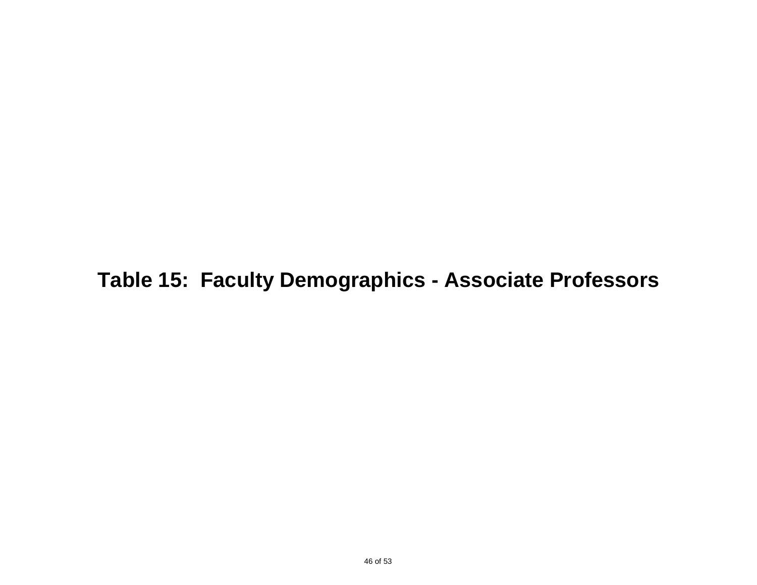# Table 15: Faculty Demographics - Associate Professors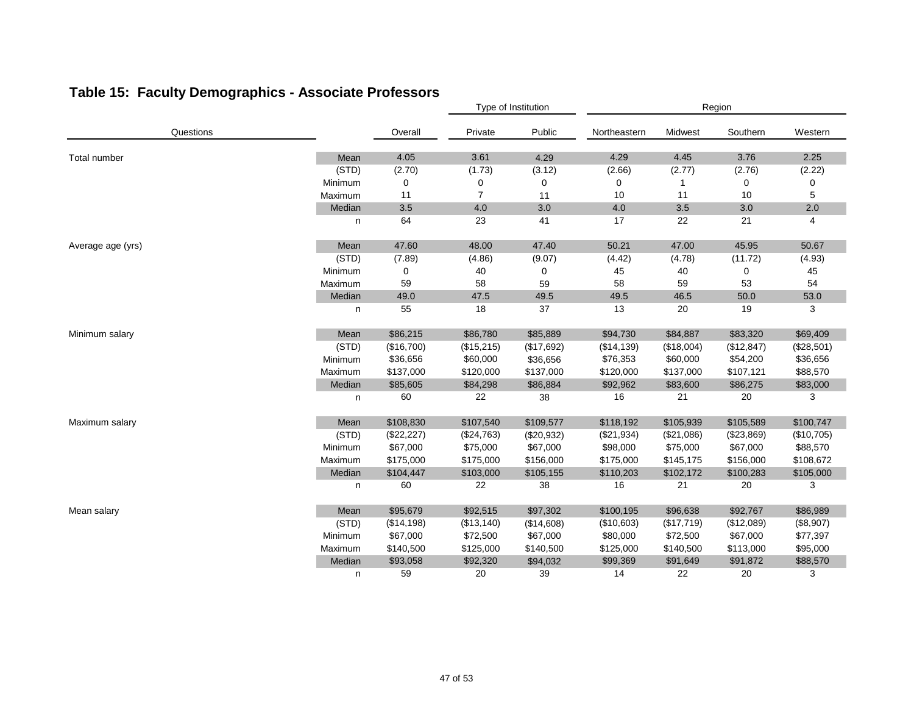## Table 15: Faculty Demographics - Associate Professors

| | | | Type of Institution | | Region | | | |
|---|---|---|---|---|---|---|---|---|
| Questions | | Overall | Private | Public | Northeastern | Midwest | Southern | Western |
| Total number | Mean | 4.05 | 3.61 | 4.29 | 4.29 | 4.45 | 3.76 | 2.25 |
| | (STD) | (2.70) | (1.73) | (3.12) | (2.66) | (2.77) | (2.76) | (2.22) |
| | Minimum | 0 | 0 | 0 | 0 | 1 | 0 | 0 |
| | Maximum | 11 | 7 | 11 | 10 | 11 | 10 | 5 |
| | Median | 3.5 | 4.0 | 3.0 | 4.0 | 3.5 | 3.0 | 2.0 |
| | n | 64 | 23 | 41 | 17 | 22 | 21 | 4 |
| Average age (yrs) | Mean | 47.60 | 48.00 | 47.40 | 50.21 | 47.00 | 45.95 | 50.67 |
| | (STD) | (7.89) | (4.86) | (9.07) | (4.42) | (4.78) | (11.72) | (4.93) |
| | Minimum | 0 | 40 | 0 | 45 | 40 | 0 | 45 |
| | Maximum | 59 | 58 | 59 | 58 | 59 | 53 | 54 |
| | Median | 49.0 | 47.5 | 49.5 | 49.5 | 46.5 | 50.0 | 53.0 |
| | n | 55 | 18 | 37 | 13 | 20 | 19 | 3 |
| Minimum salary | Mean | $86,215 | $86,780 | $85,889 | $94,730 | $84,887 | $83,320 | $69,409 |
| | (STD) | ($16,700) | ($15,215) | ($17,692) | ($14,139) | ($18,004) | ($12,847) | ($28,501) |
| | Minimum | $36,656 | $60,000 | $36,656 | $76,353 | $60,000 | $54,200 | $36,656 |
| | Maximum | $137,000 | $120,000 | $137,000 | $120,000 | $137,000 | $107,121 | $88,570 |
| | Median | $85,605 | $84,298 | $86,884 | $92,962 | $83,600 | $86,275 | $83,000 |
| | n | 60 | 22 | 38 | 16 | 21 | 20 | 3 |
| Maximum salary | Mean | $108,830 | $107,540 | $109,577 | $118,192 | $105,939 | $105,589 | $100,747 |
| | (STD) | ($22,227) | ($24,763) | ($20,932) | ($21,934) | ($21,086) | ($23,869) | ($10,705) |
| | Minimum | $67,000 | $75,000 | $67,000 | $98,000 | $75,000 | $67,000 | $88,570 |
| | Maximum | $175,000 | $175,000 | $156,000 | $175,000 | $145,175 | $156,000 | $108,672 |
| | Median | $104,447 | $103,000 | $105,155 | $110,203 | $102,172 | $100,283 | $105,000 |
| | n | 60 | 22 | 38 | 16 | 21 | 20 | 3 |
| Mean salary | Mean | $95,679 | $92,515 | $97,302 | $100,195 | $96,638 | $92,767 | $86,989 |
| | (STD) | ($14,198) | ($13,140) | ($14,608) | ($10,603) | ($17,719) | ($12,089) | ($8,907) |
| | Minimum | $67,000 | $72,500 | $67,000 | $80,000 | $72,500 | $67,000 | $77,397 |
| | Maximum | $140,500 | $125,000 | $140,500 | $125,000 | $140,500 | $113,000 | $95,000 |
| | Median | $93,058 | $92,320 | $94,032 | $99,369 | $91,649 | $91,872 | $88,570 |
| | n | 59 | 20 | 39 | 14 | 22 | 20 | 3 |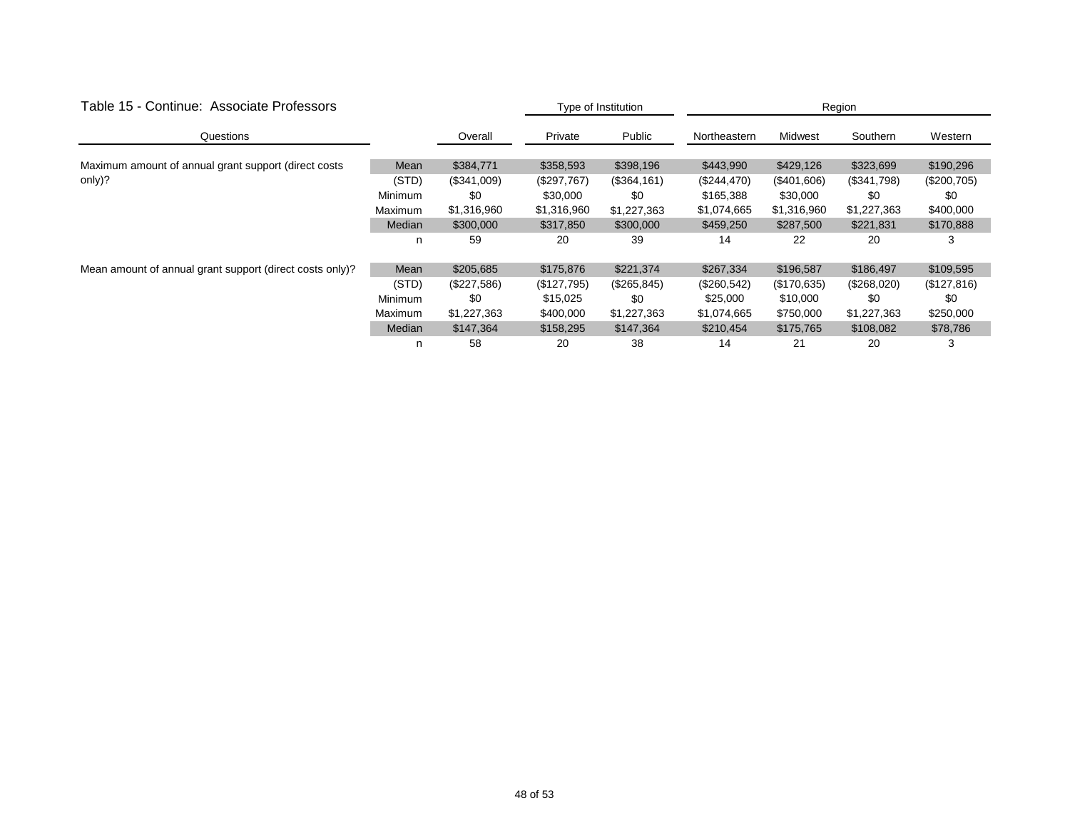Table 15 - Continue: Associate Professors

| Questions | | Overall | Type of Institution | | Region | | | |
|---|---|---|---|---|---|---|---|---|
| | | | Private | Public | Northeastern | Midwest | Southern | Western |
| Maximum amount of annual grant support (direct costs only)? | Mean | $384,771 | $358,593 | $398,196 | $443,990 | $429,126 | $323,699 | $190,296 |
| | (STD) | ($341,009) | ($297,767) | ($364,161) | ($244,470) | ($401,606) | ($341,798) | ($200,705) |
| | Minimum | $0 | $30,000 | $0 | $165,388 | $30,000 | $0 | $0 |
| | Maximum | $1,316,960 | $1,316,960 | $1,227,363 | $1,074,665 | $1,316,960 | $1,227,363 | $400,000 |
| | Median | $300,000 | $317,850 | $300,000 | $459,250 | $287,500 | $221,831 | $170,888 |
| | n | 59 | 20 | 39 | 14 | 22 | 20 | 3 |
| Mean amount of annual grant support (direct costs only)? | Mean | $205,685 | $175,876 | $221,374 | $267,334 | $196,587 | $186,497 | $109,595 |
| | (STD) | ($227,586) | ($127,795) | ($265,845) | ($260,542) | ($170,635) | ($268,020) | ($127,816) |
| | Minimum | $0 | $15,025 | $0 | $25,000 | $10,000 | $0 | $0 |
| | Maximum | $1,227,363 | $400,000 | $1,227,363 | $1,074,665 | $750,000 | $1,227,363 | $250,000 |
| | Median | $147,364 | $158,295 | $147,364 | $210,454 | $175,765 | $108,082 | $78,786 |
| | n | 58 | 20 | 38 | 14 | 21 | 20 | 3 |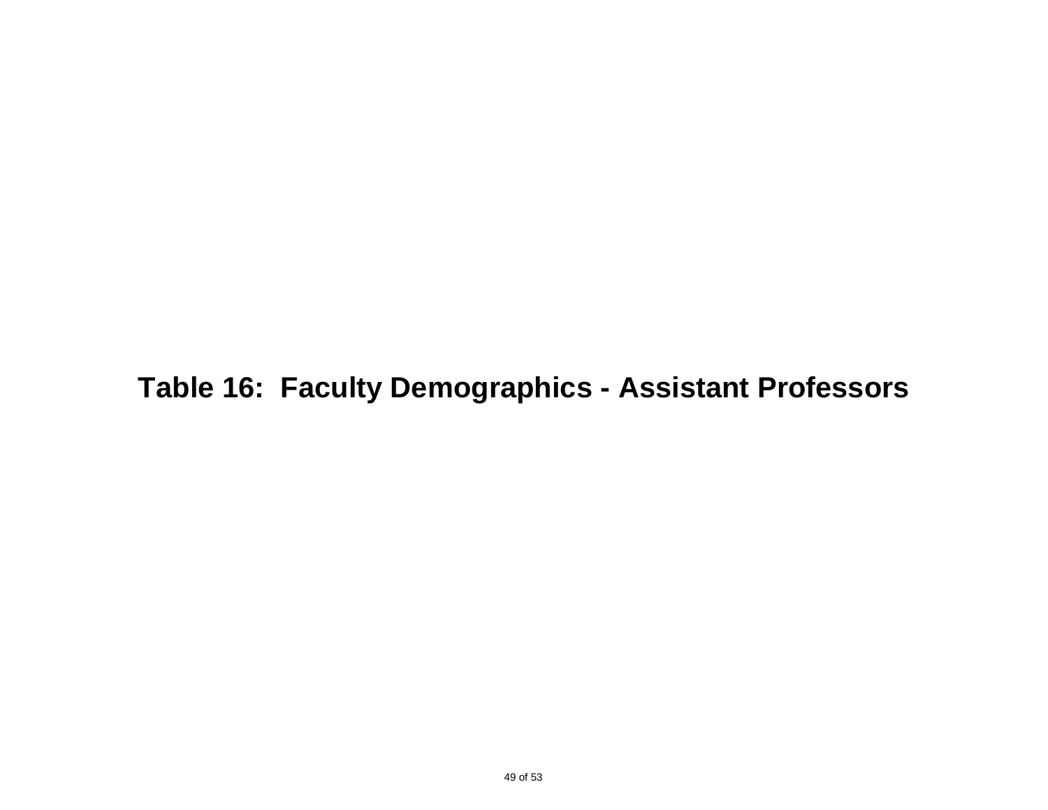# Table 16: Faculty Demographics - Assistant Professors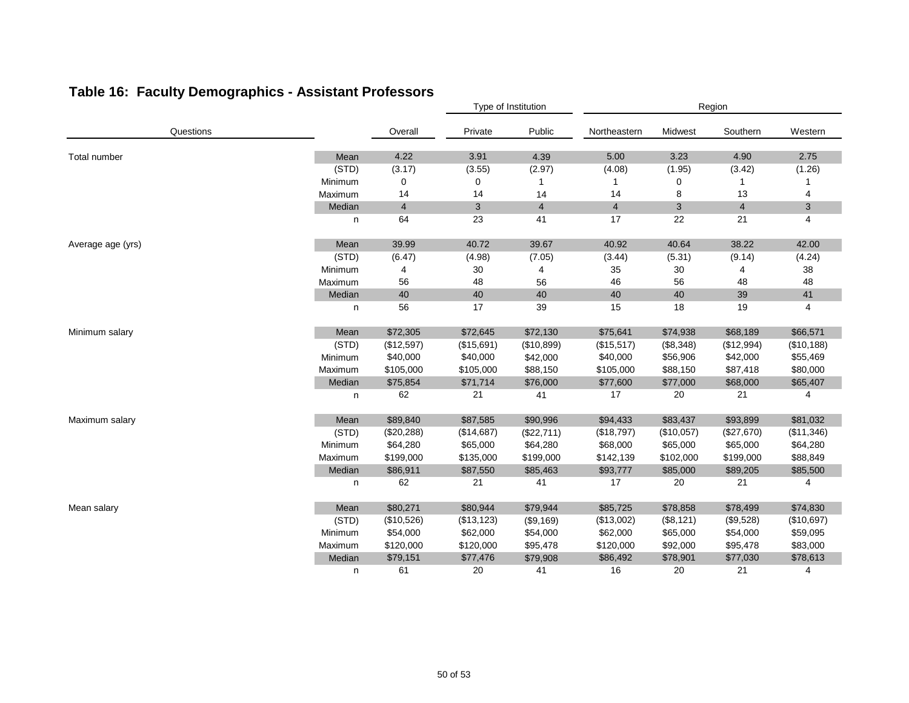## Table 16: Faculty Demographics - Assistant Professors

| Questions | | | Type of Institution | | Region | | | |
|---|---|---|---|---|---|---|---|---|
| | | Overall | Private | Public | Northeastern | Midwest | Southern | Western |
| Total number | Mean | 4.22 | 3.91 | 4.39 | 5.00 | 3.23 | 4.90 | 2.75 |
| | (STD) | (3.17) | (3.55) | (2.97) | (4.08) | (1.95) | (3.42) | (1.26) |
| | Minimum | 0 | 0 | 1 | 1 | 0 | 1 | 1 |
| | Maximum | 14 | 14 | 14 | 14 | 8 | 13 | 4 |
| | Median | 4 | 3 | 4 | 4 | 3 | 4 | 3 |
| | n | 64 | 23 | 41 | 17 | 22 | 21 | 4 |
| Average age (yrs) | Mean | 39.99 | 40.72 | 39.67 | 40.92 | 40.64 | 38.22 | 42.00 |
| | (STD) | (6.47) | (4.98) | (7.05) | (3.44) | (5.31) | (9.14) | (4.24) |
| | Minimum | 4 | 30 | 4 | 35 | 30 | 4 | 38 |
| | Maximum | 56 | 48 | 56 | 46 | 56 | 48 | 48 |
| | Median | 40 | 40 | 40 | 40 | 40 | 39 | 41 |
| | n | 56 | 17 | 39 | 15 | 18 | 19 | 4 |
| Minimum salary | Mean | $72,305 | $72,645 | $72,130 | $75,641 | $74,938 | $68,189 | $66,571 |
| | (STD) | ($12,597) | ($15,691) | ($10,899) | ($15,517) | ($8,348) | ($12,994) | ($10,188) |
| | Minimum | $40,000 | $40,000 | $42,000 | $40,000 | $56,906 | $42,000 | $55,469 |
| | Maximum | $105,000 | $105,000 | $88,150 | $105,000 | $88,150 | $87,418 | $80,000 |
| | Median | $75,854 | $71,714 | $76,000 | $77,600 | $77,000 | $68,000 | $65,407 |
| | n | 62 | 21 | 41 | 17 | 20 | 21 | 4 |
| Maximum salary | Mean | $89,840 | $87,585 | $90,996 | $94,433 | $83,437 | $93,899 | $81,032 |
| | (STD) | ($20,288) | ($14,687) | ($22,711) | ($18,797) | ($10,057) | ($27,670) | ($11,346) |
| | Minimum | $64,280 | $65,000 | $64,280 | $68,000 | $65,000 | $65,000 | $64,280 |
| | Maximum | $199,000 | $135,000 | $199,000 | $142,139 | $102,000 | $199,000 | $88,849 |
| | Median | $86,911 | $87,550 | $85,463 | $93,777 | $85,000 | $89,205 | $85,500 |
| | n | 62 | 21 | 41 | 17 | 20 | 21 | 4 |
| Mean salary | Mean | $80,271 | $80,944 | $79,944 | $85,725 | $78,858 | $78,499 | $74,830 |
| | (STD) | ($10,526) | ($13,123) | ($9,169) | ($13,002) | ($8,121) | ($9,528) | ($10,697) |
| | Minimum | $54,000 | $62,000 | $54,000 | $62,000 | $65,000 | $54,000 | $59,095 |
| | Maximum | $120,000 | $120,000 | $95,478 | $120,000 | $92,000 | $95,478 | $83,000 |
| | Median | $79,151 | $77,476 | $79,908 | $86,492 | $78,901 | $77,030 | $78,613 |
| | n | 61 | 20 | 41 | 16 | 20 | 21 | 4 |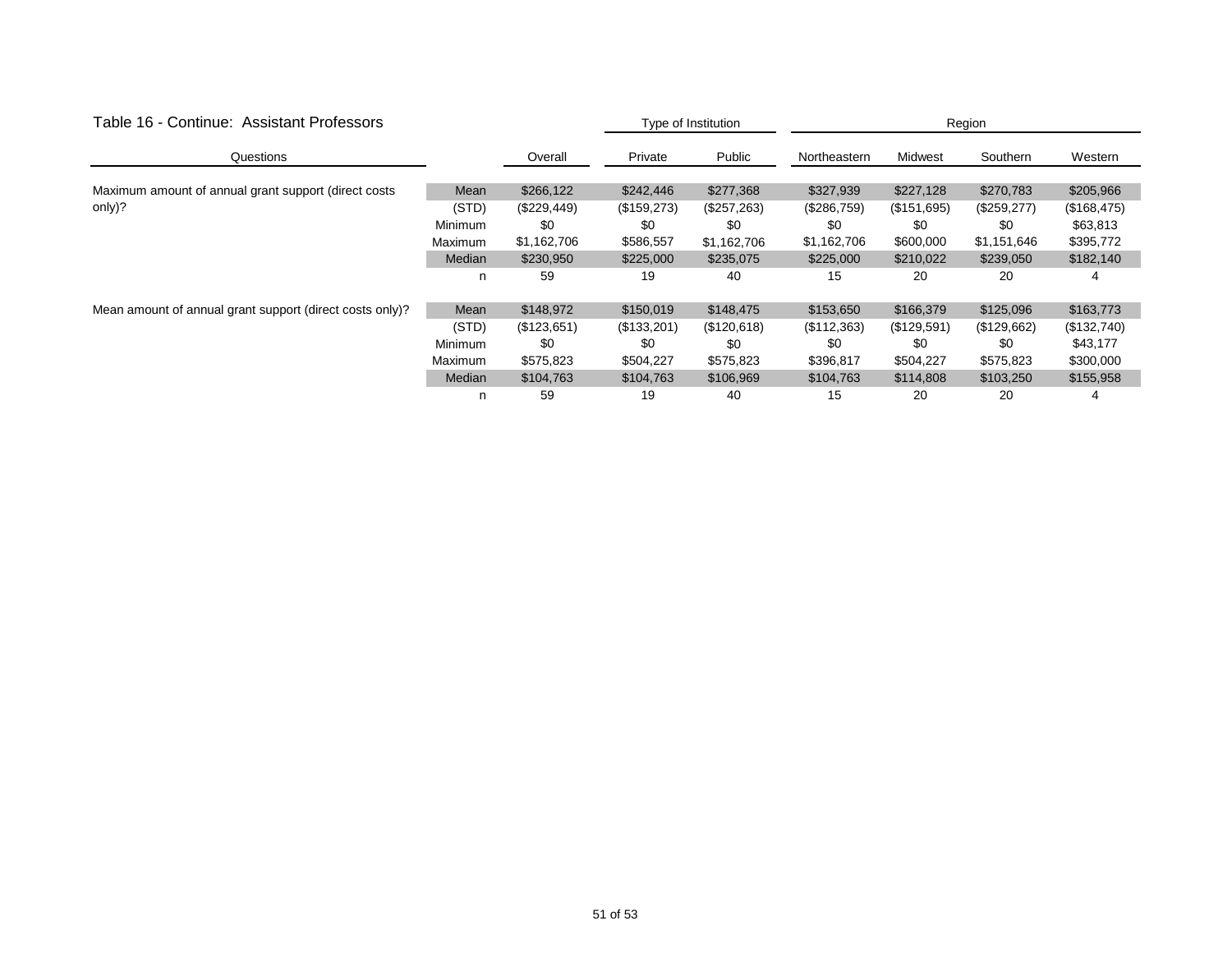## Table 16 - Continue: Assistant Professors

| Questions | | Overall | Type of Institution | | Region | | | |
|---|---|---|---|---|---|---|---|---|
| | | | Private | Public | Northeastern | Midwest | Southern | Western |
| Maximum amount of annual grant support (direct costs only)? | Mean | $266,122 | $242,446 | $277,368 | $327,939 | $227,128 | $270,783 | $205,966 |
| | (STD) | ($229,449) | ($159,273) | ($257,263) | ($286,759) | ($151,695) | ($259,277) | ($168,475) |
| | Minimum | $0 | $0 | $0 | $0 | $0 | $0 | $63,813 |
| | Maximum | $1,162,706 | $586,557 | $1,162,706 | $1,162,706 | $600,000 | $1,151,646 | $395,772 |
| | Median | $230,950 | $225,000 | $235,075 | $225,000 | $210,022 | $239,050 | $182,140 |
| | n | 59 | 19 | 40 | 15 | 20 | 20 | 4 |
| Mean amount of annual grant support (direct costs only)? | Mean | $148,972 | $150,019 | $148,475 | $153,650 | $166,379 | $125,096 | $163,773 |
| | (STD) | ($123,651) | ($133,201) | ($120,618) | ($112,363) | ($129,591) | ($129,662) | ($132,740) |
| | Minimum | $0 | $0 | $0 | $0 | $0 | $0 | $43,177 |
| | Maximum | $575,823 | $504,227 | $575,823 | $396,817 | $504,227 | $575,823 | $300,000 |
| | Median | $104,763 | $104,763 | $106,969 | $104,763 | $114,808 | $103,250 | $155,958 |
| | n | 59 | 19 | 40 | 15 | 20 | 20 | 4 |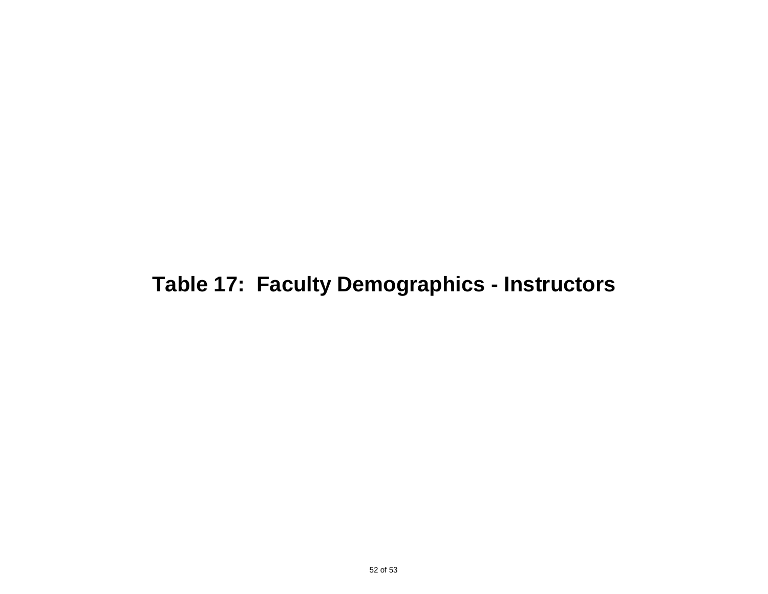# Table 17: Faculty Demographics - Instructors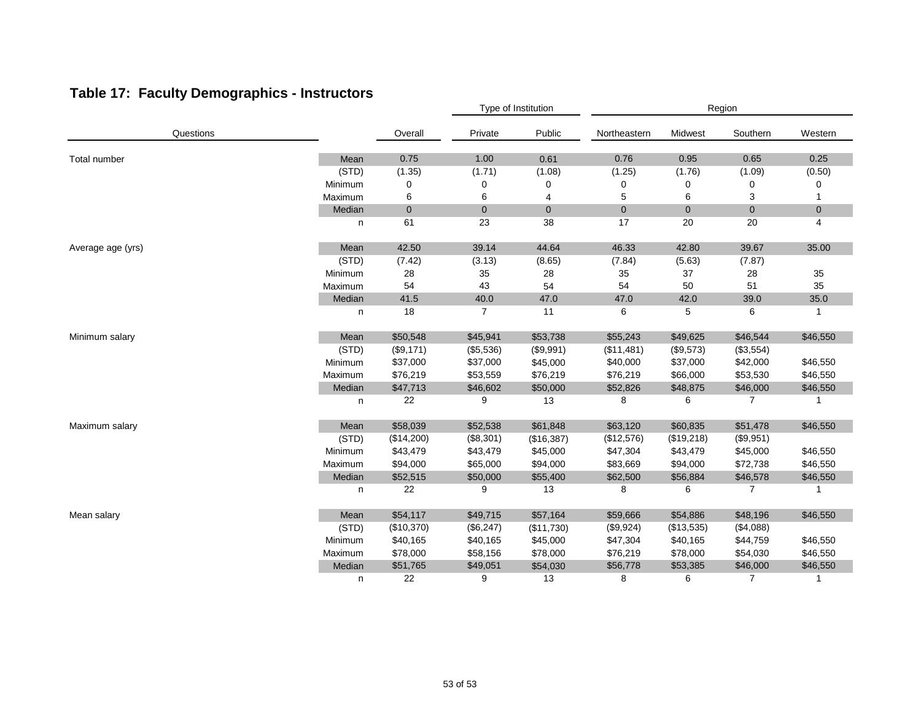## Table 17: Faculty Demographics - Instructors

| Questions | | Overall | Type of Institution | | Region | | | |
|---|---|---|---|---|---|---|---|---|
| | | | Private | Public | Northeastern | Midwest | Southern | Western |
| Total number | Mean | 0.75 | 1.00 | 0.61 | 0.76 | 0.95 | 0.65 | 0.25 |
| | (STD) | (1.35) | (1.71) | (1.08) | (1.25) | (1.76) | (1.09) | (0.50) |
| | Minimum | 0 | 0 | 0 | 0 | 0 | 0 | 0 |
| | Maximum | 6 | 6 | 4 | 5 | 6 | 3 | 1 |
| | Median | 0 | 0 | 0 | 0 | 0 | 0 | 0 |
| | n | 61 | 23 | 38 | 17 | 20 | 20 | 4 |
| Average age (yrs) | Mean | 42.50 | 39.14 | 44.64 | 46.33 | 42.80 | 39.67 | 35.00 |
| | (STD) | (7.42) | (3.13) | (8.65) | (7.84) | (5.63) | (7.87) | |
| | Minimum | 28 | 35 | 28 | 35 | 37 | 28 | 35 |
| | Maximum | 54 | 43 | 54 | 54 | 50 | 51 | 35 |
| | Median | 41.5 | 40.0 | 47.0 | 47.0 | 42.0 | 39.0 | 35.0 |
| | n | 18 | 7 | 11 | 6 | 5 | 6 | 1 |
| Minimum salary | Mean | $50,548 | $45,941 | $53,738 | $55,243 | $49,625 | $46,544 | $46,550 |
| | (STD) | ($9,171) | ($5,536) | ($9,991) | ($11,481) | ($9,573) | ($3,554) | |
| | Minimum | $37,000 | $37,000 | $45,000 | $40,000 | $37,000 | $42,000 | $46,550 |
| | Maximum | $76,219 | $53,559 | $76,219 | $76,219 | $66,000 | $53,530 | $46,550 |
| | Median | $47,713 | $46,602 | $50,000 | $52,826 | $48,875 | $46,000 | $46,550 |
| | n | 22 | 9 | 13 | 8 | 6 | 7 | 1 |
| Maximum salary | Mean | $58,039 | $52,538 | $61,848 | $63,120 | $60,835 | $51,478 | $46,550 |
| | (STD) | ($14,200) | ($8,301) | ($16,387) | ($12,576) | ($19,218) | ($9,951) | |
| | Minimum | $43,479 | $43,479 | $45,000 | $47,304 | $43,479 | $45,000 | $46,550 |
| | Maximum | $94,000 | $65,000 | $94,000 | $83,669 | $94,000 | $72,738 | $46,550 |
| | Median | $52,515 | $50,000 | $55,400 | $62,500 | $56,884 | $46,578 | $46,550 |
| | n | 22 | 9 | 13 | 8 | 6 | 7 | 1 |
| Mean salary | Mean | $54,117 | $49,715 | $57,164 | $59,666 | $54,886 | $48,196 | $46,550 |
| | (STD) | ($10,370) | ($6,247) | ($11,730) | ($9,924) | ($13,535) | ($4,088) | |
| | Minimum | $40,165 | $40,165 | $45,000 | $47,304 | $40,165 | $44,759 | $46,550 |
| | Maximum | $78,000 | $58,156 | $78,000 | $76,219 | $78,000 | $54,030 | $46,550 |
| | Median | $51,765 | $49,051 | $54,030 | $56,778 | $53,385 | $46,000 | $46,550 |
| | n | 22 | 9 | 13 | 8 | 6 | 7 | 1 |